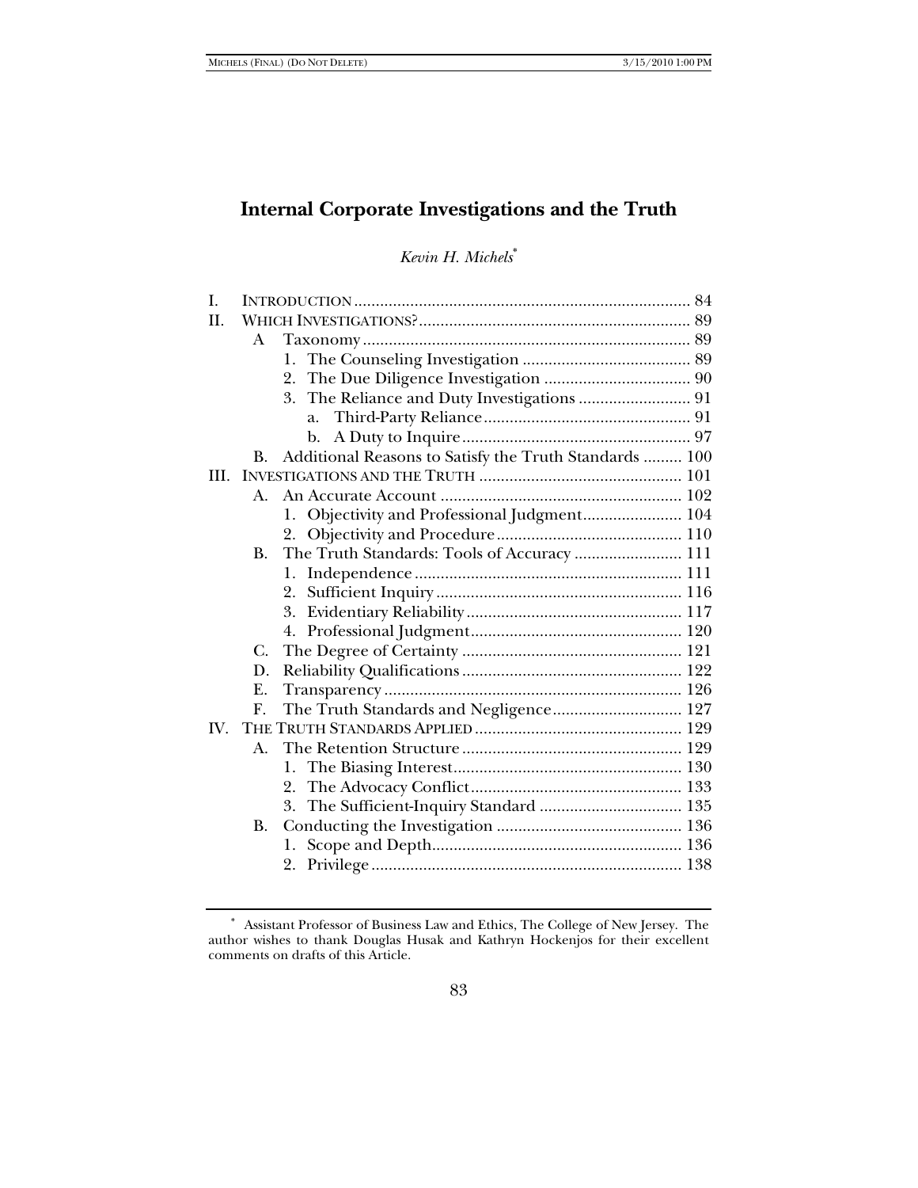# Internal Corporate Investigations and the Truth

*Kevin H. Michels*[*]

| | | | | |
|---|---|---|---|---|
| I. | INTRODUCTION | | | 84 |
| II. | WHICH INVESTIGATIONS? | | | 89 |
| | A | Taxonomy | | 89 |
| | | 1. The Counseling Investigation | | 89 |
| | | 2. The Due Diligence Investigation | | 90 |
| | | 3. The Reliance and Duty Investigations | | 91 |
| | | | a. Third-Party Reliance | 91 |
| | | | b. A Duty to Inquire | 97 |
| | B. | Additional Reasons to Satisfy the Truth Standards | | 100 |
| III. | INVESTIGATIONS AND THE TRUTH | | | 101 |
| | A. | An Accurate Account | | 102 |
| | | 1. Objectivity and Professional Judgment | | 104 |
| | | 2. Objectivity and Procedure | | 110 |
| | B. | The Truth Standards: Tools of Accuracy | | 111 |
| | | 1. Independence | | 111 |
| | | 2. Sufficient Inquiry | | 116 |
| | | 3. Evidentiary Reliability | | 117 |
| | | 4. Professional Judgment | | 120 |
| | C. | The Degree of Certainty | | 121 |
| | D. | Reliability Qualifications | | 122 |
| | E. | Transparency | | 126 |
| | F. | The Truth Standards and Negligence | | 127 |
| IV. | THE TRUTH STANDARDS APPLIED | | | 129 |
| | A. | The Retention Structure | | 129 |
| | | 1. The Biasing Interest | | 130 |
| | | 2. The Advocacy Conflict | | 133 |
| | | 3. The Sufficient-Inquiry Standard | | 135 |
| | B. | Conducting the Investigation | | 136 |
| | | 1. Scope and Depth | | 136 |
| | | 2. Privilege | | 138 |

[*] Assistant Professor of Business Law and Ethics, The College of New Jersey. The author wishes to thank Douglas Husak and Kathryn Hockenjos for their excellent comments on drafts of this Article.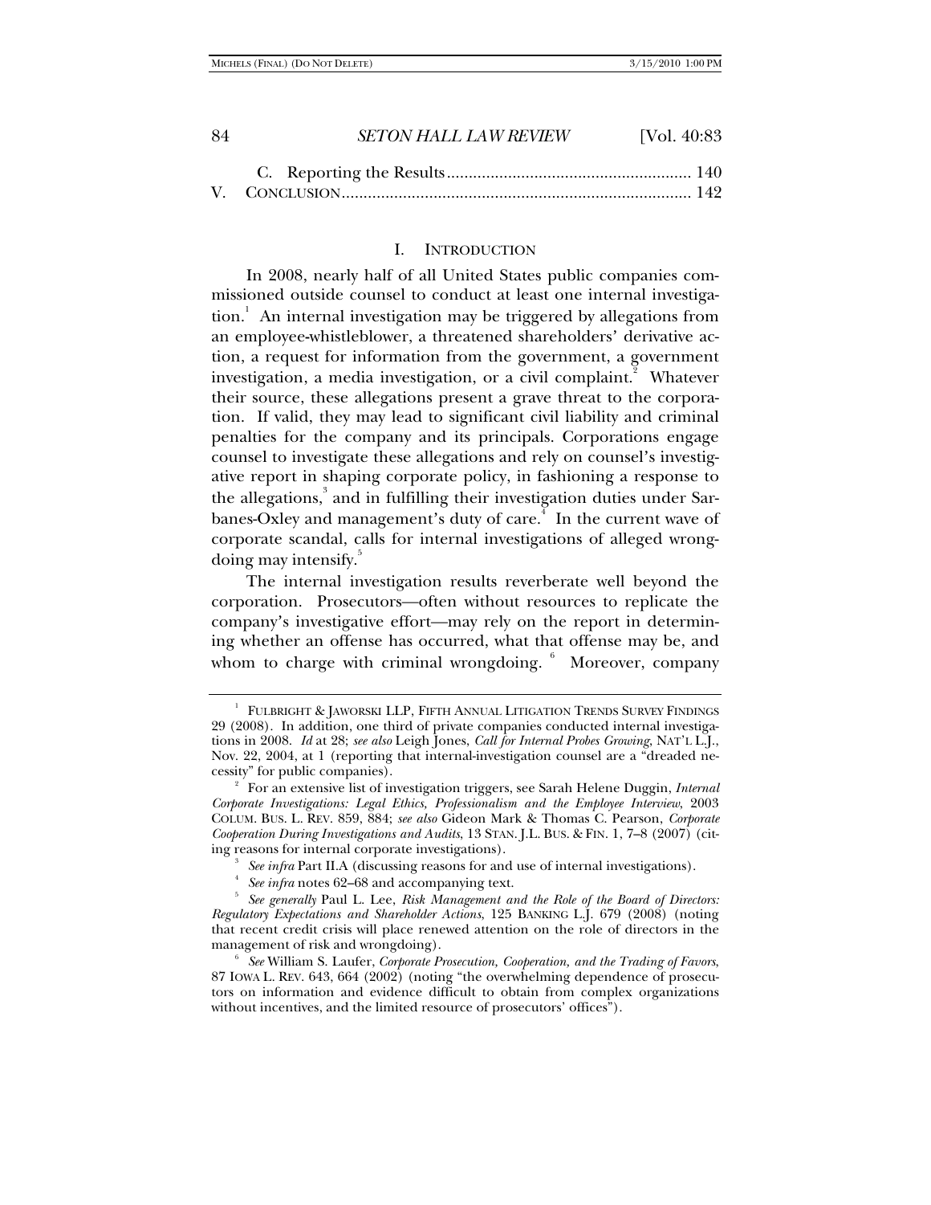C. Reporting the Results ........................................................ 140

V. CONCLUSION ................................................................................ 142

## I. INTRODUCTION

In 2008, nearly half of all United States public companies commissioned outside counsel to conduct at least one internal investigation.[1] An internal investigation may be triggered by allegations from an employee-whistleblower, a threatened shareholders' derivative action, a request for information from the government, a government investigation, a media investigation, or a civil complaint.[2] Whatever their source, these allegations present a grave threat to the corporation. If valid, they may lead to significant civil liability and criminal penalties for the company and its principals. Corporations engage counsel to investigate these allegations and rely on counsel's investigative report in shaping corporate policy, in fashioning a response to the allegations,[3] and in fulfilling their investigation duties under Sarbanes-Oxley and management's duty of care.[4] In the current wave of corporate scandal, calls for internal investigations of alleged wrongdoing may intensify.[5]

The internal investigation results reverberate well beyond the corporation. Prosecutors—often without resources to replicate the company's investigative effort—may rely on the report in determining whether an offense has occurred, what that offense may be, and whom to charge with criminal wrongdoing.[6] Moreover, company

---

[1] FULBRIGHT & JAWORSKI LLP, FIFTH ANNUAL LITIGATION TRENDS SURVEY FINDINGS 29 (2008). In addition, one third of private companies conducted internal investigations in 2008. *Id* at 28; *see also* Leigh Jones, *Call for Internal Probes Growing*, NAT'L L.J., Nov. 22, 2004, at 1 (reporting that internal-investigation counsel are a "dreaded necessity" for public companies).

[2] For an extensive list of investigation triggers, see Sarah Helene Duggin, *Internal Corporate Investigations: Legal Ethics, Professionalism and the Employee Interview*, 2003 COLUM. BUS. L. REV. 859, 884; *see also* Gideon Mark & Thomas C. Pearson, *Corporate Cooperation During Investigations and Audits*, 13 STAN. J.L. BUS. & FIN. 1, 7–8 (2007) (citing reasons for internal corporate investigations).

[3] *See infra* Part II.A (discussing reasons for and use of internal investigations).

[4] *See infra* notes 62–68 and accompanying text.

[5] *See generally* Paul L. Lee, *Risk Management and the Role of the Board of Directors: Regulatory Expectations and Shareholder Actions*, 125 BANKING L.J. 679 (2008) (noting that recent credit crisis will place renewed attention on the role of directors in the management of risk and wrongdoing).

[6] *See* William S. Laufer, *Corporate Prosecution, Cooperation, and the Trading of Favors*, 87 IOWA L. REV. 643, 664 (2002) (noting "the overwhelming dependence of prosecutors on information and evidence difficult to obtain from complex organizations without incentives, and the limited resource of prosecutors' offices").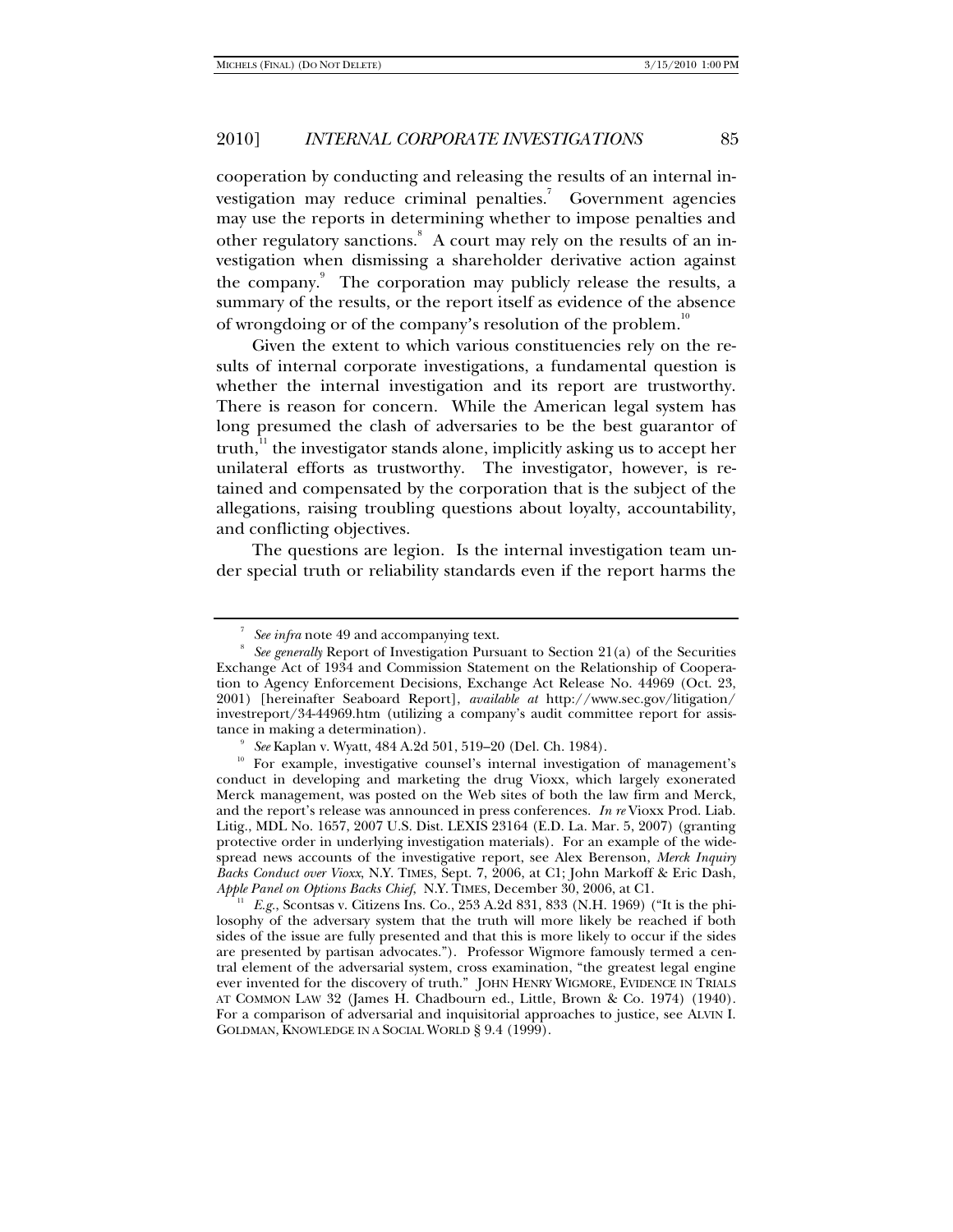cooperation by conducting and releasing the results of an internal investigation may reduce criminal penalties.[7] Government agencies may use the reports in determining whether to impose penalties and other regulatory sanctions.[8] A court may rely on the results of an investigation when dismissing a shareholder derivative action against the company.[9] The corporation may publicly release the results, a summary of the results, or the report itself as evidence of the absence of wrongdoing or of the company's resolution of the problem.[10]

Given the extent to which various constituencies rely on the results of internal corporate investigations, a fundamental question is whether the internal investigation and its report are trustworthy. There is reason for concern. While the American legal system has long presumed the clash of adversaries to be the best guarantor of truth,[11] the investigator stands alone, implicitly asking us to accept her unilateral efforts as trustworthy. The investigator, however, is retained and compensated by the corporation that is the subject of the allegations, raising troubling questions about loyalty, accountability, and conflicting objectives.

The questions are legion. Is the internal investigation team under special truth or reliability standards even if the report harms the

---

[7] *See infra* note 49 and accompanying text.

[8] *See generally* Report of Investigation Pursuant to Section 21(a) of the Securities Exchange Act of 1934 and Commission Statement on the Relationship of Cooperation to Agency Enforcement Decisions, Exchange Act Release No. 44969 (Oct. 23, 2001) [hereinafter Seaboard Report], *available at* http://www.sec.gov/litigation/investreport/34-44969.htm (utilizing a company's audit committee report for assistance in making a determination).

[9] *See* Kaplan v. Wyatt, 484 A.2d 501, 519–20 (Del. Ch. 1984).

[10] For example, investigative counsel's internal investigation of management's conduct in developing and marketing the drug Vioxx, which largely exonerated Merck management, was posted on the Web sites of both the law firm and Merck, and the report's release was announced in press conferences. *In re* Vioxx Prod. Liab. Litig., MDL No. 1657, 2007 U.S. Dist. LEXIS 23164 (E.D. La. Mar. 5, 2007) (granting protective order in underlying investigation materials). For an example of the widespread news accounts of the investigative report, see Alex Berenson, *Merck Inquiry Backs Conduct over Vioxx*, N.Y. TIMES, Sept. 7, 2006, at C1; John Markoff & Eric Dash, *Apple Panel on Options Backs Chief*, N.Y. TIMES, December 30, 2006, at C1.

[11] *E.g.*, Scontsas v. Citizens Ins. Co., 253 A.2d 831, 833 (N.H. 1969) ("It is the philosophy of the adversary system that the truth will more likely be reached if both sides of the issue are fully presented and that this is more likely to occur if the sides are presented by partisan advocates."). Professor Wigmore famously termed a central element of the adversarial system, cross examination, "the greatest legal engine ever invented for the discovery of truth." JOHN HENRY WIGMORE, EVIDENCE IN TRIALS AT COMMON LAW 32 (James H. Chadbourn ed., Little, Brown & Co. 1974) (1940). For a comparison of adversarial and inquisitorial approaches to justice, see ALVIN I. GOLDMAN, KNOWLEDGE IN A SOCIAL WORLD § 9.4 (1999).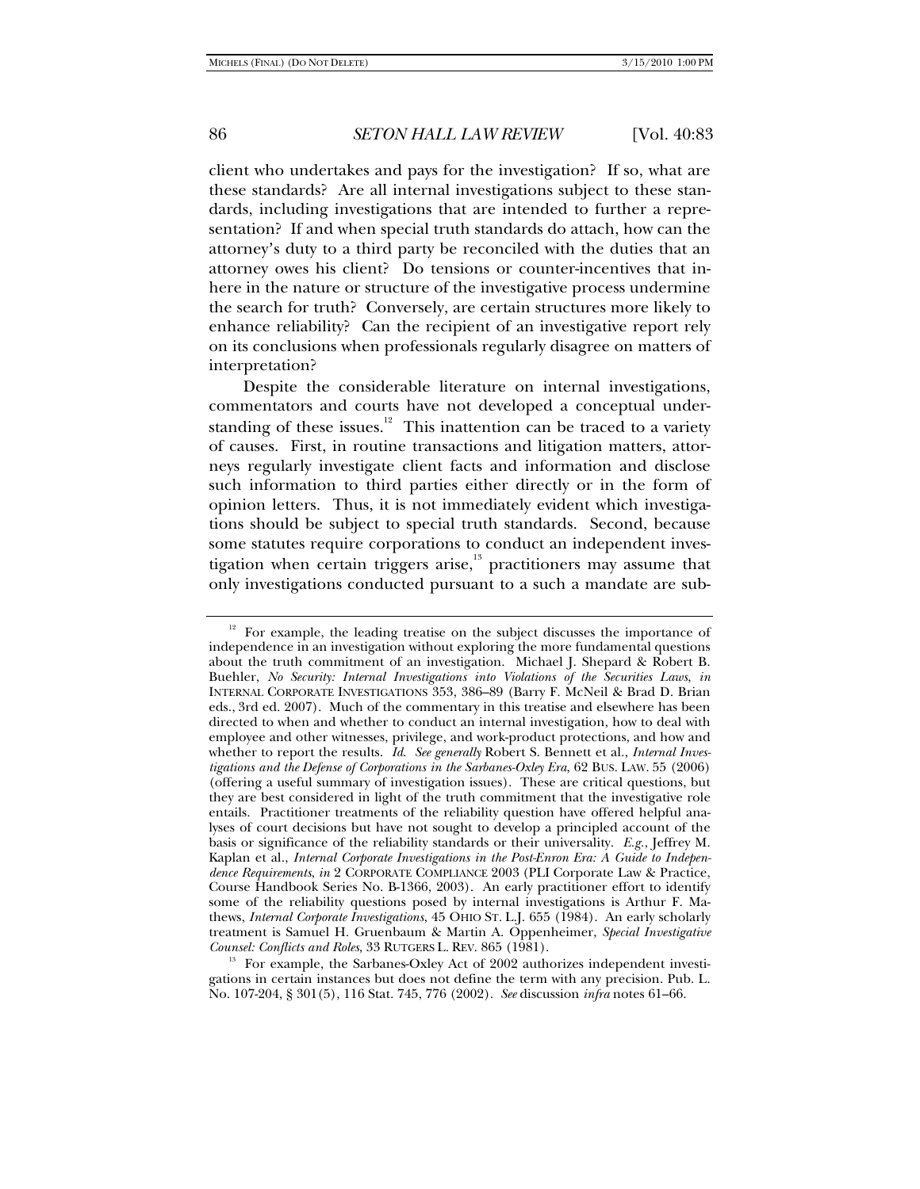client who undertakes and pays for the investigation? If so, what are these standards? Are all internal investigations subject to these standards, including investigations that are intended to further a representation? If and when special truth standards do attach, how can the attorney's duty to a third party be reconciled with the duties that an attorney owes his client? Do tensions or counter-incentives that inhere in the nature or structure of the investigative process undermine the search for truth? Conversely, are certain structures more likely to enhance reliability? Can the recipient of an investigative report rely on its conclusions when professionals regularly disagree on matters of interpretation?

Despite the considerable literature on internal investigations, commentators and courts have not developed a conceptual understanding of these issues.[12] This inattention can be traced to a variety of causes. First, in routine transactions and litigation matters, attorneys regularly investigate client facts and information and disclose such information to third parties either directly or in the form of opinion letters. Thus, it is not immediately evident which investigations should be subject to special truth standards. Second, because some statutes require corporations to conduct an independent investigation when certain triggers arise,[13] practitioners may assume that only investigations conducted pursuant to a such a mandate are sub-

---

[12] For example, the leading treatise on the subject discusses the importance of independence in an investigation without exploring the more fundamental questions about the truth commitment of an investigation. Michael J. Shepard & Robert B. Buehler, *No Security: Internal Investigations into Violations of the Securities Laws*, *in* INTERNAL CORPORATE INVESTIGATIONS 353, 386–89 (Barry F. McNeil & Brad D. Brian eds., 3rd ed. 2007). Much of the commentary in this treatise and elsewhere has been directed to when and whether to conduct an internal investigation, how to deal with employee and other witnesses, privilege, and work-product protections, and how and whether to report the results. *Id.* *See generally* Robert S. Bennett et al., *Internal Investigations and the Defense of Corporations in the Sarbanes-Oxley Era*, 62 BUS. LAW. 55 (2006) (offering a useful summary of investigation issues). These are critical questions, but they are best considered in light of the truth commitment that the investigative role entails. Practitioner treatments of the reliability question have offered helpful analyses of court decisions but have not sought to develop a principled account of the basis or significance of the reliability standards or their universality. *E.g.*, Jeffrey M. Kaplan et al., *Internal Corporate Investigations in the Post-Enron Era: A Guide to Independence Requirements*, *in* 2 CORPORATE COMPLIANCE 2003 (PLI Corporate Law & Practice, Course Handbook Series No. B-1366, 2003). An early practitioner effort to identify some of the reliability questions posed by internal investigations is Arthur F. Mathews, *Internal Corporate Investigations*, 45 OHIO ST. L.J. 655 (1984). An early scholarly treatment is Samuel H. Gruenbaum & Martin A. Oppenheimer, *Special Investigative Counsel: Conflicts and Roles*, 33 RUTGERS L. REV. 865 (1981).

[13] For example, the Sarbanes-Oxley Act of 2002 authorizes independent investigations in certain instances but does not define the term with any precision. Pub. L. No. 107-204, § 301(5), 116 Stat. 745, 776 (2002). *See* discussion *infra* notes 61–66.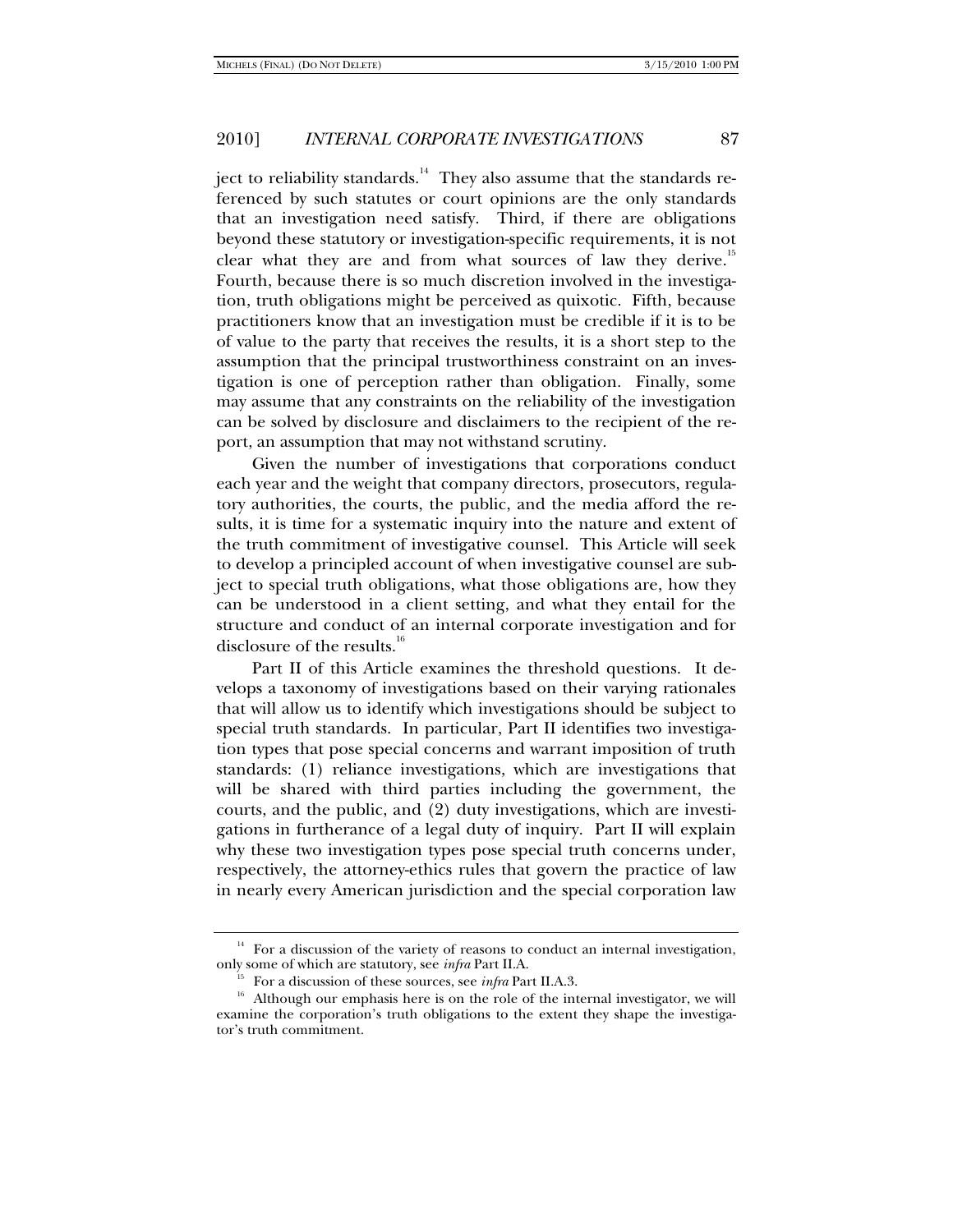ject to reliability standards.[14] They also assume that the standards referenced by such statutes or court opinions are the only standards that an investigation need satisfy. Third, if there are obligations beyond these statutory or investigation-specific requirements, it is not clear what they are and from what sources of law they derive.[15] Fourth, because there is so much discretion involved in the investigation, truth obligations might be perceived as quixotic. Fifth, because practitioners know that an investigation must be credible if it is to be of value to the party that receives the results, it is a short step to the assumption that the principal trustworthiness constraint on an investigation is one of perception rather than obligation. Finally, some may assume that any constraints on the reliability of the investigation can be solved by disclosure and disclaimers to the recipient of the report, an assumption that may not withstand scrutiny.

Given the number of investigations that corporations conduct each year and the weight that company directors, prosecutors, regulatory authorities, the courts, the public, and the media afford the results, it is time for a systematic inquiry into the nature and extent of the truth commitment of investigative counsel. This Article will seek to develop a principled account of when investigative counsel are subject to special truth obligations, what those obligations are, how they can be understood in a client setting, and what they entail for the structure and conduct of an internal corporate investigation and for disclosure of the results.[16]

Part II of this Article examines the threshold questions. It develops a taxonomy of investigations based on their varying rationales that will allow us to identify which investigations should be subject to special truth standards. In particular, Part II identifies two investigation types that pose special concerns and warrant imposition of truth standards: (1) reliance investigations, which are investigations that will be shared with third parties including the government, the courts, and the public, and (2) duty investigations, which are investigations in furtherance of a legal duty of inquiry. Part II will explain why these two investigation types pose special truth concerns under, respectively, the attorney-ethics rules that govern the practice of law in nearly every American jurisdiction and the special corporation law

---

[14] For a discussion of the variety of reasons to conduct an internal investigation, only some of which are statutory, see *infra* Part II.A.

[15] For a discussion of these sources, see *infra* Part II.A.3.

[16] Although our emphasis here is on the role of the internal investigator, we will examine the corporation's truth obligations to the extent they shape the investigator's truth commitment.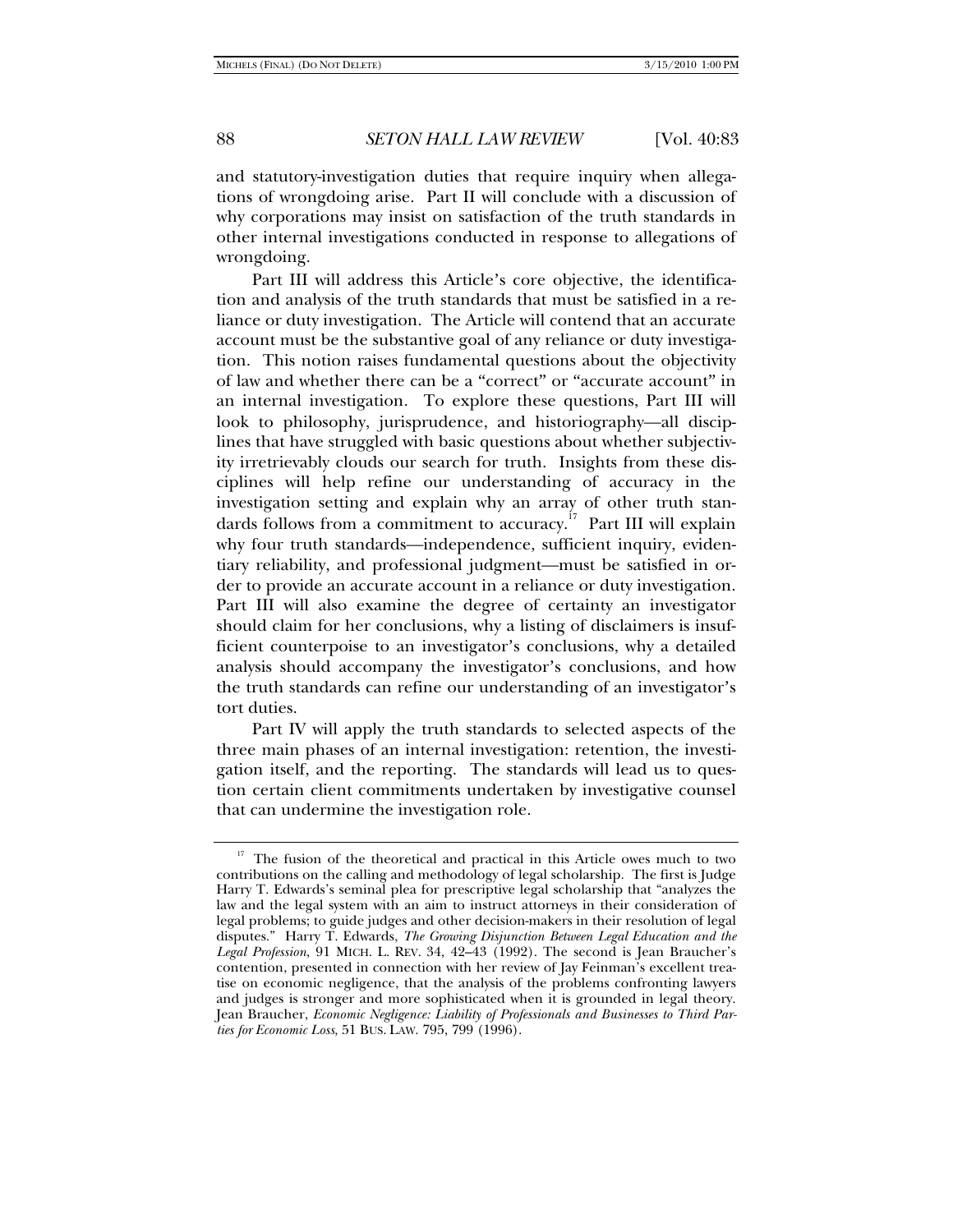and statutory-investigation duties that require inquiry when allegations of wrongdoing arise. Part II will conclude with a discussion of why corporations may insist on satisfaction of the truth standards in other internal investigations conducted in response to allegations of wrongdoing.

Part III will address this Article's core objective, the identification and analysis of the truth standards that must be satisfied in a reliance or duty investigation. The Article will contend that an accurate account must be the substantive goal of any reliance or duty investigation. This notion raises fundamental questions about the objectivity of law and whether there can be a "correct" or "accurate account" in an internal investigation. To explore these questions, Part III will look to philosophy, jurisprudence, and historiography—all disciplines that have struggled with basic questions about whether subjectivity irretrievably clouds our search for truth. Insights from these disciplines will help refine our understanding of accuracy in the investigation setting and explain why an array of other truth standards follows from a commitment to accuracy.[17] Part III will explain why four truth standards—independence, sufficient inquiry, evidentiary reliability, and professional judgment—must be satisfied in order to provide an accurate account in a reliance or duty investigation. Part III will also examine the degree of certainty an investigator should claim for her conclusions, why a listing of disclaimers is insufficient counterpoise to an investigator's conclusions, why a detailed analysis should accompany the investigator's conclusions, and how the truth standards can refine our understanding of an investigator's tort duties.

Part IV will apply the truth standards to selected aspects of the three main phases of an internal investigation: retention, the investigation itself, and the reporting. The standards will lead us to question certain client commitments undertaken by investigative counsel that can undermine the investigation role.

[17] The fusion of the theoretical and practical in this Article owes much to two contributions on the calling and methodology of legal scholarship. The first is Judge Harry T. Edwards's seminal plea for prescriptive legal scholarship that "analyzes the law and the legal system with an aim to instruct attorneys in their consideration of legal problems; to guide judges and other decision-makers in their resolution of legal disputes." Harry T. Edwards, *The Growing Disjunction Between Legal Education and the Legal Profession*, 91 MICH. L. REV. 34, 42–43 (1992). The second is Jean Braucher's contention, presented in connection with her review of Jay Feinman's excellent treatise on economic negligence, that the analysis of the problems confronting lawyers and judges is stronger and more sophisticated when it is grounded in legal theory. Jean Braucher, *Economic Negligence: Liability of Professionals and Businesses to Third Parties for Economic Loss*, 51 BUS. LAW. 795, 799 (1996).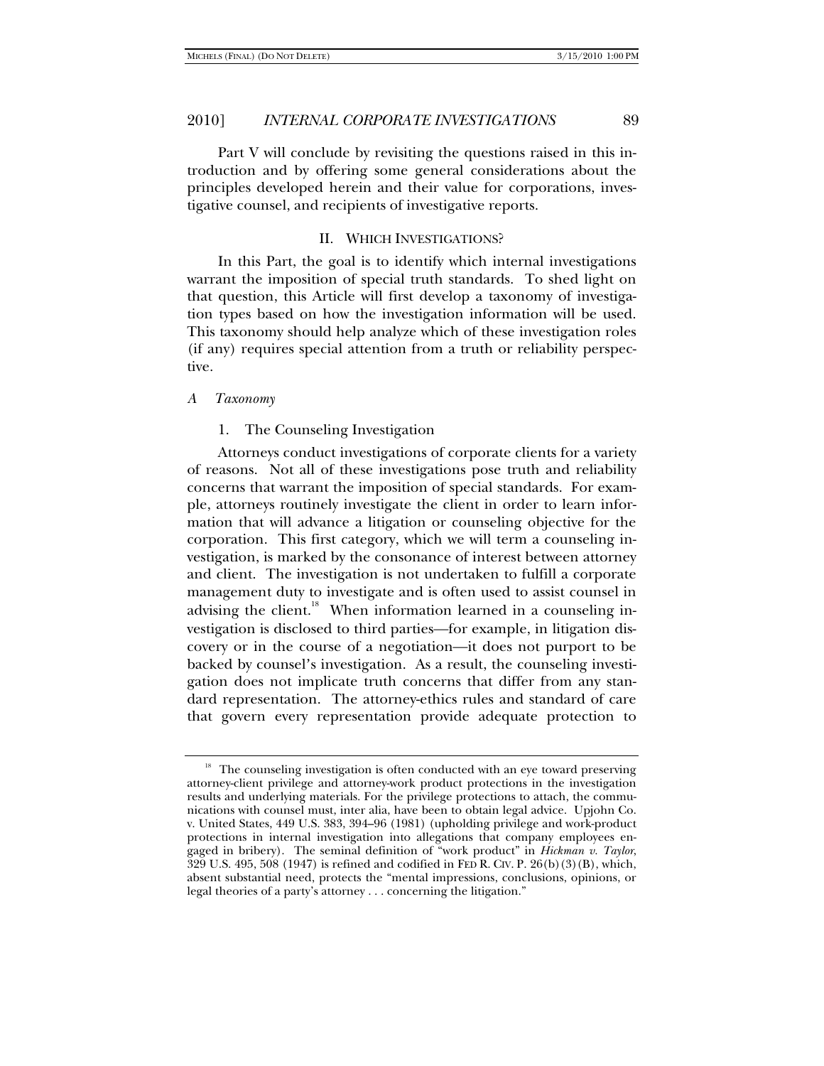Part V will conclude by revisiting the questions raised in this introduction and by offering some general considerations about the principles developed herein and their value for corporations, investigative counsel, and recipients of investigative reports.

## II. WHICH INVESTIGATIONS?

In this Part, the goal is to identify which internal investigations warrant the imposition of special truth standards. To shed light on that question, this Article will first develop a taxonomy of investigation types based on how the investigation information will be used. This taxonomy should help analyze which of these investigation roles (if any) requires special attention from a truth or reliability perspective.

### *A Taxonomy*

#### 1. The Counseling Investigation

Attorneys conduct investigations of corporate clients for a variety of reasons. Not all of these investigations pose truth and reliability concerns that warrant the imposition of special standards. For example, attorneys routinely investigate the client in order to learn information that will advance a litigation or counseling objective for the corporation. This first category, which we will term a counseling investigation, is marked by the consonance of interest between attorney and client. The investigation is not undertaken to fulfill a corporate management duty to investigate and is often used to assist counsel in advising the client.[18] When information learned in a counseling investigation is disclosed to third parties—for example, in litigation discovery or in the course of a negotiation—it does not purport to be backed by counsel's investigation. As a result, the counseling investigation does not implicate truth concerns that differ from any standard representation. The attorney-ethics rules and standard of care that govern every representation provide adequate protection to

---

[18] The counseling investigation is often conducted with an eye toward preserving attorney-client privilege and attorney-work product protections in the investigation results and underlying materials. For the privilege protections to attach, the communications with counsel must, inter alia, have been to obtain legal advice. Upjohn Co. v. United States, 449 U.S. 383, 394–96 (1981) (upholding privilege and work-product protections in internal investigation into allegations that company employees engaged in bribery). The seminal definition of "work product" in *Hickman v. Taylor*, 329 U.S. 495, 508 (1947) is refined and codified in FED R. CIV. P. 26(b)(3)(B), which, absent substantial need, protects the "mental impressions, conclusions, opinions, or legal theories of a party's attorney . . . concerning the litigation."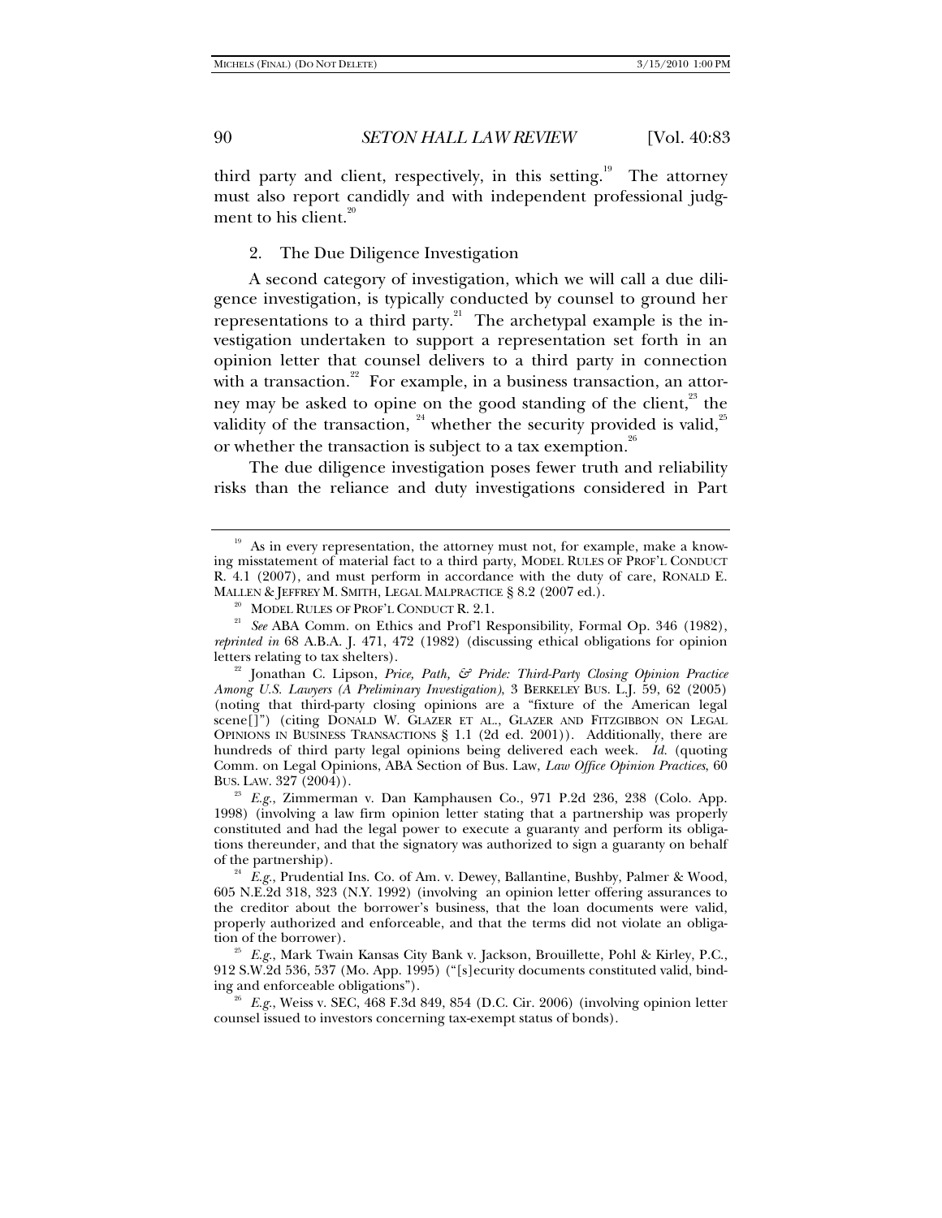third party and client, respectively, in this setting.[19] The attorney must also report candidly and with independent professional judgment to his client.[20]

2. The Due Diligence Investigation

A second category of investigation, which we will call a due diligence investigation, is typically conducted by counsel to ground her representations to a third party.[21] The archetypal example is the investigation undertaken to support a representation set forth in an opinion letter that counsel delivers to a third party in connection with a transaction.[22] For example, in a business transaction, an attorney may be asked to opine on the good standing of the client,[23] the validity of the transaction, [24] whether the security provided is valid,[25] or whether the transaction is subject to a tax exemption.[26]

The due diligence investigation poses fewer truth and reliability risks than the reliance and duty investigations considered in Part

---

[19] As in every representation, the attorney must not, for example, make a knowing misstatement of material fact to a third party, MODEL RULES OF PROF'L CONDUCT R. 4.1 (2007), and must perform in accordance with the duty of care, RONALD E. MALLEN & JEFFREY M. SMITH, LEGAL MALPRACTICE § 8.2 (2007 ed.).

[20] MODEL RULES OF PROF'L CONDUCT R. 2.1.

[21] *See* ABA Comm. on Ethics and Prof'l Responsibility, Formal Op. 346 (1982), *reprinted in* 68 A.B.A. J. 471, 472 (1982) (discussing ethical obligations for opinion letters relating to tax shelters).

[22] Jonathan C. Lipson, *Price, Path, & Pride: Third-Party Closing Opinion Practice Among U.S. Lawyers (A Preliminary Investigation)*, 3 BERKELEY BUS. L.J. 59, 62 (2005) (noting that third-party closing opinions are a "fixture of the American legal scene[]") (citing DONALD W. GLAZER ET AL., GLAZER AND FITZGIBBON ON LEGAL OPINIONS IN BUSINESS TRANSACTIONS § 1.1 (2d ed. 2001)). Additionally, there are hundreds of third party legal opinions being delivered each week. *Id.* (quoting Comm. on Legal Opinions, ABA Section of Bus. Law, *Law Office Opinion Practices*, 60 BUS. LAW. 327 (2004)).

[23] *E.g.*, Zimmerman v. Dan Kamphausen Co., 971 P.2d 236, 238 (Colo. App. 1998) (involving a law firm opinion letter stating that a partnership was properly constituted and had the legal power to execute a guaranty and perform its obligations thereunder, and that the signatory was authorized to sign a guaranty on behalf of the partnership).

[24] *E.g.*, Prudential Ins. Co. of Am. v. Dewey, Ballantine, Bushby, Palmer & Wood, 605 N.E.2d 318, 323 (N.Y. 1992) (involving an opinion letter offering assurances to the creditor about the borrower's business, that the loan documents were valid, properly authorized and enforceable, and that the terms did not violate an obligation of the borrower).

[25] *E.g.*, Mark Twain Kansas City Bank v. Jackson, Brouillette, Pohl & Kirley, P.C., 912 S.W.2d 536, 537 (Mo. App. 1995) ("[s]ecurity documents constituted valid, binding and enforceable obligations").

[26] *E.g.*, Weiss v. SEC, 468 F.3d 849, 854 (D.C. Cir. 2006) (involving opinion letter counsel issued to investors concerning tax-exempt status of bonds).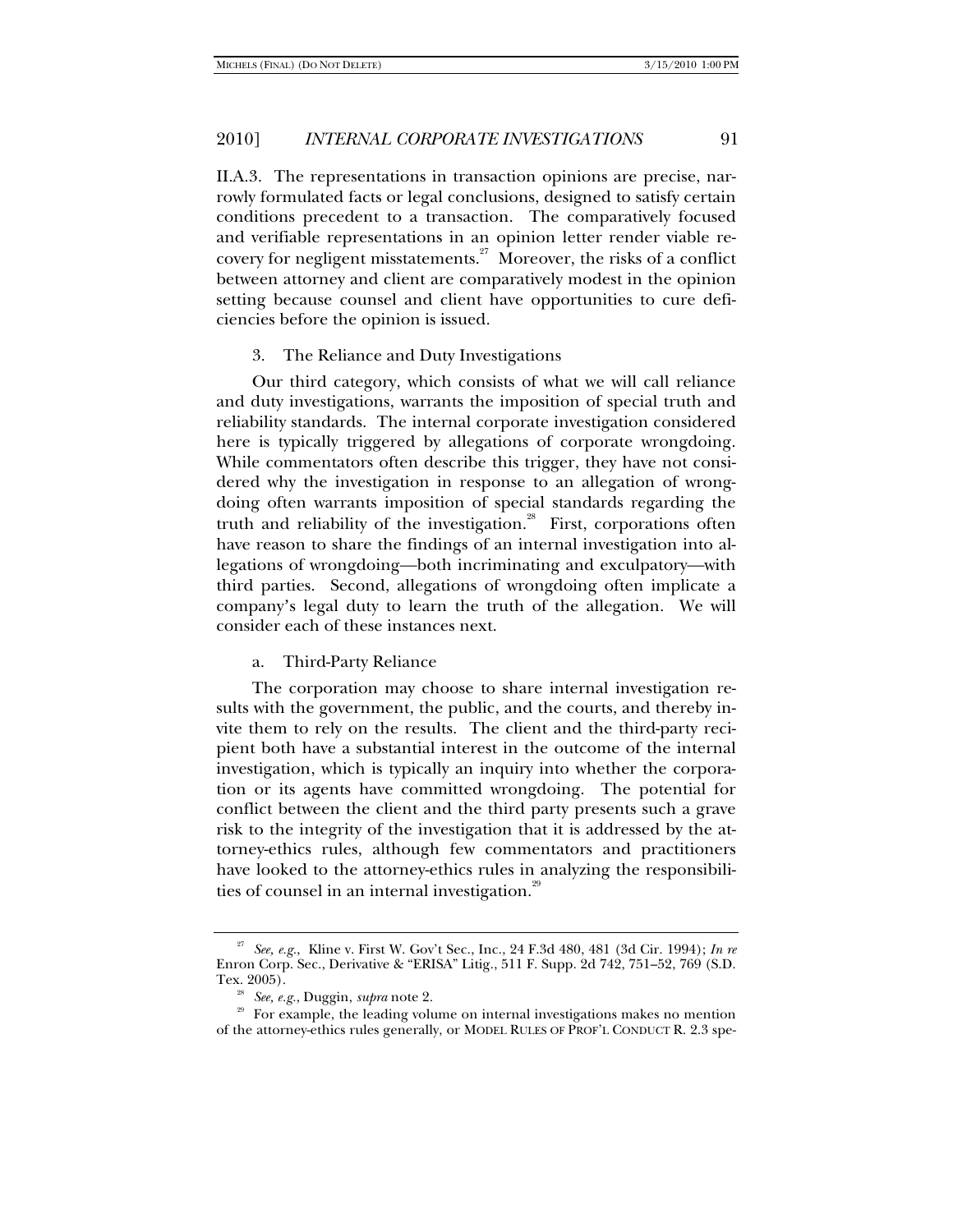II.A.3. The representations in transaction opinions are precise, narrowly formulated facts or legal conclusions, designed to satisfy certain conditions precedent to a transaction. The comparatively focused and verifiable representations in an opinion letter render viable recovery for negligent misstatements.[27] Moreover, the risks of a conflict between attorney and client are comparatively modest in the opinion setting because counsel and client have opportunities to cure deficiencies before the opinion is issued.

### 3. The Reliance and Duty Investigations

Our third category, which consists of what we will call reliance and duty investigations, warrants the imposition of special truth and reliability standards. The internal corporate investigation considered here is typically triggered by allegations of corporate wrongdoing. While commentators often describe this trigger, they have not considered why the investigation in response to an allegation of wrongdoing often warrants imposition of special standards regarding the truth and reliability of the investigation.[28] First, corporations often have reason to share the findings of an internal investigation into allegations of wrongdoing—both incriminating and exculpatory—with third parties. Second, allegations of wrongdoing often implicate a company's legal duty to learn the truth of the allegation. We will consider each of these instances next.

#### a. Third-Party Reliance

The corporation may choose to share internal investigation results with the government, the public, and the courts, and thereby invite them to rely on the results. The client and the third-party recipient both have a substantial interest in the outcome of the internal investigation, which is typically an inquiry into whether the corporation or its agents have committed wrongdoing. The potential for conflict between the client and the third party presents such a grave risk to the integrity of the investigation that it is addressed by the attorney-ethics rules, although few commentators and practitioners have looked to the attorney-ethics rules in analyzing the responsibilities of counsel in an internal investigation.[29]

---

[27] *See, e.g.*, Kline v. First W. Gov't Sec., Inc., 24 F.3d 480, 481 (3d Cir. 1994); *In re* Enron Corp. Sec., Derivative & "ERISA" Litig., 511 F. Supp. 2d 742, 751–52, 769 (S.D. Tex. 2005).

[28] *See, e.g.*, Duggin, *supra* note 2.

[29] For example, the leading volume on internal investigations makes no mention of the attorney-ethics rules generally, or MODEL RULES OF PROF'L CONDUCT R. 2.3 spe-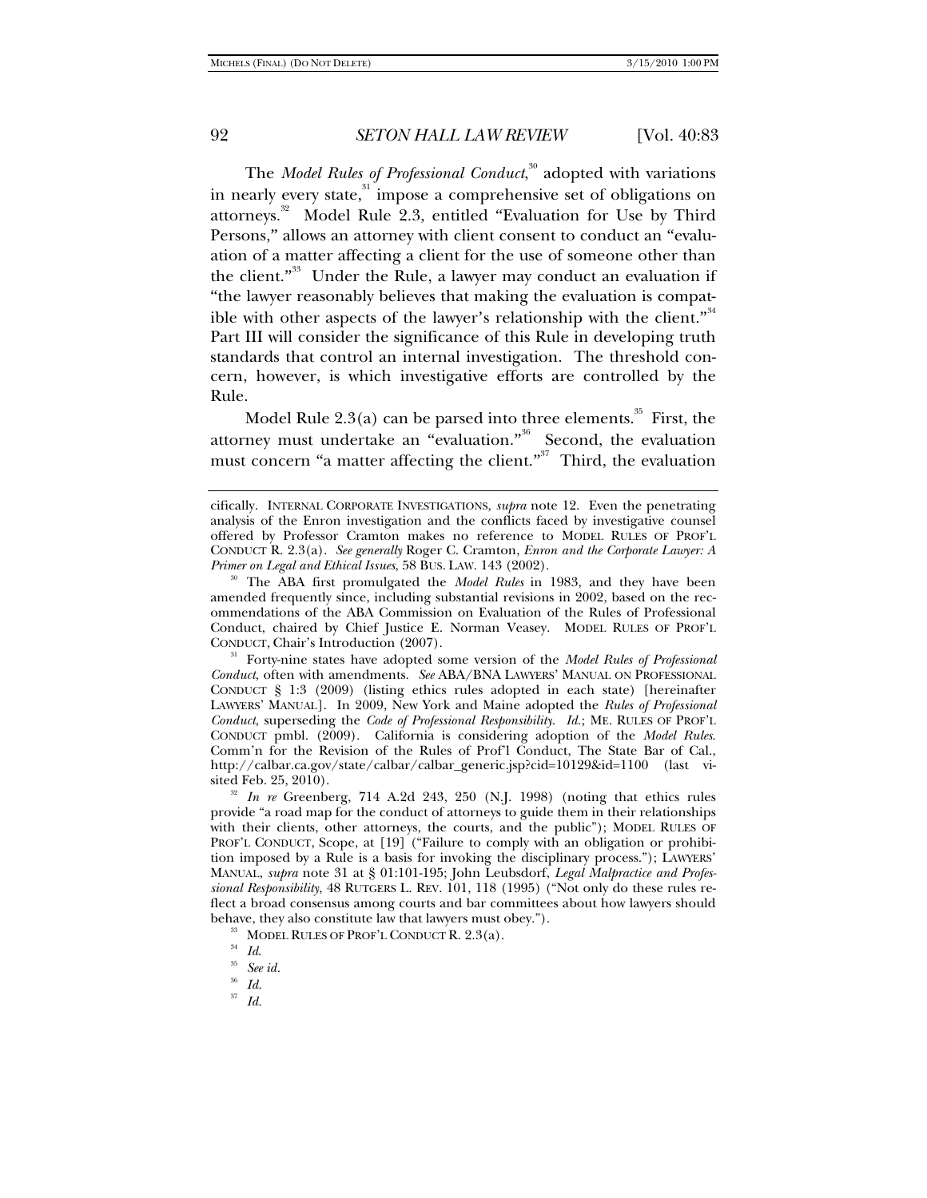The *Model Rules of Professional Conduct*,[30] adopted with variations in nearly every state,[31] impose a comprehensive set of obligations on attorneys.[32] Model Rule 2.3, entitled "Evaluation for Use by Third Persons," allows an attorney with client consent to conduct an "evaluation of a matter affecting a client for the use of someone other than the client."[33] Under the Rule, a lawyer may conduct an evaluation if "the lawyer reasonably believes that making the evaluation is compatible with other aspects of the lawyer's relationship with the client."[34] Part III will consider the significance of this Rule in developing truth standards that control an internal investigation. The threshold concern, however, is which investigative efforts are controlled by the Rule.

Model Rule 2.3(a) can be parsed into three elements.[35] First, the attorney must undertake an "evaluation."[36] Second, the evaluation must concern "a matter affecting the client."[37] Third, the evaluation

---

cifically. INTERNAL CORPORATE INVESTIGATIONS, *supra* note 12. Even the penetrating analysis of the Enron investigation and the conflicts faced by investigative counsel offered by Professor Cramton makes no reference to MODEL RULES OF PROF'L CONDUCT R. 2.3(a). *See generally* Roger C. Cramton, *Enron and the Corporate Lawyer: A Primer on Legal and Ethical Issues*, 58 BUS. LAW. 143 (2002).

[30] The ABA first promulgated the *Model Rules* in 1983, and they have been amended frequently since, including substantial revisions in 2002, based on the recommendations of the ABA Commission on Evaluation of the Rules of Professional Conduct, chaired by Chief Justice E. Norman Veasey. MODEL RULES OF PROF'L CONDUCT, Chair's Introduction (2007).

[31] Forty-nine states have adopted some version of the *Model Rules of Professional Conduct*, often with amendments. *See* ABA/BNA LAWYERS' MANUAL ON PROFESSIONAL CONDUCT § 1:3 (2009) (listing ethics rules adopted in each state) [hereinafter LAWYERS' MANUAL]. In 2009, New York and Maine adopted the *Rules of Professional Conduct*, superseding the *Code of Professional Responsibility*. *Id.*; ME. RULES OF PROF'L CONDUCT pmbl. (2009). California is considering adoption of the *Model Rules*. Comm'n for the Revision of the Rules of Prof'l Conduct, The State Bar of Cal., http://calbar.ca.gov/state/calbar/calbar_generic.jsp?cid=10129&id=1100 (last visited Feb. 25, 2010).

[32] *In re* Greenberg, 714 A.2d 243, 250 (N.J. 1998) (noting that ethics rules provide "a road map for the conduct of attorneys to guide them in their relationships with their clients, other attorneys, the courts, and the public"); MODEL RULES OF PROF'L CONDUCT, Scope, at [19] ("Failure to comply with an obligation or prohibition imposed by a Rule is a basis for invoking the disciplinary process."); LAWYERS' MANUAL, *supra* note 31 at § 01:101-195; John Leubsdorf, *Legal Malpractice and Professional Responsibility*, 48 RUTGERS L. REV. 101, 118 (1995) ("Not only do these rules reflect a broad consensus among courts and bar committees about how lawyers should behave, they also constitute law that lawyers must obey.").

[33] MODEL RULES OF PROF'L CONDUCT R. 2.3(a).

[34] *Id.*

[35] *See id.*

[36] *Id.*

[37] *Id.*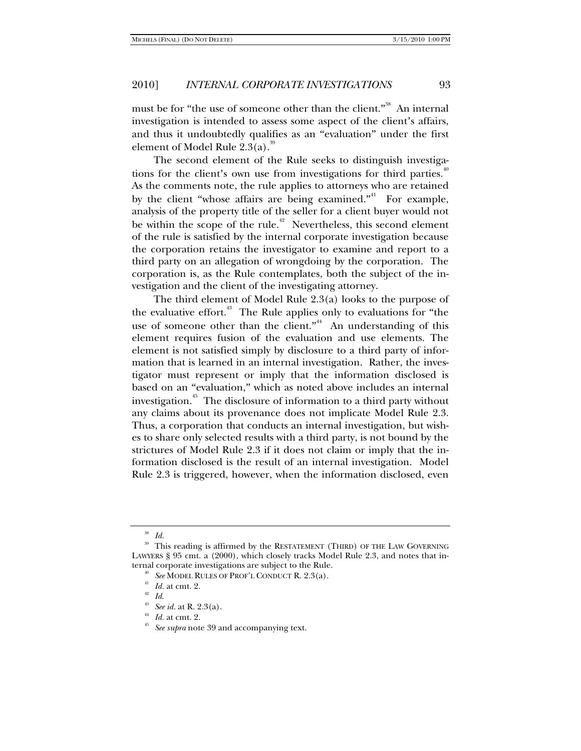must be for "the use of someone other than the client."[38] An internal investigation is intended to assess some aspect of the client's affairs, and thus it undoubtedly qualifies as an "evaluation" under the first element of Model Rule 2.3(a).[39]

The second element of the Rule seeks to distinguish investigations for the client's own use from investigations for third parties.[40] As the comments note, the rule applies to attorneys who are retained by the client "whose affairs are being examined."[41] For example, analysis of the property title of the seller for a client buyer would not be within the scope of the rule.[42] Nevertheless, this second element of the rule is satisfied by the internal corporate investigation because the corporation retains the investigator to examine and report to a third party on an allegation of wrongdoing by the corporation. The corporation is, as the Rule contemplates, both the subject of the investigation and the client of the investigating attorney.

The third element of Model Rule 2.3(a) looks to the purpose of the evaluative effort.[43] The Rule applies only to evaluations for "the use of someone other than the client."[44] An understanding of this element requires fusion of the evaluation and use elements. The element is not satisfied simply by disclosure to a third party of information that is learned in an internal investigation. Rather, the investigator must represent or imply that the information disclosed is based on an "evaluation," which as noted above includes an internal investigation.[45] The disclosure of information to a third party without any claims about its provenance does not implicate Model Rule 2.3. Thus, a corporation that conducts an internal investigation, but wishes to share only selected results with a third party, is not bound by the strictures of Model Rule 2.3 if it does not claim or imply that the information disclosed is the result of an internal investigation. Model Rule 2.3 is triggered, however, when the information disclosed, even

---

[38] *Id.*

[39] This reading is affirmed by the RESTATEMENT (THIRD) OF THE LAW GOVERNING LAWYERS § 95 cmt. a (2000), which closely tracks Model Rule 2.3, and notes that internal corporate investigations are subject to the Rule.

[40] *See* MODEL RULES OF PROF'L CONDUCT R. 2.3(a).

[41] *Id.* at cmt. 2.

[42] *Id.*

[43] *See id.* at R. 2.3(a).

[44] *Id.* at cmt. 2.

[45] *See supra* note 39 and accompanying text.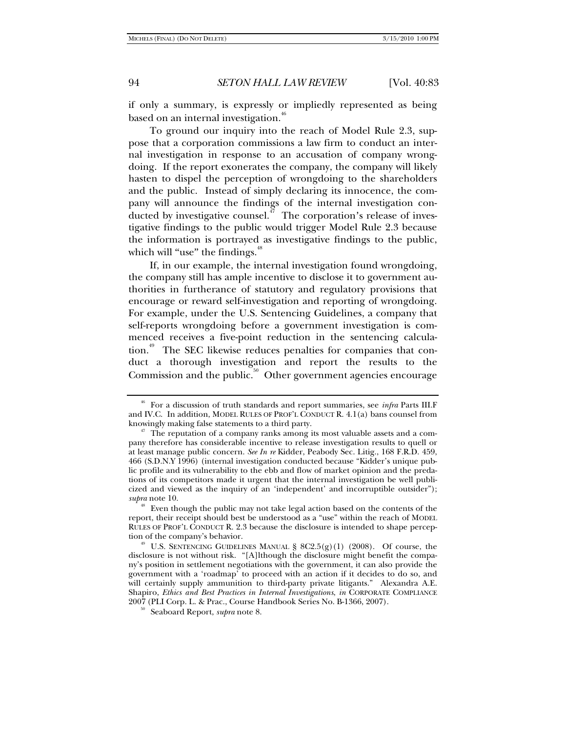if only a summary, is expressly or impliedly represented as being based on an internal investigation.[46]

To ground our inquiry into the reach of Model Rule 2.3, suppose that a corporation commissions a law firm to conduct an internal investigation in response to an accusation of company wrongdoing. If the report exonerates the company, the company will likely hasten to dispel the perception of wrongdoing to the shareholders and the public. Instead of simply declaring its innocence, the company will announce the findings of the internal investigation conducted by investigative counsel.[47] The corporation's release of investigative findings to the public would trigger Model Rule 2.3 because the information is portrayed as investigative findings to the public, which will "use" the findings.[48]

If, in our example, the internal investigation found wrongdoing, the company still has ample incentive to disclose it to government authorities in furtherance of statutory and regulatory provisions that encourage or reward self-investigation and reporting of wrongdoing. For example, under the U.S. Sentencing Guidelines, a company that self-reports wrongdoing before a government investigation is commenced receives a five-point reduction in the sentencing calculation.[49] The SEC likewise reduces penalties for companies that conduct a thorough investigation and report the results to the Commission and the public.[50] Other government agencies encourage

---

[46] For a discussion of truth standards and report summaries, see *infra* Parts III.F and IV.C. In addition, MODEL RULES OF PROF'L CONDUCT R. 4.1(a) bans counsel from knowingly making false statements to a third party.

[47] The reputation of a company ranks among its most valuable assets and a company therefore has considerable incentive to release investigation results to quell or at least manage public concern. *See In re* Kidder, Peabody Sec. Litig., 168 F.R.D. 459, 466 (S.D.N.Y 1996) (internal investigation conducted because "Kidder's unique public profile and its vulnerability to the ebb and flow of market opinion and the predations of its competitors made it urgent that the internal investigation be well publicized and viewed as the inquiry of an 'independent' and incorruptible outsider"); *supra* note 10.

[48] Even though the public may not take legal action based on the contents of the report, their receipt should best be understood as a "use" within the reach of MODEL RULES OF PROF'L CONDUCT R. 2.3 because the disclosure is intended to shape perception of the company's behavior.

[49] U.S. SENTENCING GUIDELINES MANUAL § 8C2.5(g)(1) (2008). Of course, the disclosure is not without risk. "[A]lthough the disclosure might benefit the company's position in settlement negotiations with the government, it can also provide the government with a 'roadmap' to proceed with an action if it decides to do so, and will certainly supply ammunition to third-party private litigants." Alexandra A.E. Shapiro, *Ethics and Best Practices in Internal Investigations*, *in* CORPORATE COMPLIANCE 2007 (PLI Corp. L. & Prac., Course Handbook Series No. B-1366, 2007).

[50] Seaboard Report, *supra* note 8.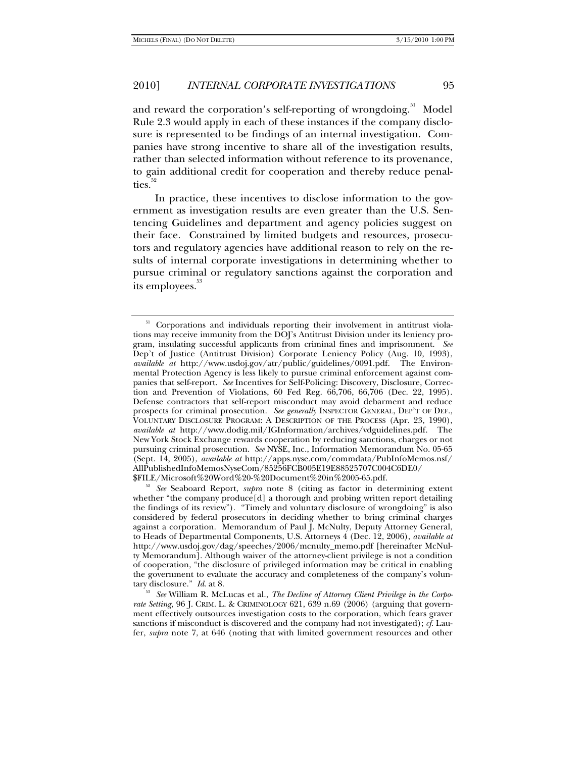and reward the corporation's self-reporting of wrongdoing.[51] Model Rule 2.3 would apply in each of these instances if the company disclosure is represented to be findings of an internal investigation. Companies have strong incentive to share all of the investigation results, rather than selected information without reference to its provenance, to gain additional credit for cooperation and thereby reduce penalties.[52]

In practice, these incentives to disclose information to the government as investigation results are even greater than the U.S. Sentencing Guidelines and department and agency policies suggest on their face. Constrained by limited budgets and resources, prosecutors and regulatory agencies have additional reason to rely on the results of internal corporate investigations in determining whether to pursue criminal or regulatory sanctions against the corporation and its employees.[53]

---

[51] Corporations and individuals reporting their involvement in antitrust violations may receive immunity from the DOJ's Antitrust Division under its leniency program, insulating successful applicants from criminal fines and imprisonment. *See* Dep't of Justice (Antitrust Division) Corporate Leniency Policy (Aug. 10, 1993), *available at* http://www.usdoj.gov/atr/public/guidelines/0091.pdf. The Environmental Protection Agency is less likely to pursue criminal enforcement against companies that self-report. *See* Incentives for Self-Policing: Discovery, Disclosure, Correction and Prevention of Violations, 60 Fed Reg. 66,706, 66,706 (Dec. 22, 1995). Defense contractors that self-report misconduct may avoid debarment and reduce prospects for criminal prosecution. *See generally* INSPECTOR GENERAL, DEP'T OF DEF., VOLUNTARY DISCLOSURE PROGRAM: A DESCRIPTION OF THE PROCESS (Apr. 23, 1990), *available at* http://www.dodig.mil/IGInformation/archives/vdguidelines.pdf. The New York Stock Exchange rewards cooperation by reducing sanctions, charges or not pursuing criminal prosecution. *See* NYSE, Inc., Information Memorandum No. 05-65 (Sept. 14, 2005), *available at* http://apps.nyse.com/commdata/PubInfoMemos.nsf/AllPublishedInfoMemosNyseCom/85256FCB005E19E88525707C004C6DE0/$FILE/Microsoft%20Word%20-%20Document%20in%2005-65.pdf.

[52] *See* Seaboard Report, *supra* note 8 (citing as factor in determining extent whether "the company produce[d] a thorough and probing written report detailing the findings of its review"). "Timely and voluntary disclosure of wrongdoing" is also considered by federal prosecutors in deciding whether to bring criminal charges against a corporation. Memorandum of Paul J. McNulty, Deputy Attorney General, to Heads of Departmental Components, U.S. Attorneys 4 (Dec. 12, 2006), *available at* http://www.usdoj.gov/dag/speeches/2006/mcnulty_memo.pdf [hereinafter McNulty Memorandum]. Although waiver of the attorney-client privilege is not a condition of cooperation, "the disclosure of privileged information may be critical in enabling the government to evaluate the accuracy and completeness of the company's voluntary disclosure." *Id.* at 8.

[53] *See* William R. McLucas et al., *The Decline of Attorney Client Privilege in the Corporate Setting*, 96 J. CRIM. L. & CRIMINOLOGY 621, 639 n.69 (2006) (arguing that government effectively outsources investigation costs to the corporation, which fears graver sanctions if misconduct is discovered and the company had not investigated); *cf.* Laufer, *supra* note 7, at 646 (noting that with limited government resources and other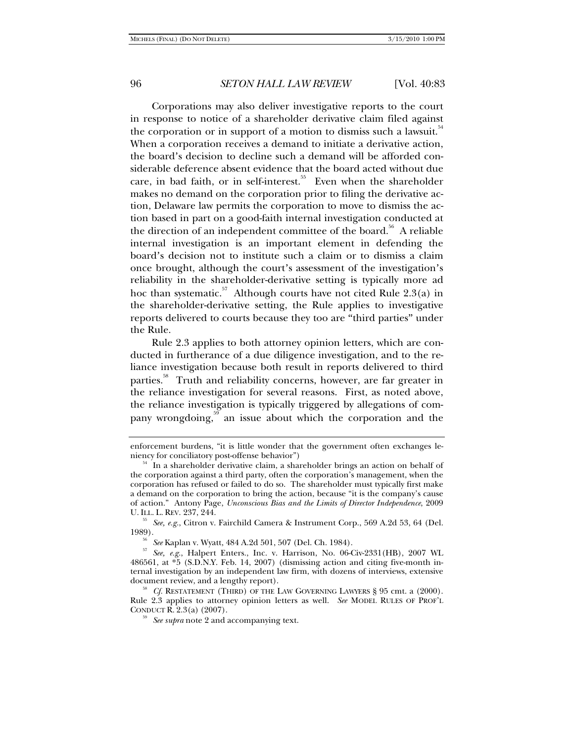Corporations may also deliver investigative reports to the court in response to notice of a shareholder derivative claim filed against the corporation or in support of a motion to dismiss such a lawsuit.[54] When a corporation receives a demand to initiate a derivative action, the board's decision to decline such a demand will be afforded considerable deference absent evidence that the board acted without due care, in bad faith, or in self-interest.[55] Even when the shareholder makes no demand on the corporation prior to filing the derivative action, Delaware law permits the corporation to move to dismiss the action based in part on a good-faith internal investigation conducted at the direction of an independent committee of the board.[56] A reliable internal investigation is an important element in defending the board's decision not to institute such a claim or to dismiss a claim once brought, although the court's assessment of the investigation's reliability in the shareholder-derivative setting is typically more ad hoc than systematic.[57] Although courts have not cited Rule 2.3(a) in the shareholder-derivative setting, the Rule applies to investigative reports delivered to courts because they too are "third parties" under the Rule.

Rule 2.3 applies to both attorney opinion letters, which are conducted in furtherance of a due diligence investigation, and to the reliance investigation because both result in reports delivered to third parties.[58] Truth and reliability concerns, however, are far greater in the reliance investigation for several reasons. First, as noted above, the reliance investigation is typically triggered by allegations of company wrongdoing,[59] an issue about which the corporation and the

---

enforcement burdens, "it is little wonder that the government often exchanges leniency for conciliatory post-offense behavior")

[54] In a shareholder derivative claim, a shareholder brings an action on behalf of the corporation against a third party, often the corporation's management, when the corporation has refused or failed to do so. The shareholder must typically first make a demand on the corporation to bring the action, because "it is the company's cause of action." Antony Page, *Unconscious Bias and the Limits of Director Independence*, 2009 U. ILL. L. REV. 237, 244.

[55] *See, e.g.*, Citron v. Fairchild Camera & Instrument Corp., 569 A.2d 53, 64 (Del. 1989).

[56] *See* Kaplan v. Wyatt, 484 A.2d 501, 507 (Del. Ch. 1984).

[57] *See, e.g.*, Halpert Enters., Inc. v. Harrison, No. 06-Civ-2331(HB), 2007 WL 486561, at *5 (S.D.N.Y. Feb. 14, 2007) (dismissing action and citing five-month internal investigation by an independent law firm, with dozens of interviews, extensive document review, and a lengthy report).

[58] *Cf.* RESTATEMENT (THIRD) OF THE LAW GOVERNING LAWYERS § 95 cmt. a (2000). Rule 2.3 applies to attorney opinion letters as well. *See* MODEL RULES OF PROF'L CONDUCT R. 2.3(a) (2007).

[59] *See supra* note 2 and accompanying text.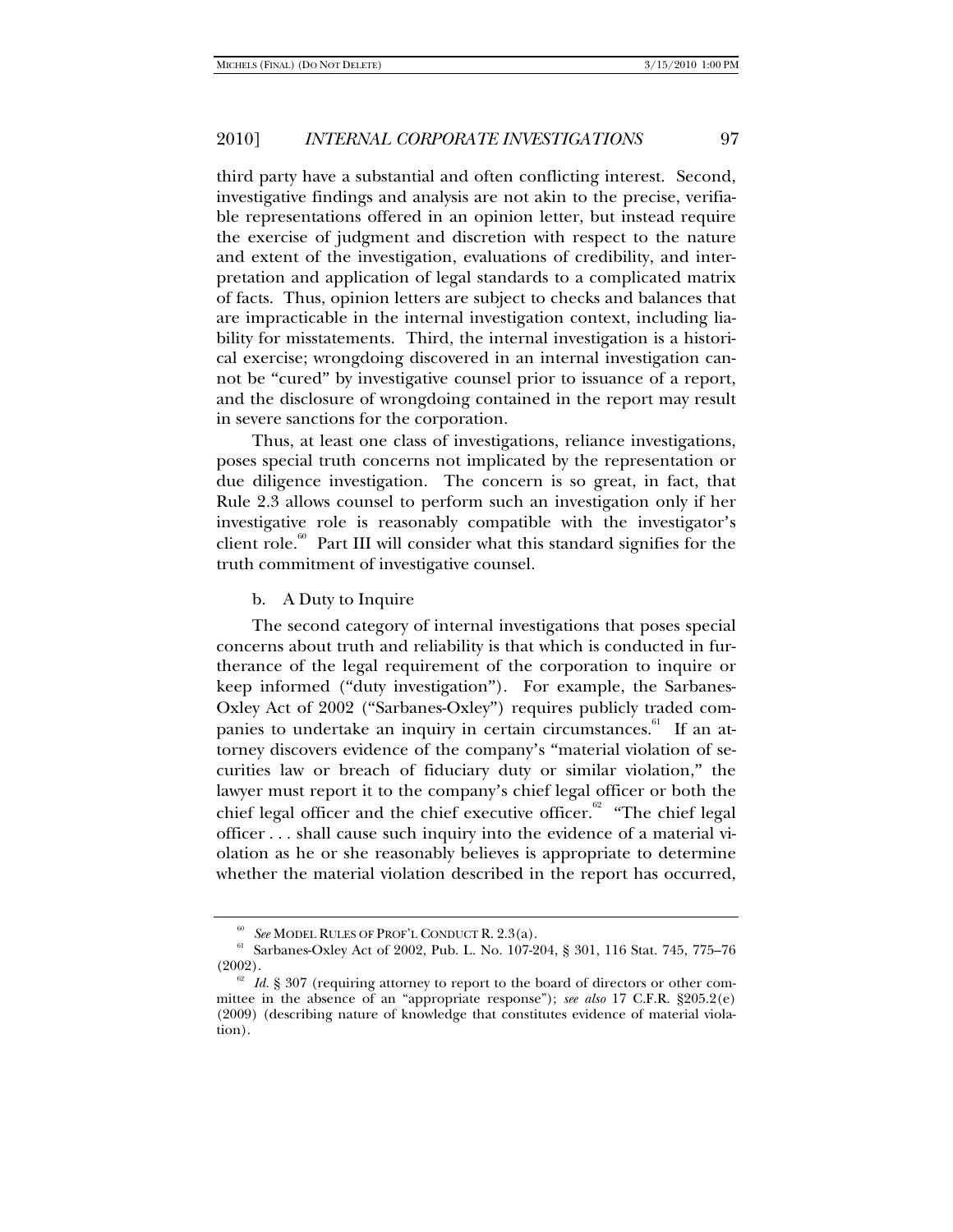third party have a substantial and often conflicting interest. Second, investigative findings and analysis are not akin to the precise, verifiable representations offered in an opinion letter, but instead require the exercise of judgment and discretion with respect to the nature and extent of the investigation, evaluations of credibility, and interpretation and application of legal standards to a complicated matrix of facts. Thus, opinion letters are subject to checks and balances that are impracticable in the internal investigation context, including liability for misstatements. Third, the internal investigation is a historical exercise; wrongdoing discovered in an internal investigation cannot be "cured" by investigative counsel prior to issuance of a report, and the disclosure of wrongdoing contained in the report may result in severe sanctions for the corporation.

Thus, at least one class of investigations, reliance investigations, poses special truth concerns not implicated by the representation or due diligence investigation. The concern is so great, in fact, that Rule 2.3 allows counsel to perform such an investigation only if her investigative role is reasonably compatible with the investigator's client role.[60] Part III will consider what this standard signifies for the truth commitment of investigative counsel.

b. A Duty to Inquire

The second category of internal investigations that poses special concerns about truth and reliability is that which is conducted in furtherance of the legal requirement of the corporation to inquire or keep informed ("duty investigation"). For example, the Sarbanes-Oxley Act of 2002 ("Sarbanes-Oxley") requires publicly traded companies to undertake an inquiry in certain circumstances.[61] If an attorney discovers evidence of the company's "material violation of securities law or breach of fiduciary duty or similar violation," the lawyer must report it to the company's chief legal officer or both the chief legal officer and the chief executive officer.[62] "The chief legal officer . . . shall cause such inquiry into the evidence of a material violation as he or she reasonably believes is appropriate to determine whether the material violation described in the report has occurred,

---

[60] *See* MODEL RULES OF PROF'L CONDUCT R. 2.3(a).

[61] Sarbanes-Oxley Act of 2002, Pub. L. No. 107-204, § 301, 116 Stat. 745, 775–76 (2002).

[62] *Id.* § 307 (requiring attorney to report to the board of directors or other committee in the absence of an "appropriate response"); *see also* 17 C.F.R. §205.2(e) (2009) (describing nature of knowledge that constitutes evidence of material violation).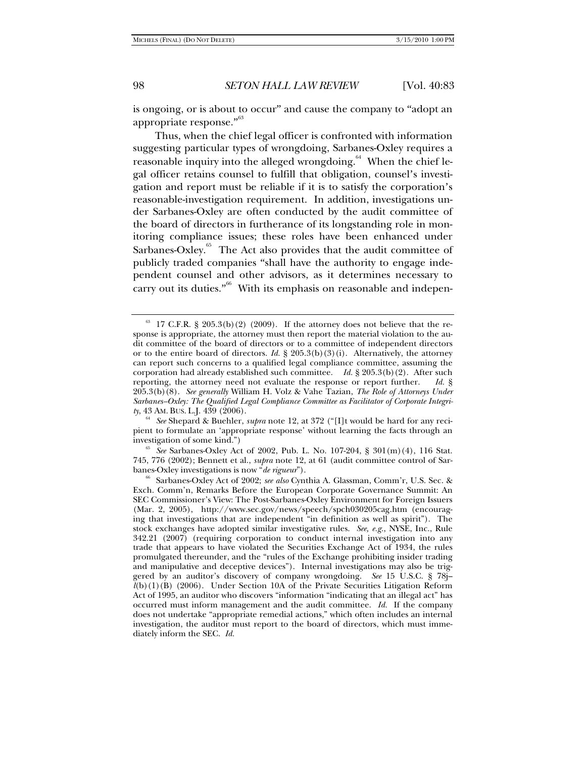is ongoing, or is about to occur" and cause the company to "adopt an appropriate response."[63]

Thus, when the chief legal officer is confronted with information suggesting particular types of wrongdoing, Sarbanes-Oxley requires a reasonable inquiry into the alleged wrongdoing.[64] When the chief legal officer retains counsel to fulfill that obligation, counsel's investigation and report must be reliable if it is to satisfy the corporation's reasonable-investigation requirement. In addition, investigations under Sarbanes-Oxley are often conducted by the audit committee of the board of directors in furtherance of its longstanding role in monitoring compliance issues; these roles have been enhanced under Sarbanes-Oxley.[65] The Act also provides that the audit committee of publicly traded companies "shall have the authority to engage independent counsel and other advisors, as it determines necessary to carry out its duties."[66] With its emphasis on reasonable and indepen-

---

[63] 17 C.F.R. § 205.3(b)(2) (2009). If the attorney does not believe that the response is appropriate, the attorney must then report the material violation to the audit committee of the board of directors or to a committee of independent directors or to the entire board of directors. *Id.* § 205.3(b)(3)(i). Alternatively, the attorney can report such concerns to a qualified legal compliance committee, assuming the corporation had already established such committee. *Id.* § 205.3(b)(2). After such reporting, the attorney need not evaluate the response or report further. *Id.* § 205.3(b)(8). *See generally* William H. Volz & Vahe Tazian, *The Role of Attorneys Under Sarbanes–Oxley: The Qualified Legal Compliance Committee as Facilitator of Corporate Integrity*, 43 AM. BUS. L.J. 439 (2006).

[64] *See* Shepard & Buehler, *supra* note 12, at 372 ("[I]t would be hard for any recipient to formulate an 'appropriate response' without learning the facts through an investigation of some kind.")

[65] *See* Sarbanes-Oxley Act of 2002, Pub. L. No. 107-204, § 301(m)(4), 116 Stat. 745, 776 (2002); Bennett et al., *supra* note 12, at 61 (audit committee control of Sarbanes-Oxley investigations is now "*de rigueur*").

[66] Sarbanes-Oxley Act of 2002; *see also* Cynthia A. Glassman, Comm'r, U.S. Sec. & Exch. Comm'n, Remarks Before the European Corporate Governance Summit: An SEC Commissioner's View: The Post-Sarbanes-Oxley Environment for Foreign Issuers (Mar. 2, 2005), http://www.sec.gov/news/speech/spch030205cag.htm (encouraging that investigations that are independent "in definition as well as spirit"). The stock exchanges have adopted similar investigative rules. *See, e.g.*, NYSE, Inc., Rule 342.21 (2007) (requiring corporation to conduct internal investigation into any trade that appears to have violated the Securities Exchange Act of 1934, the rules promulgated thereunder, and the "rules of the Exchange prohibiting insider trading and manipulative and deceptive devices"). Internal investigations may also be triggered by an auditor's discovery of company wrongdoing. *See* 15 U.S.C. § 78j–*l*(b)(1)(B) (2006). Under Section 10A of the Private Securities Litigation Reform Act of 1995, an auditor who discovers "information "indicating that an illegal act" has occurred must inform management and the audit committee. *Id.* If the company does not undertake "appropriate remedial actions," which often includes an internal investigation, the auditor must report to the board of directors, which must immediately inform the SEC. *Id.*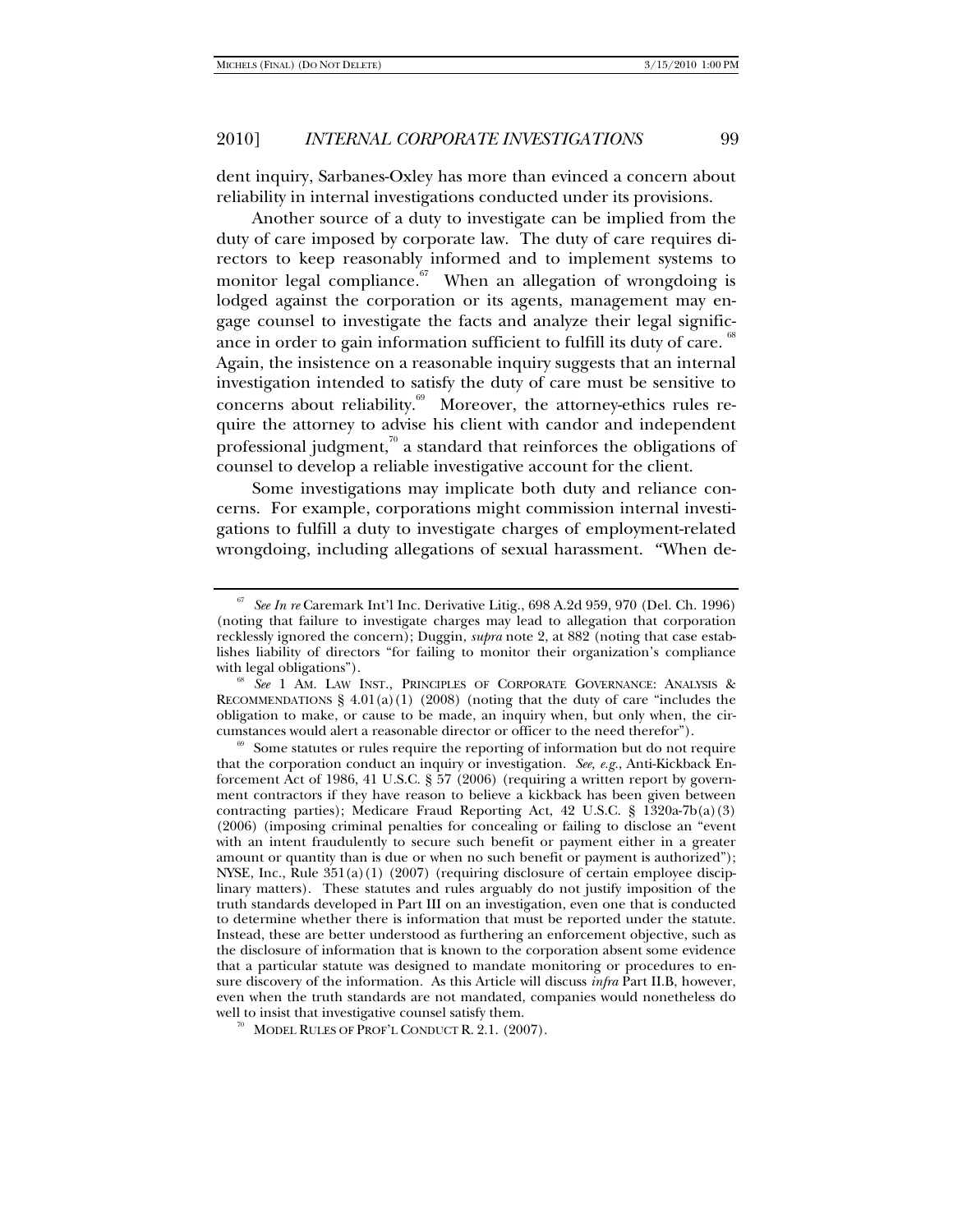dent inquiry, Sarbanes-Oxley has more than evinced a concern about reliability in internal investigations conducted under its provisions.

Another source of a duty to investigate can be implied from the duty of care imposed by corporate law. The duty of care requires directors to keep reasonably informed and to implement systems to monitor legal compliance.[67] When an allegation of wrongdoing is lodged against the corporation or its agents, management may engage counsel to investigate the facts and analyze their legal significance in order to gain information sufficient to fulfill its duty of care.[68] Again, the insistence on a reasonable inquiry suggests that an internal investigation intended to satisfy the duty of care must be sensitive to concerns about reliability.[69] Moreover, the attorney-ethics rules require the attorney to advise his client with candor and independent professional judgment,[70] a standard that reinforces the obligations of counsel to develop a reliable investigative account for the client.

Some investigations may implicate both duty and reliance concerns. For example, corporations might commission internal investigations to fulfill a duty to investigate charges of employment-related wrongdoing, including allegations of sexual harassment. "When de-

---

[67] *See In re* Caremark Int'l Inc. Derivative Litig., 698 A.2d 959, 970 (Del. Ch. 1996) (noting that failure to investigate charges may lead to allegation that corporation recklessly ignored the concern); Duggin, *supra* note 2, at 882 (noting that case establishes liability of directors "for failing to monitor their organization's compliance with legal obligations").

[68] *See* 1 AM. LAW INST., PRINCIPLES OF CORPORATE GOVERNANCE: ANALYSIS & RECOMMENDATIONS § 4.01(a)(1) (2008) (noting that the duty of care "includes the obligation to make, or cause to be made, an inquiry when, but only when, the circumstances would alert a reasonable director or officer to the need therefor").

[69] Some statutes or rules require the reporting of information but do not require that the corporation conduct an inquiry or investigation. *See, e.g.*, Anti-Kickback Enforcement Act of 1986, 41 U.S.C. § 57 (2006) (requiring a written report by government contractors if they have reason to believe a kickback has been given between contracting parties); Medicare Fraud Reporting Act, 42 U.S.C. § 1320a-7b(a)(3) (2006) (imposing criminal penalties for concealing or failing to disclose an "event with an intent fraudulently to secure such benefit or payment either in a greater amount or quantity than is due or when no such benefit or payment is authorized"); NYSE, Inc., Rule 351(a)(1) (2007) (requiring disclosure of certain employee disciplinary matters). These statutes and rules arguably do not justify imposition of the truth standards developed in Part III on an investigation, even one that is conducted to determine whether there is information that must be reported under the statute. Instead, these are better understood as furthering an enforcement objective, such as the disclosure of information that is known to the corporation absent some evidence that a particular statute was designed to mandate monitoring or procedures to ensure discovery of the information. As this Article will discuss *infra* Part II.B, however, even when the truth standards are not mandated, companies would nonetheless do well to insist that investigative counsel satisfy them.

[70] MODEL RULES OF PROF'L CONDUCT R. 2.1. (2007).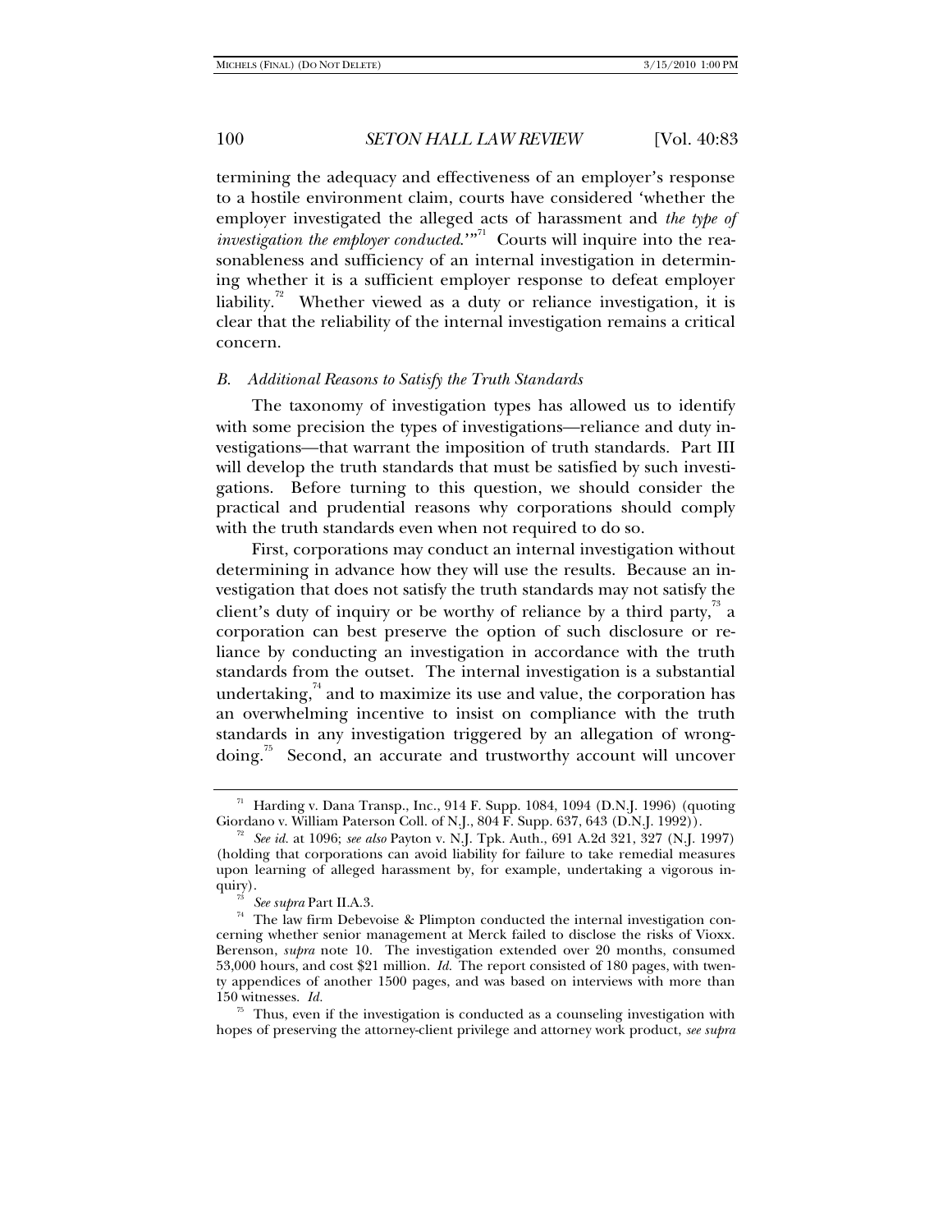termining the adequacy and effectiveness of an employer's response to a hostile environment claim, courts have considered 'whether the employer investigated the alleged acts of harassment and *the type of investigation the employer conducted*.'"[71] Courts will inquire into the reasonableness and sufficiency of an internal investigation in determining whether it is a sufficient employer response to defeat employer liability.[72] Whether viewed as a duty or reliance investigation, it is clear that the reliability of the internal investigation remains a critical concern.

### *B. Additional Reasons to Satisfy the Truth Standards*

The taxonomy of investigation types has allowed us to identify with some precision the types of investigations—reliance and duty investigations—that warrant the imposition of truth standards. Part III will develop the truth standards that must be satisfied by such investigations. Before turning to this question, we should consider the practical and prudential reasons why corporations should comply with the truth standards even when not required to do so.

First, corporations may conduct an internal investigation without determining in advance how they will use the results. Because an investigation that does not satisfy the truth standards may not satisfy the client's duty of inquiry or be worthy of reliance by a third party,[73] a corporation can best preserve the option of such disclosure or reliance by conducting an investigation in accordance with the truth standards from the outset. The internal investigation is a substantial undertaking,[74] and to maximize its use and value, the corporation has an overwhelming incentive to insist on compliance with the truth standards in any investigation triggered by an allegation of wrongdoing.[75] Second, an accurate and trustworthy account will uncover

---

[71] Harding v. Dana Transp., Inc., 914 F. Supp. 1084, 1094 (D.N.J. 1996) (quoting Giordano v. William Paterson Coll. of N.J., 804 F. Supp. 637, 643 (D.N.J. 1992)).

[72] *See id.* at 1096; *see also* Payton v. N.J. Tpk. Auth., 691 A.2d 321, 327 (N.J. 1997) (holding that corporations can avoid liability for failure to take remedial measures upon learning of alleged harassment by, for example, undertaking a vigorous inquiry).

[73] *See supra* Part II.A.3.

[74] The law firm Debevoise & Plimpton conducted the internal investigation concerning whether senior management at Merck failed to disclose the risks of Vioxx. Berenson, *supra* note 10. The investigation extended over 20 months, consumed 53,000 hours, and cost $21 million. *Id.* The report consisted of 180 pages, with twenty appendices of another 1500 pages, and was based on interviews with more than 150 witnesses. *Id.*

[75] Thus, even if the investigation is conducted as a counseling investigation with hopes of preserving the attorney-client privilege and attorney work product, *see supra*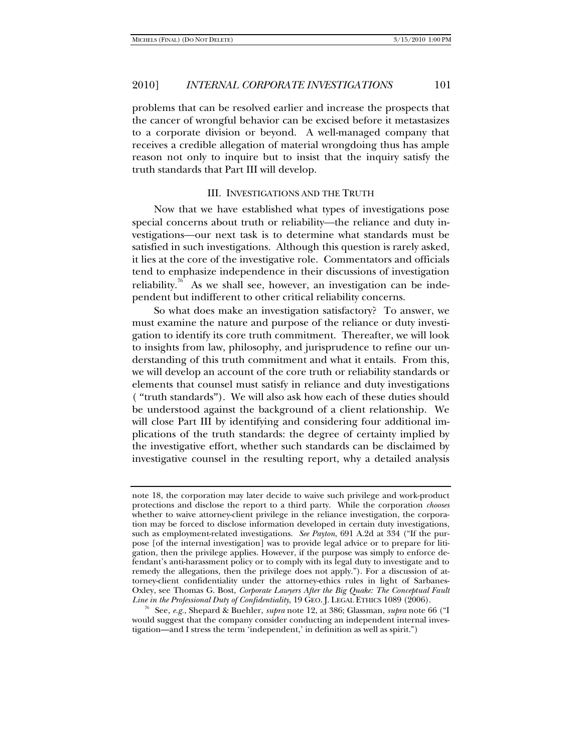problems that can be resolved earlier and increase the prospects that the cancer of wrongful behavior can be excised before it metastasizes to a corporate division or beyond. A well-managed company that receives a credible allegation of material wrongdoing thus has ample reason not only to inquire but to insist that the inquiry satisfy the truth standards that Part III will develop.

## III. INVESTIGATIONS AND THE TRUTH

Now that we have established what types of investigations pose special concerns about truth or reliability—the reliance and duty investigations—our next task is to determine what standards must be satisfied in such investigations. Although this question is rarely asked, it lies at the core of the investigative role. Commentators and officials tend to emphasize independence in their discussions of investigation reliability.[76] As we shall see, however, an investigation can be independent but indifferent to other critical reliability concerns.

So what does make an investigation satisfactory? To answer, we must examine the nature and purpose of the reliance or duty investigation to identify its core truth commitment. Thereafter, we will look to insights from law, philosophy, and jurisprudence to refine our understanding of this truth commitment and what it entails. From this, we will develop an account of the core truth or reliability standards or elements that counsel must satisfy in reliance and duty investigations ("truth standards"). We will also ask how each of these duties should be understood against the background of a client relationship. We will close Part III by identifying and considering four additional implications of the truth standards: the degree of certainty implied by the investigative effort, whether such standards can be disclaimed by investigative counsel in the resulting report, why a detailed analysis

---

note 18, the corporation may later decide to waive such privilege and work-product protections and disclose the report to a third party. While the corporation *chooses* whether to waive attorney-client privilege in the reliance investigation, the corporation may be forced to disclose information developed in certain duty investigations, such as employment-related investigations. *See Payton*, 691 A.2d at 334 ("If the purpose [of the internal investigation] was to provide legal advice or to prepare for litigation, then the privilege applies. However, if the purpose was simply to enforce defendant's anti-harassment policy or to comply with its legal duty to investigate and to remedy the allegations, then the privilege does not apply."). For a discussion of attorney-client confidentiality under the attorney-ethics rules in light of Sarbanes-Oxley, see Thomas G. Bost, *Corporate Lawyers After the Big Quake: The Conceptual Fault Line in the Professional Duty of Confidentiality*, 19 GEO. J. LEGAL ETHICS 1089 (2006).

[76] See, *e.g.*, Shepard & Buehler, *supra* note 12, at 386; Glassman, *supra* note 66 ("I would suggest that the company consider conducting an independent internal investigation—and I stress the term 'independent,' in definition as well as spirit.")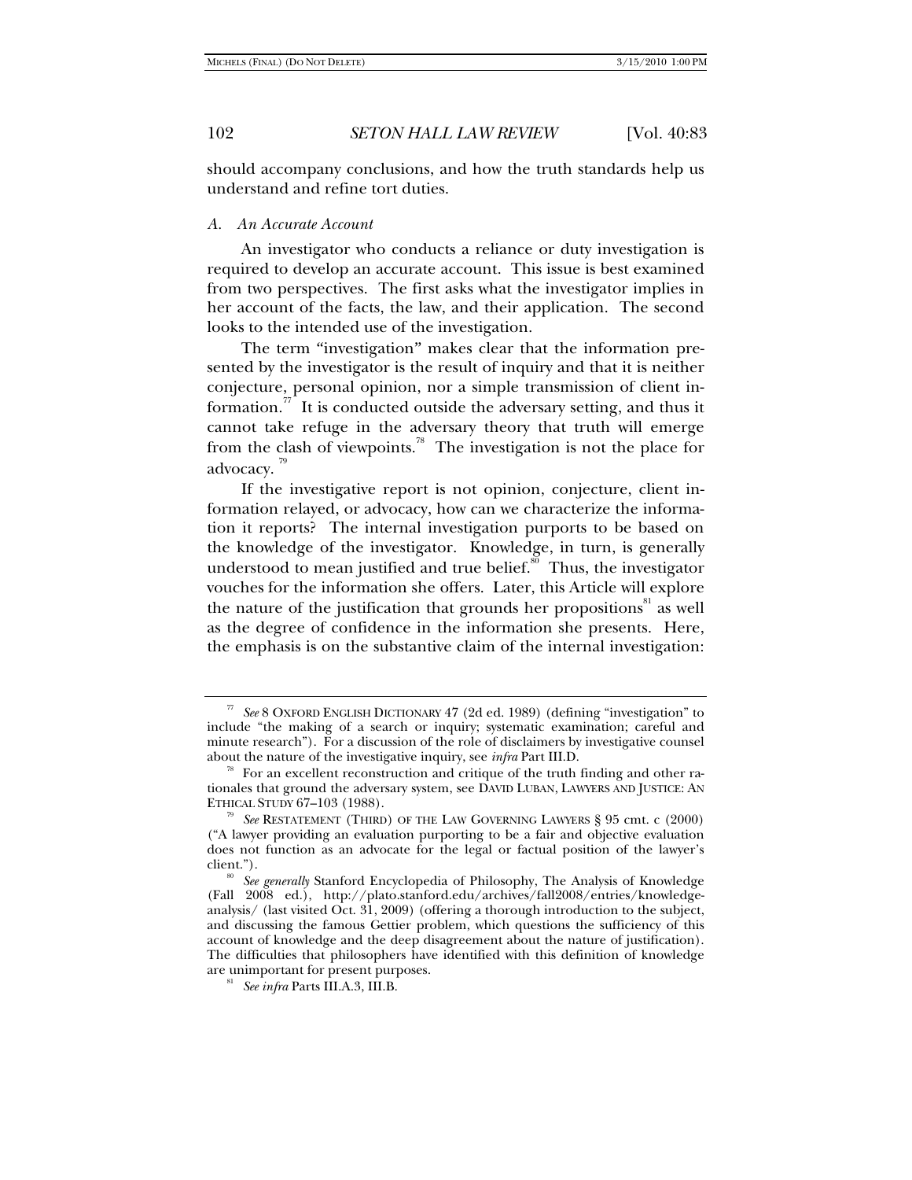should accompany conclusions, and how the truth standards help us understand and refine tort duties.

### *A. An Accurate Account*

An investigator who conducts a reliance or duty investigation is required to develop an accurate account. This issue is best examined from two perspectives. The first asks what the investigator implies in her account of the facts, the law, and their application. The second looks to the intended use of the investigation.

The term "investigation" makes clear that the information presented by the investigator is the result of inquiry and that it is neither conjecture, personal opinion, nor a simple transmission of client information.[77] It is conducted outside the adversary setting, and thus it cannot take refuge in the adversary theory that truth will emerge from the clash of viewpoints.[78] The investigation is not the place for advocacy.[79]

If the investigative report is not opinion, conjecture, client information relayed, or advocacy, how can we characterize the information it reports? The internal investigation purports to be based on the knowledge of the investigator. Knowledge, in turn, is generally understood to mean justified and true belief.[80] Thus, the investigator vouches for the information she offers. Later, this Article will explore the nature of the justification that grounds her propositions[81] as well as the degree of confidence in the information she presents. Here, the emphasis is on the substantive claim of the internal investigation:

---

[77] *See* 8 OXFORD ENGLISH DICTIONARY 47 (2d ed. 1989) (defining "investigation" to include "the making of a search or inquiry; systematic examination; careful and minute research"). For a discussion of the role of disclaimers by investigative counsel about the nature of the investigative inquiry, see *infra* Part III.D.

[78] For an excellent reconstruction and critique of the truth finding and other rationales that ground the adversary system, see DAVID LUBAN, LAWYERS AND JUSTICE: AN ETHICAL STUDY 67–103 (1988).

[79] *See* RESTATEMENT (THIRD) OF THE LAW GOVERNING LAWYERS § 95 cmt. c (2000) ("A lawyer providing an evaluation purporting to be a fair and objective evaluation does not function as an advocate for the legal or factual position of the lawyer's client.").

[80] *See generally* Stanford Encyclopedia of Philosophy, The Analysis of Knowledge (Fall 2008 ed.), http://plato.stanford.edu/archives/fall2008/entries/knowledge-analysis/ (last visited Oct. 31, 2009) (offering a thorough introduction to the subject, and discussing the famous Gettier problem, which questions the sufficiency of this account of knowledge and the deep disagreement about the nature of justification). The difficulties that philosophers have identified with this definition of knowledge are unimportant for present purposes.

[81] *See infra* Parts III.A.3, III.B.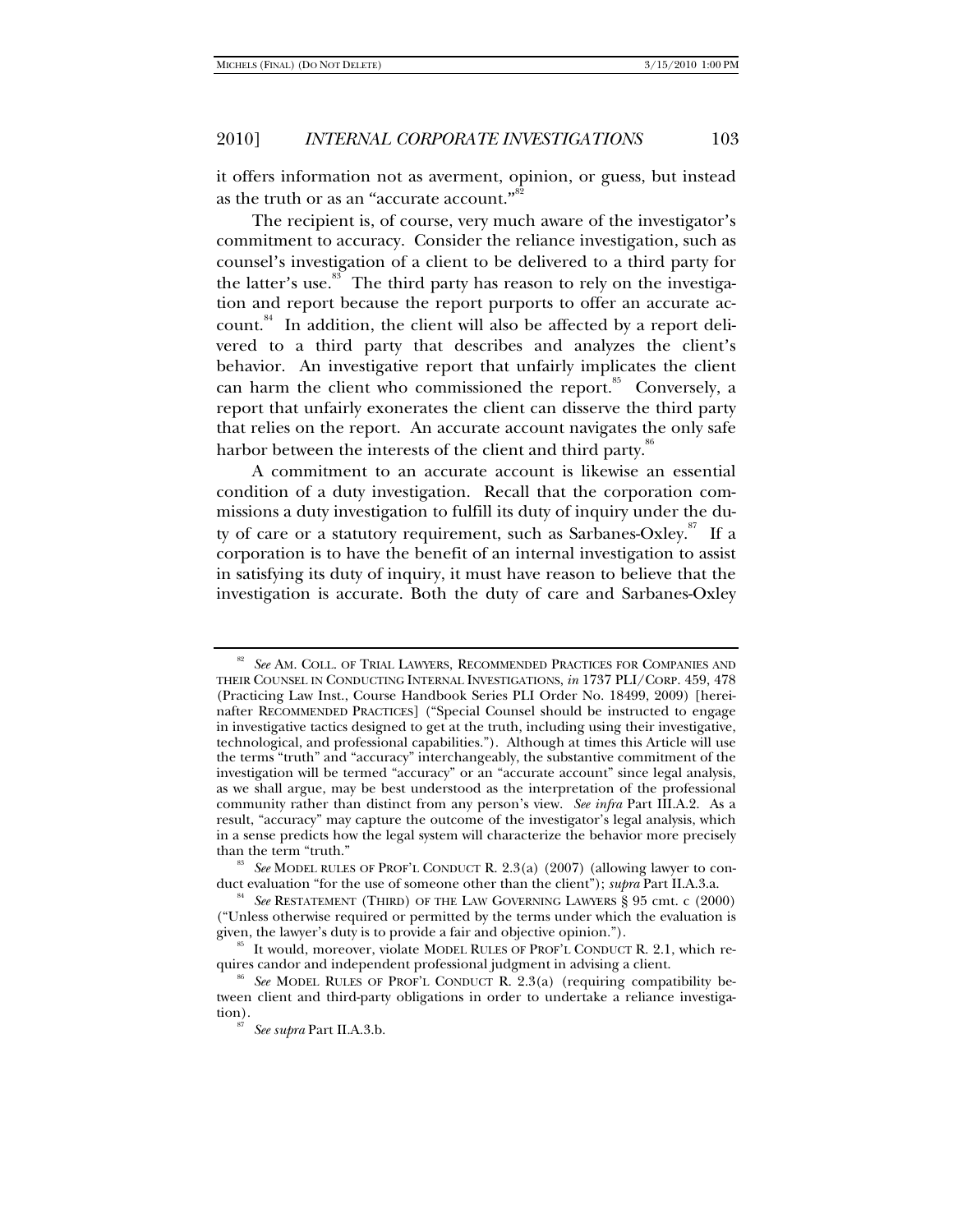it offers information not as averment, opinion, or guess, but instead as the truth or as an "accurate account."[82]

The recipient is, of course, very much aware of the investigator's commitment to accuracy. Consider the reliance investigation, such as counsel's investigation of a client to be delivered to a third party for the latter's use.[83] The third party has reason to rely on the investigation and report because the report purports to offer an accurate account.[84] In addition, the client will also be affected by a report delivered to a third party that describes and analyzes the client's behavior. An investigative report that unfairly implicates the client can harm the client who commissioned the report.[85] Conversely, a report that unfairly exonerates the client can disserve the third party that relies on the report. An accurate account navigates the only safe harbor between the interests of the client and third party.[86]

A commitment to an accurate account is likewise an essential condition of a duty investigation. Recall that the corporation commissions a duty investigation to fulfill its duty of inquiry under the duty of care or a statutory requirement, such as Sarbanes-Oxley.[87] If a corporation is to have the benefit of an internal investigation to assist in satisfying its duty of inquiry, it must have reason to believe that the investigation is accurate. Both the duty of care and Sarbanes-Oxley

---

[82] *See* AM. COLL. OF TRIAL LAWYERS, RECOMMENDED PRACTICES FOR COMPANIES AND THEIR COUNSEL IN CONDUCTING INTERNAL INVESTIGATIONS, *in* 1737 PLI/CORP. 459, 478 (Practicing Law Inst., Course Handbook Series PLI Order No. 18499, 2009) [hereinafter RECOMMENDED PRACTICES] ("Special Counsel should be instructed to engage in investigative tactics designed to get at the truth, including using their investigative, technological, and professional capabilities."). Although at times this Article will use the terms "truth" and "accuracy" interchangeably, the substantive commitment of the investigation will be termed "accuracy" or an "accurate account" since legal analysis, as we shall argue, may be best understood as the interpretation of the professional community rather than distinct from any person's view. *See infra* Part III.A.2. As a result, "accuracy" may capture the outcome of the investigator's legal analysis, which in a sense predicts how the legal system will characterize the behavior more precisely than the term "truth."

[83] *See* MODEL RULES OF PROF'L CONDUCT R. 2.3(a) (2007) (allowing lawyer to conduct evaluation "for the use of someone other than the client"); *supra* Part II.A.3.a.

[84] *See* RESTATEMENT (THIRD) OF THE LAW GOVERNING LAWYERS § 95 cmt. c (2000) ("Unless otherwise required or permitted by the terms under which the evaluation is given, the lawyer's duty is to provide a fair and objective opinion.").

[85] It would, moreover, violate MODEL RULES OF PROF'L CONDUCT R. 2.1, which requires candor and independent professional judgment in advising a client.

[86] *See* MODEL RULES OF PROF'L CONDUCT R. 2.3(a) (requiring compatibility between client and third-party obligations in order to undertake a reliance investigation).

[87] *See supra* Part II.A.3.b.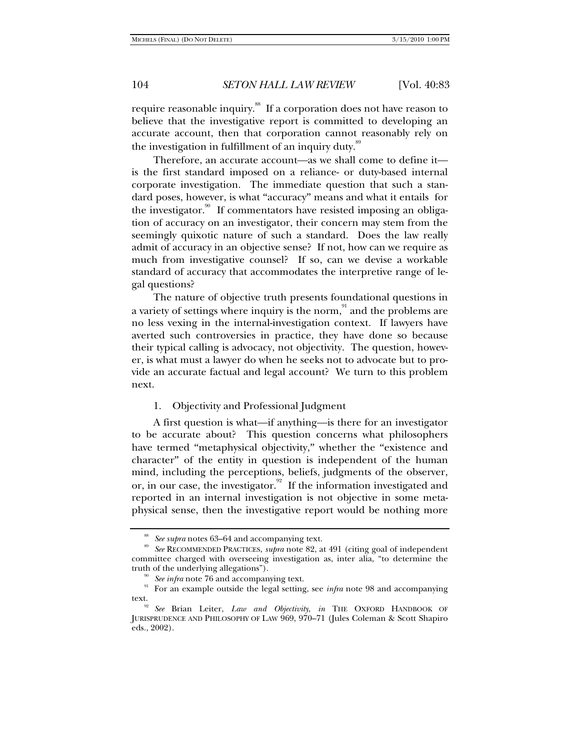require reasonable inquiry.[88] If a corporation does not have reason to believe that the investigative report is committed to developing an accurate account, then that corporation cannot reasonably rely on the investigation in fulfillment of an inquiry duty.[89]

Therefore, an accurate account—as we shall come to define it—is the first standard imposed on a reliance- or duty-based internal corporate investigation. The immediate question that such a standard poses, however, is what "accuracy" means and what it entails for the investigator.[90] If commentators have resisted imposing an obligation of accuracy on an investigator, their concern may stem from the seemingly quixotic nature of such a standard. Does the law really admit of accuracy in an objective sense? If not, how can we require as much from investigative counsel? If so, can we devise a workable standard of accuracy that accommodates the interpretive range of legal questions?

The nature of objective truth presents foundational questions in a variety of settings where inquiry is the norm,[91] and the problems are no less vexing in the internal-investigation context. If lawyers have averted such controversies in practice, they have done so because their typical calling is advocacy, not objectivity. The question, however, is what must a lawyer do when he seeks not to advocate but to provide an accurate factual and legal account? We turn to this problem next.

### 1. Objectivity and Professional Judgment

A first question is what—if anything—is there for an investigator to be accurate about? This question concerns what philosophers have termed "metaphysical objectivity," whether the "existence and character" of the entity in question is independent of the human mind, including the perceptions, beliefs, judgments of the observer, or, in our case, the investigator.[92] If the information investigated and reported in an internal investigation is not objective in some metaphysical sense, then the investigative report would be nothing more

---

[88] *See supra* notes 63–64 and accompanying text.

[89] *See* RECOMMENDED PRACTICES, *supra* note 82, at 491 (citing goal of independent committee charged with overseeing investigation as, inter alia, "to determine the truth of the underlying allegations").

[90] *See infra* note 76 and accompanying text.

[91] For an example outside the legal setting, see *infra* note 98 and accompanying text.

[92] *See* Brian Leiter, *Law and Objectivity*, *in* THE OXFORD HANDBOOK OF JURISPRUDENCE AND PHILOSOPHY OF LAW 969, 970–71 (Jules Coleman & Scott Shapiro eds., 2002).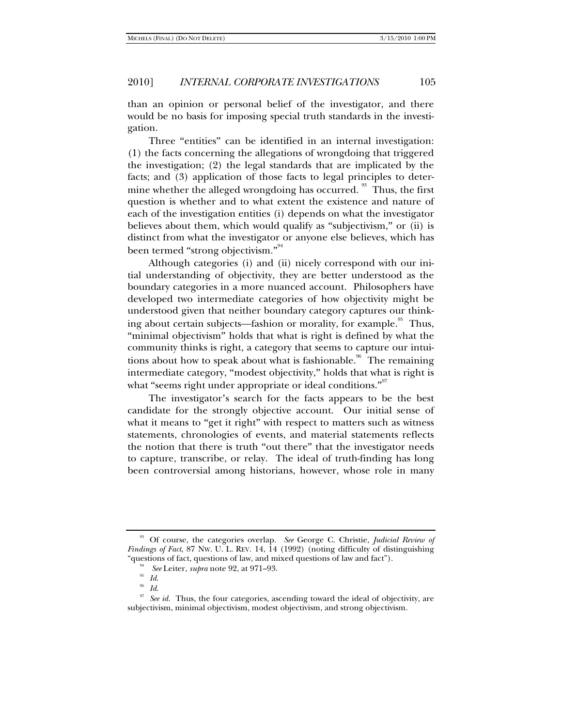than an opinion or personal belief of the investigator, and there would be no basis for imposing special truth standards in the investigation.

Three "entities" can be identified in an internal investigation: (1) the facts concerning the allegations of wrongdoing that triggered the investigation; (2) the legal standards that are implicated by the facts; and (3) application of those facts to legal principles to determine whether the alleged wrongdoing has occurred.[93] Thus, the first question is whether and to what extent the existence and nature of each of the investigation entities (i) depends on what the investigator believes about them, which would qualify as "subjectivism," or (ii) is distinct from what the investigator or anyone else believes, which has been termed "strong objectivism."[94]

Although categories (i) and (ii) nicely correspond with our initial understanding of objectivity, they are better understood as the boundary categories in a more nuanced account. Philosophers have developed two intermediate categories of how objectivity might be understood given that neither boundary category captures our thinking about certain subjects—fashion or morality, for example.[95] Thus, "minimal objectivism" holds that what is right is defined by what the community thinks is right, a category that seems to capture our intuitions about how to speak about what is fashionable.[96] The remaining intermediate category, "modest objectivity," holds that what is right is what "seems right under appropriate or ideal conditions."[97]

The investigator's search for the facts appears to be the best candidate for the strongly objective account. Our initial sense of what it means to "get it right" with respect to matters such as witness statements, chronologies of events, and material statements reflects the notion that there is truth "out there" that the investigator needs to capture, transcribe, or relay. The ideal of truth-finding has long been controversial among historians, however, whose role in many

---

[93] Of course, the categories overlap. *See* George C. Christie, *Judicial Review of Findings of Fact*, 87 NW. U. L. REV. 14, 14 (1992) (noting difficulty of distinguishing "questions of fact, questions of law, and mixed questions of law and fact").

[94] *See* Leiter, *supra* note 92, at 971–93.

[95] *Id.*

[96] *Id.*

[97] *See id.* Thus, the four categories, ascending toward the ideal of objectivity, are subjectivism, minimal objectivism, modest objectivism, and strong objectivism.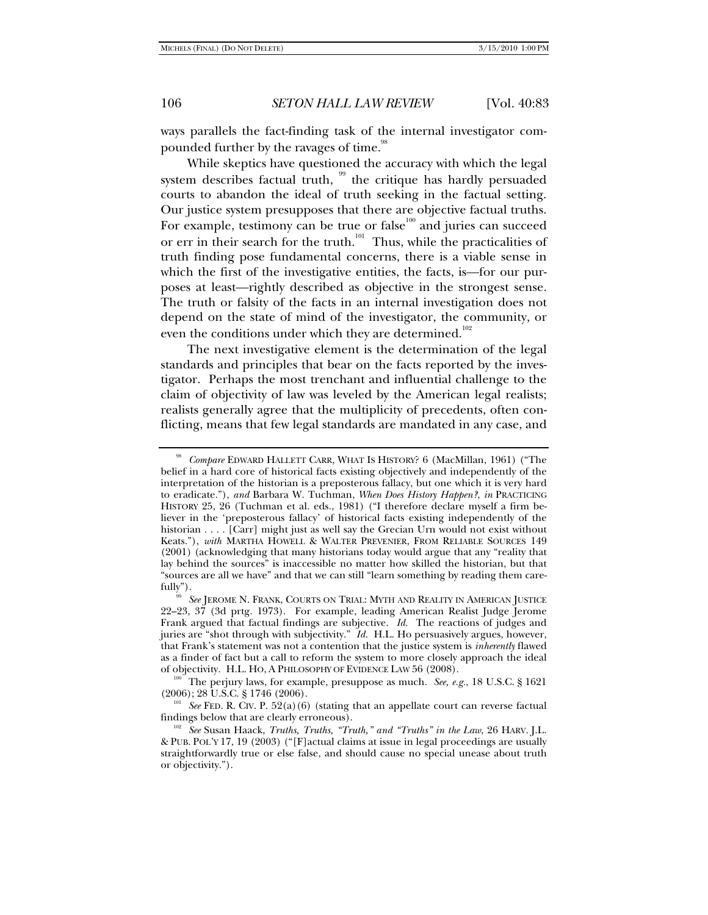ways parallels the fact-finding task of the internal investigator compounded further by the ravages of time.[98]

While skeptics have questioned the accuracy with which the legal system describes factual truth, [99] the critique has hardly persuaded courts to abandon the ideal of truth seeking in the factual setting. Our justice system presupposes that there are objective factual truths. For example, testimony can be true or false[100] and juries can succeed or err in their search for the truth.[101] Thus, while the practicalities of truth finding pose fundamental concerns, there is a viable sense in which the first of the investigative entities, the facts, is—for our purposes at least—rightly described as objective in the strongest sense. The truth or falsity of the facts in an internal investigation does not depend on the state of mind of the investigator, the community, or even the conditions under which they are determined.[102]

The next investigative element is the determination of the legal standards and principles that bear on the facts reported by the investigator. Perhaps the most trenchant and influential challenge to the claim of objectivity of law was leveled by the American legal realists; realists generally agree that the multiplicity of precedents, often conflicting, means that few legal standards are mandated in any case, and

---

[98] *Compare* EDWARD HALLETT CARR, WHAT IS HISTORY? 6 (MacMillan, 1961) ("The belief in a hard core of historical facts existing objectively and independently of the interpretation of the historian is a preposterous fallacy, but one which it is very hard to eradicate."), *and* Barbara W. Tuchman, *When Does History Happen?*, *in* PRACTICING HISTORY 25, 26 (Tuchman et al. eds., 1981) ("I therefore declare myself a firm believer in the 'preposterous fallacy' of historical facts existing independently of the historian . . . . [Carr] might just as well say the Grecian Urn would not exist without Keats."), *with* MARTHA HOWELL & WALTER PREVENIER, FROM RELIABLE SOURCES 149 (2001) (acknowledging that many historians today would argue that any "reality that lay behind the sources" is inaccessible no matter how skilled the historian, but that "sources are all we have" and that we can still "learn something by reading them carefully").

[99] *See* JEROME N. FRANK, COURTS ON TRIAL: MYTH AND REALITY IN AMERICAN JUSTICE 22–23, 37 (3d prtg. 1973). For example, leading American Realist Judge Jerome Frank argued that factual findings are subjective. *Id.* The reactions of judges and juries are "shot through with subjectivity." *Id.* H.L. Ho persuasively argues, however, that Frank's statement was not a contention that the justice system is *inherently* flawed as a finder of fact but a call to reform the system to more closely approach the ideal of objectivity. H.L. HO, A PHILOSOPHY OF EVIDENCE LAW 56 (2008).

[100] The perjury laws, for example, presuppose as much. *See, e.g.*, 18 U.S.C. § 1621 (2006); 28 U.S.C. § 1746 (2006).

[101] *See* FED. R. CIV. P. 52(a)(6) (stating that an appellate court can reverse factual findings below that are clearly erroneous).

[102] *See* Susan Haack, *Truths, Truths, "Truth," and "Truths" in the Law*, 26 HARV. J.L. & PUB. POL'Y 17, 19 (2003) ("[F]actual claims at issue in legal proceedings are usually straightforwardly true or else false, and should cause no special unease about truth or objectivity.").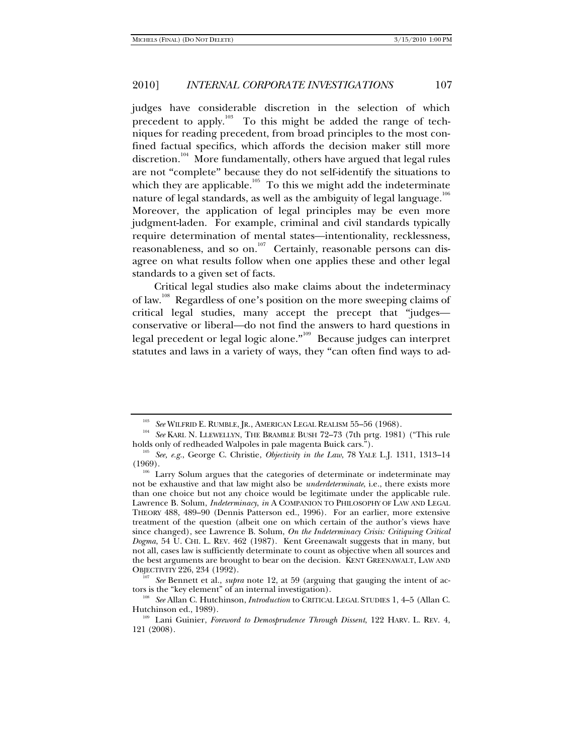judges have considerable discretion in the selection of which precedent to apply.[103] To this might be added the range of techniques for reading precedent, from broad principles to the most confined factual specifics, which affords the decision maker still more discretion.[104] More fundamentally, others have argued that legal rules are not "complete" because they do not self-identify the situations to which they are applicable.[105] To this we might add the indeterminate nature of legal standards, as well as the ambiguity of legal language.[106] Moreover, the application of legal principles may be even more judgment-laden. For example, criminal and civil standards typically require determination of mental states—intentionality, recklessness, reasonableness, and so on.[107] Certainly, reasonable persons can disagree on what results follow when one applies these and other legal standards to a given set of facts.

Critical legal studies also make claims about the indeterminacy of law.[108] Regardless of one's position on the more sweeping claims of critical legal studies, many accept the precept that "judges—conservative or liberal—do not find the answers to hard questions in legal precedent or legal logic alone."[109] Because judges can interpret statutes and laws in a variety of ways, they "can often find ways to ad-

---

[103] *See* WILFRID E. RUMBLE, JR., AMERICAN LEGAL REALISM 55–56 (1968).

[104] *See* KARL N. LLEWELLYN, THE BRAMBLE BUSH 72–73 (7th prtg. 1981) ("This rule holds only of redheaded Walpoles in pale magenta Buick cars.").

[105] *See, e.g.*, George C. Christie, *Objectivity in the Law*, 78 YALE L.J. 1311, 1313–14 (1969).

[106] Larry Solum argues that the categories of determinate or indeterminate may not be exhaustive and that law might also be *underdeterminate*, i.e., there exists more than one choice but not any choice would be legitimate under the applicable rule. Lawrence B. Solum, *Indeterminacy*, *in* A COMPANION TO PHILOSOPHY OF LAW AND LEGAL THEORY 488, 489–90 (Dennis Patterson ed., 1996). For an earlier, more extensive treatment of the question (albeit one on which certain of the author's views have since changed), see Lawrence B. Solum, *On the Indeterminacy Crisis: Critiquing Critical Dogma*, 54 U. CHI. L. REV. 462 (1987). Kent Greenawalt suggests that in many, but not all, cases law is sufficiently determinate to count as objective when all sources and the best arguments are brought to bear on the decision. KENT GREENAWALT, LAW AND OBJECTIVITY 226, 234 (1992).

[107] *See* Bennett et al., *supra* note 12, at 59 (arguing that gauging the intent of actors is the "key element" of an internal investigation).

[108] *See* Allan C. Hutchinson, *Introduction* to CRITICAL LEGAL STUDIES 1, 4–5 (Allan C. Hutchinson ed., 1989).

[109] Lani Guinier, *Foreword to Demosprudence Through Dissent*, 122 HARV. L. REV. 4, 121 (2008).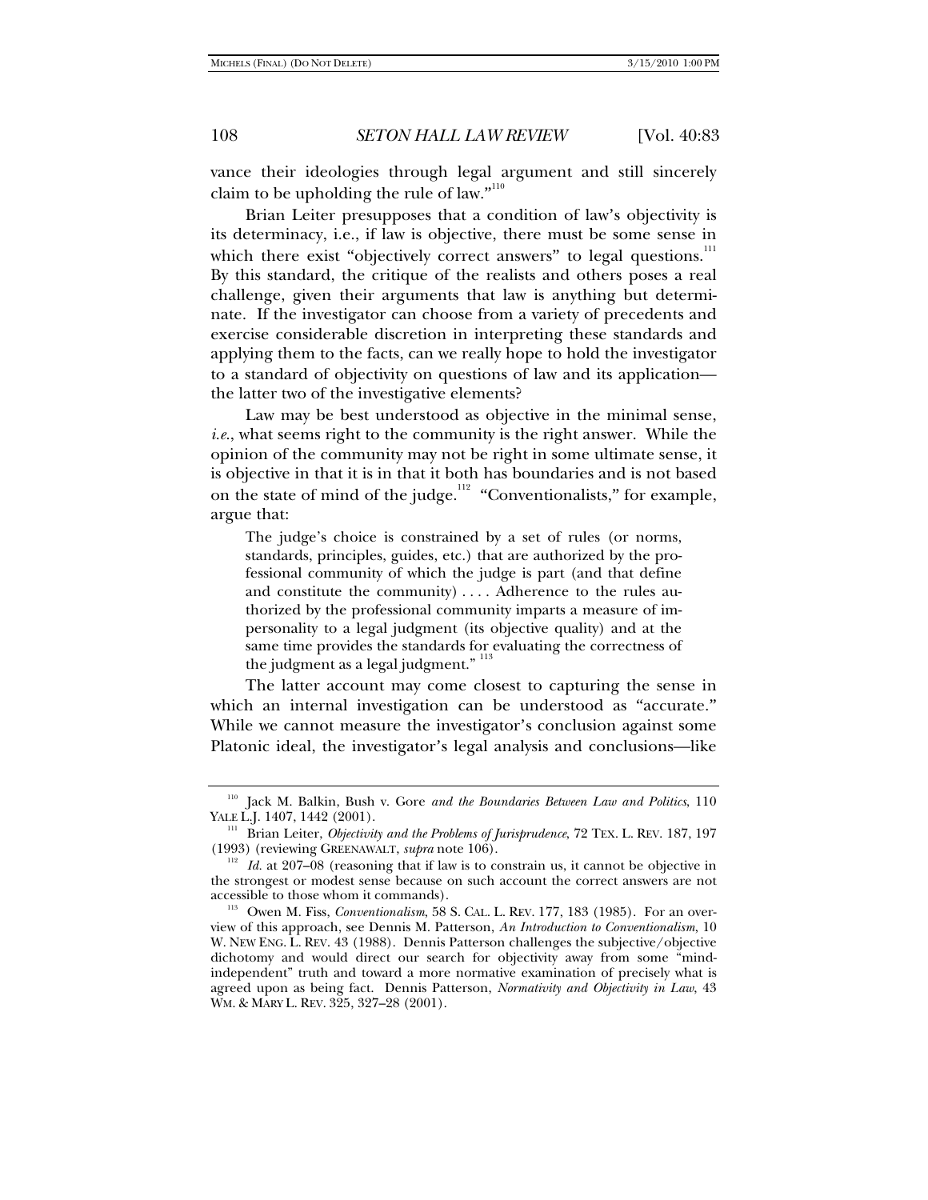vance their ideologies through legal argument and still sincerely claim to be upholding the rule of law."[110]

Brian Leiter presupposes that a condition of law's objectivity is its determinacy, i.e., if law is objective, there must be some sense in which there exist "objectively correct answers" to legal questions.[111] By this standard, the critique of the realists and others poses a real challenge, given their arguments that law is anything but determinate. If the investigator can choose from a variety of precedents and exercise considerable discretion in interpreting these standards and applying them to the facts, can we really hope to hold the investigator to a standard of objectivity on questions of law and its application—the latter two of the investigative elements?

Law may be best understood as objective in the minimal sense, *i.e.*, what seems right to the community is the right answer. While the opinion of the community may not be right in some ultimate sense, it is objective in that it is in that it both has boundaries and is not based on the state of mind of the judge.[112] "Conventionalists," for example, argue that:

> The judge's choice is constrained by a set of rules (or norms, standards, principles, guides, etc.) that are authorized by the professional community of which the judge is part (and that define and constitute the community) . . . . Adherence to the rules authorized by the professional community imparts a measure of impersonality to a legal judgment (its objective quality) and at the same time provides the standards for evaluating the correctness of the judgment as a legal judgment."[113]

The latter account may come closest to capturing the sense in which an internal investigation can be understood as "accurate." While we cannot measure the investigator's conclusion against some Platonic ideal, the investigator's legal analysis and conclusions—like

---

[110] Jack M. Balkin, Bush v. Gore *and the Boundaries Between Law and Politics*, 110 YALE L.J. 1407, 1442 (2001).

[111] Brian Leiter, *Objectivity and the Problems of Jurisprudence*, 72 TEX. L. REV. 187, 197 (1993) (reviewing GREENAWALT, *supra* note 106).

[112] *Id.* at 207–08 (reasoning that if law is to constrain us, it cannot be objective in the strongest or modest sense because on such account the correct answers are not accessible to those whom it commands).

[113] Owen M. Fiss, *Conventionalism*, 58 S. CAL. L. REV. 177, 183 (1985). For an overview of this approach, see Dennis M. Patterson, *An Introduction to Conventionalism*, 10 W. NEW ENG. L. REV. 43 (1988). Dennis Patterson challenges the subjective/objective dichotomy and would direct our search for objectivity away from some "mind-independent" truth and toward a more normative examination of precisely what is agreed upon as being fact. Dennis Patterson, *Normativity and Objectivity in Law*, 43 WM. & MARY L. REV. 325, 327–28 (2001).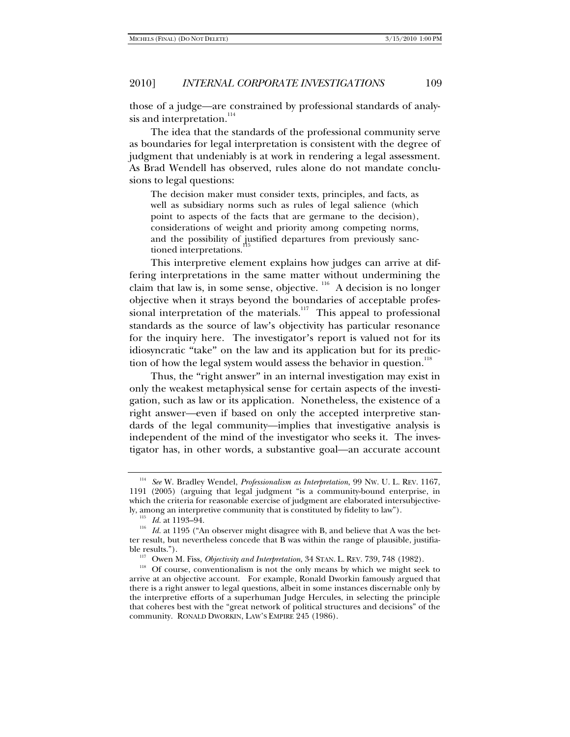those of a judge—are constrained by professional standards of analysis and interpretation.[114]

The idea that the standards of the professional community serve as boundaries for legal interpretation is consistent with the degree of judgment that undeniably is at work in rendering a legal assessment. As Brad Wendell has observed, rules alone do not mandate conclusions to legal questions:

> The decision maker must consider texts, principles, and facts, as well as subsidiary norms such as rules of legal salience (which point to aspects of the facts that are germane to the decision), considerations of weight and priority among competing norms, and the possibility of justified departures from previously sanctioned interpretations.[115]

This interpretive element explains how judges can arrive at differing interpretations in the same matter without undermining the claim that law is, in some sense, objective.[116] A decision is no longer objective when it strays beyond the boundaries of acceptable professional interpretation of the materials.[117] This appeal to professional standards as the source of law's objectivity has particular resonance for the inquiry here. The investigator's report is valued not for its idiosyncratic "take" on the law and its application but for its prediction of how the legal system would assess the behavior in question.[118]

Thus, the "right answer" in an internal investigation may exist in only the weakest metaphysical sense for certain aspects of the investigation, such as law or its application. Nonetheless, the existence of a right answer—even if based on only the accepted interpretive standards of the legal community—implies that investigative analysis is independent of the mind of the investigator who seeks it. The investigator has, in other words, a substantive goal—an accurate account

---

[114] *See* W. Bradley Wendel, *Professionalism as Interpretation*, 99 NW. U. L. REV. 1167, 1191 (2005) (arguing that legal judgment "is a community-bound enterprise, in which the criteria for reasonable exercise of judgment are elaborated intersubjectively, among an interpretive community that is constituted by fidelity to law").

[115] *Id.* at 1193–94.

[116] *Id.* at 1195 ("An observer might disagree with B, and believe that A was the better result, but nevertheless concede that B was within the range of plausible, justifiable results.").

[117] Owen M. Fiss, *Objectivity and Interpretation*, 34 STAN. L. REV. 739, 748 (1982).

[118] Of course, conventionalism is not the only means by which we might seek to arrive at an objective account. For example, Ronald Dworkin famously argued that there is a right answer to legal questions, albeit in some instances discernable only by the interpretive efforts of a superhuman Judge Hercules, in selecting the principle that coheres best with the "great network of political structures and decisions" of the community. RONALD DWORKIN, LAW'S EMPIRE 245 (1986).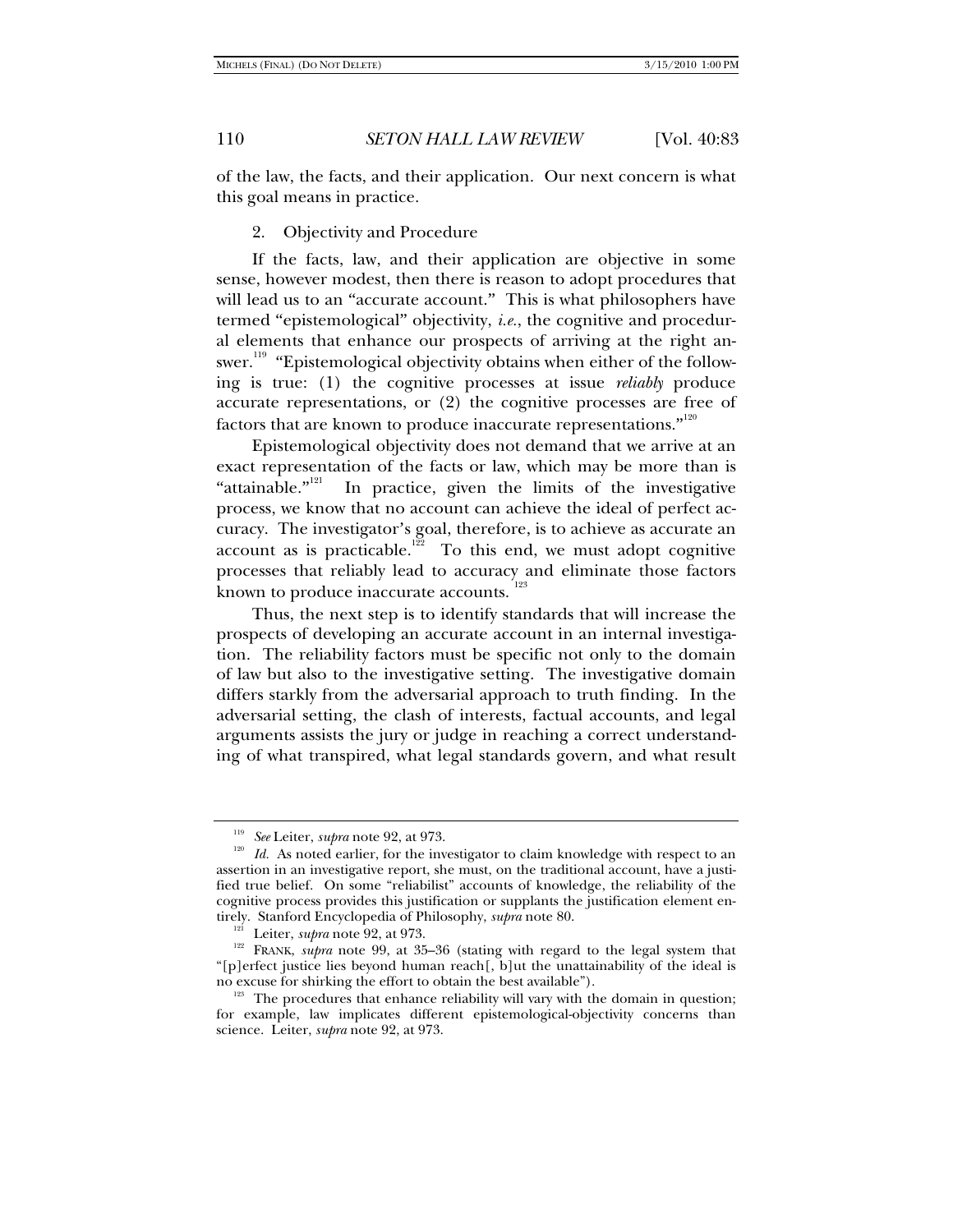of the law, the facts, and their application. Our next concern is what this goal means in practice.

### 2. Objectivity and Procedure

If the facts, law, and their application are objective in some sense, however modest, then there is reason to adopt procedures that will lead us to an "accurate account." This is what philosophers have termed "epistemological" objectivity, *i.e.*, the cognitive and procedural elements that enhance our prospects of arriving at the right answer.[119] "Epistemological objectivity obtains when either of the following is true: (1) the cognitive processes at issue *reliably* produce accurate representations, or (2) the cognitive processes are free of factors that are known to produce inaccurate representations."[120]

Epistemological objectivity does not demand that we arrive at an exact representation of the facts or law, which may be more than is "attainable."[121] In practice, given the limits of the investigative process, we know that no account can achieve the ideal of perfect accuracy. The investigator's goal, therefore, is to achieve as accurate an account as is practicable.[122] To this end, we must adopt cognitive processes that reliably lead to accuracy and eliminate those factors known to produce inaccurate accounts.[123]

Thus, the next step is to identify standards that will increase the prospects of developing an accurate account in an internal investigation. The reliability factors must be specific not only to the domain of law but also to the investigative setting. The investigative domain differs starkly from the adversarial approach to truth finding. In the adversarial setting, the clash of interests, factual accounts, and legal arguments assists the jury or judge in reaching a correct understanding of what transpired, what legal standards govern, and what result

---

[119] *See* Leiter, *supra* note 92, at 973.

[120] *Id.* As noted earlier, for the investigator to claim knowledge with respect to an assertion in an investigative report, she must, on the traditional account, have a justified true belief. On some "reliabilist" accounts of knowledge, the reliability of the cognitive process provides this justification or supplants the justification element entirely. Stanford Encyclopedia of Philosophy, *supra* note 80.

[121] Leiter, *supra* note 92, at 973.

[122] FRANK, *supra* note 99, at 35–36 (stating with regard to the legal system that "[p]erfect justice lies beyond human reach[, b]ut the unattainability of the ideal is no excuse for shirking the effort to obtain the best available").

[123] The procedures that enhance reliability will vary with the domain in question; for example, law implicates different epistemological-objectivity concerns than science. Leiter, *supra* note 92, at 973.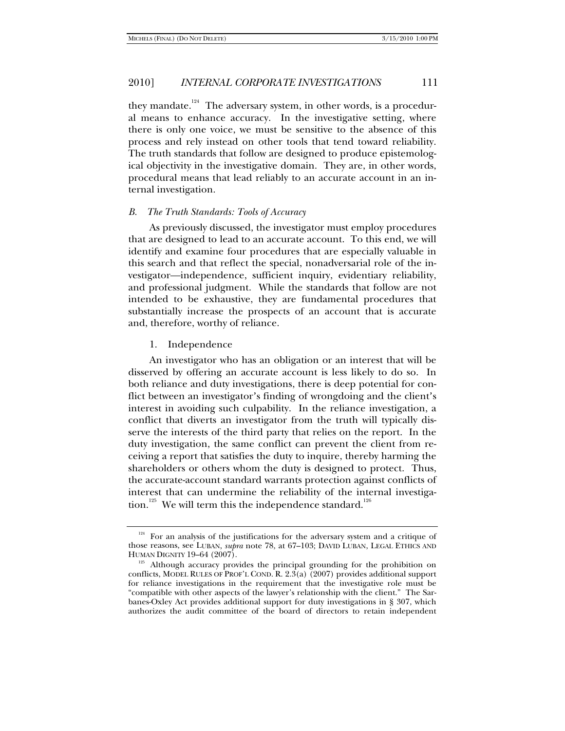they mandate.[124] The adversary system, in other words, is a procedural means to enhance accuracy. In the investigative setting, where there is only one voice, we must be sensitive to the absence of this process and rely instead on other tools that tend toward reliability. The truth standards that follow are designed to produce epistemological objectivity in the investigative domain. They are, in other words, procedural means that lead reliably to an accurate account in an internal investigation.

### *B. The Truth Standards: Tools of Accuracy*

As previously discussed, the investigator must employ procedures that are designed to lead to an accurate account. To this end, we will identify and examine four procedures that are especially valuable in this search and that reflect the special, nonadversarial role of the investigator—independence, sufficient inquiry, evidentiary reliability, and professional judgment. While the standards that follow are not intended to be exhaustive, they are fundamental procedures that substantially increase the prospects of an account that is accurate and, therefore, worthy of reliance.

#### 1. Independence

An investigator who has an obligation or an interest that will be disserved by offering an accurate account is less likely to do so. In both reliance and duty investigations, there is deep potential for conflict between an investigator's finding of wrongdoing and the client's interest in avoiding such culpability. In the reliance investigation, a conflict that diverts an investigator from the truth will typically disserve the interests of the third party that relies on the report. In the duty investigation, the same conflict can prevent the client from receiving a report that satisfies the duty to inquire, thereby harming the shareholders or others whom the duty is designed to protect. Thus, the accurate-account standard warrants protection against conflicts of interest that can undermine the reliability of the internal investigation.[125] We will term this the independence standard.[126]

---

[124] For an analysis of the justifications for the adversary system and a critique of those reasons, see LUBAN, *supra* note 78, at 67–103; DAVID LUBAN, LEGAL ETHICS AND HUMAN DIGNITY 19–64 (2007).

[125] Although accuracy provides the principal grounding for the prohibition on conflicts, MODEL RULES OF PROF'L COND. R. 2.3(a) (2007) provides additional support for reliance investigations in the requirement that the investigative role must be "compatible with other aspects of the lawyer's relationship with the client." The Sarbanes-Oxley Act provides additional support for duty investigations in § 307, which authorizes the audit committee of the board of directors to retain independent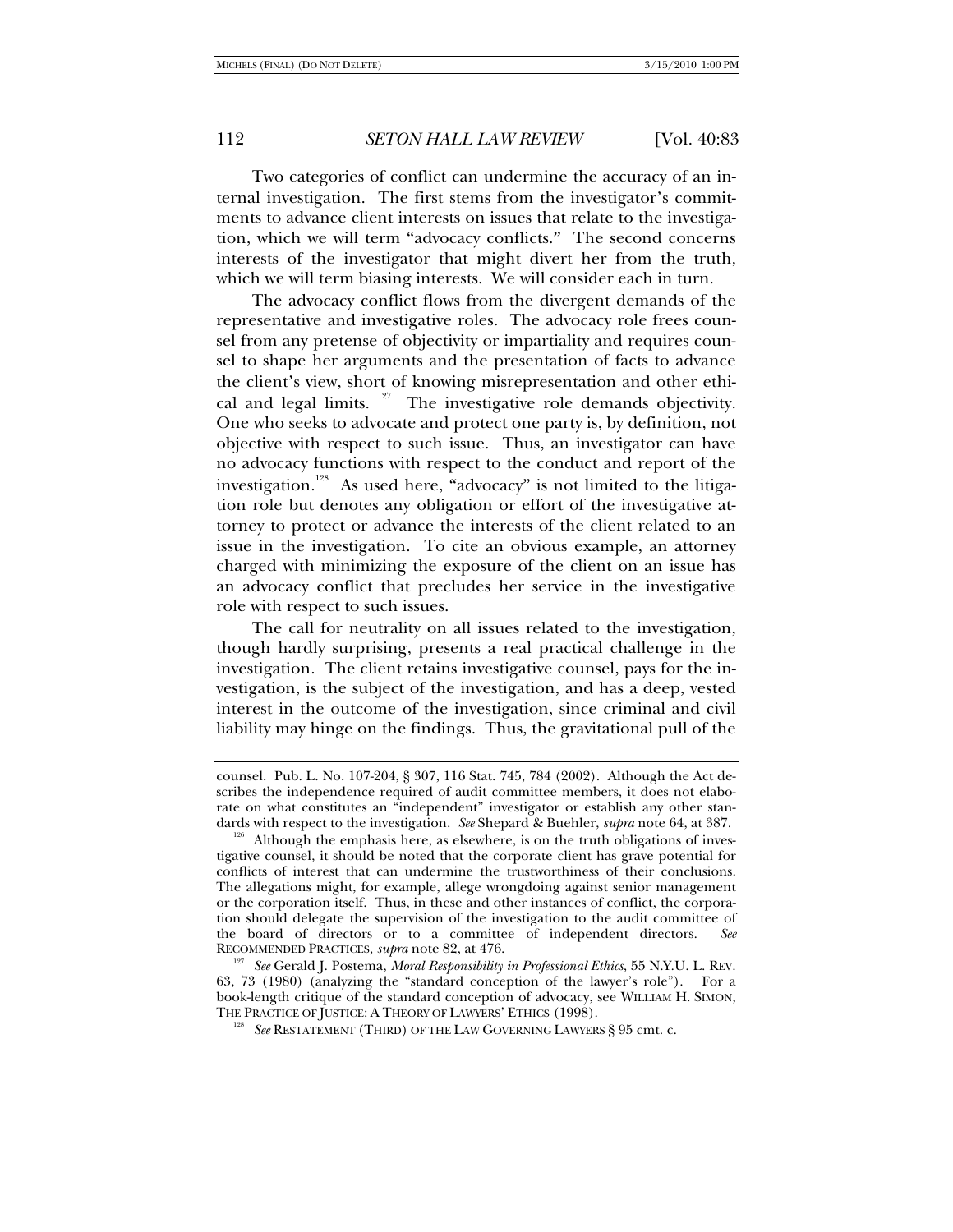Two categories of conflict can undermine the accuracy of an internal investigation. The first stems from the investigator's commitments to advance client interests on issues that relate to the investigation, which we will term "advocacy conflicts." The second concerns interests of the investigator that might divert her from the truth, which we will term biasing interests. We will consider each in turn.

The advocacy conflict flows from the divergent demands of the representative and investigative roles. The advocacy role frees counsel from any pretense of objectivity or impartiality and requires counsel to shape her arguments and the presentation of facts to advance the client's view, short of knowing misrepresentation and other ethical and legal limits.[127] The investigative role demands objectivity. One who seeks to advocate and protect one party is, by definition, not objective with respect to such issue. Thus, an investigator can have no advocacy functions with respect to the conduct and report of the investigation.[128] As used here, "advocacy" is not limited to the litigation role but denotes any obligation or effort of the investigative attorney to protect or advance the interests of the client related to an issue in the investigation. To cite an obvious example, an attorney charged with minimizing the exposure of the client on an issue has an advocacy conflict that precludes her service in the investigative role with respect to such issues.

The call for neutrality on all issues related to the investigation, though hardly surprising, presents a real practical challenge in the investigation. The client retains investigative counsel, pays for the investigation, is the subject of the investigation, and has a deep, vested interest in the outcome of the investigation, since criminal and civil liability may hinge on the findings. Thus, the gravitational pull of the

---

counsel. Pub. L. No. 107-204, § 307, 116 Stat. 745, 784 (2002). Although the Act describes the independence required of audit committee members, it does not elaborate on what constitutes an "independent" investigator or establish any other standards with respect to the investigation. *See* Shepard & Buehler, *supra* note 64, at 387.

[126] Although the emphasis here, as elsewhere, is on the truth obligations of investigative counsel, it should be noted that the corporate client has grave potential for conflicts of interest that can undermine the trustworthiness of their conclusions. The allegations might, for example, allege wrongdoing against senior management or the corporation itself. Thus, in these and other instances of conflict, the corporation should delegate the supervision of the investigation to the audit committee of the board of directors or to a committee of independent directors. *See* RECOMMENDED PRACTICES, *supra* note 82, at 476.

[127] *See* Gerald J. Postema, *Moral Responsibility in Professional Ethics*, 55 N.Y.U. L. REV. 63, 73 (1980) (analyzing the "standard conception of the lawyer's role"). For a book-length critique of the standard conception of advocacy, see WILLIAM H. SIMON, THE PRACTICE OF JUSTICE: A THEORY OF LAWYERS' ETHICS (1998).

[128] *See* RESTATEMENT (THIRD) OF THE LAW GOVERNING LAWYERS § 95 cmt. c.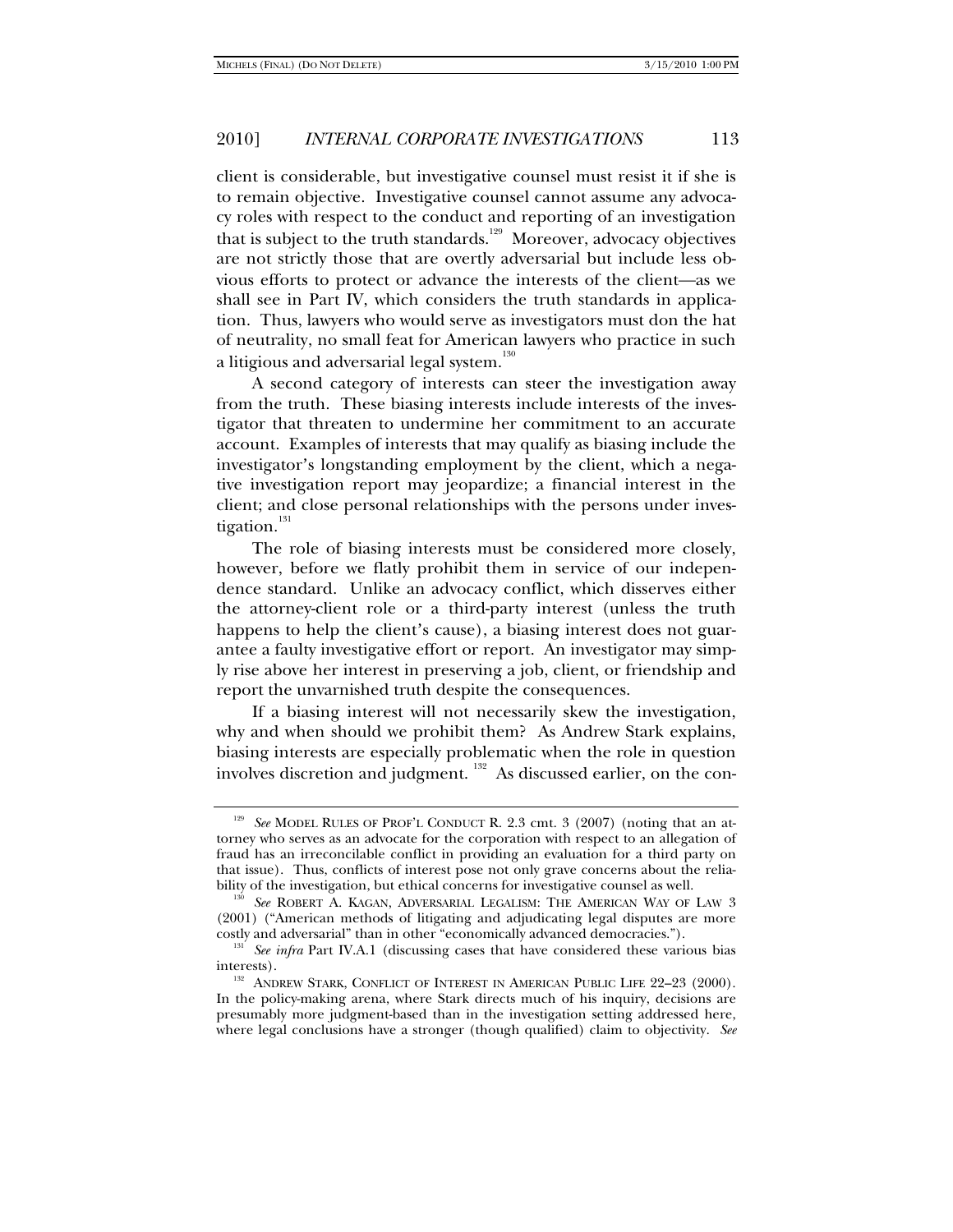client is considerable, but investigative counsel must resist it if she is to remain objective. Investigative counsel cannot assume any advocacy roles with respect to the conduct and reporting of an investigation that is subject to the truth standards.[129] Moreover, advocacy objectives are not strictly those that are overtly adversarial but include less obvious efforts to protect or advance the interests of the client—as we shall see in Part IV, which considers the truth standards in application. Thus, lawyers who would serve as investigators must don the hat of neutrality, no small feat for American lawyers who practice in such a litigious and adversarial legal system.[130]

A second category of interests can steer the investigation away from the truth. These biasing interests include interests of the investigator that threaten to undermine her commitment to an accurate account. Examples of interests that may qualify as biasing include the investigator's longstanding employment by the client, which a negative investigation report may jeopardize; a financial interest in the client; and close personal relationships with the persons under investigation.[131]

The role of biasing interests must be considered more closely, however, before we flatly prohibit them in service of our independence standard. Unlike an advocacy conflict, which disserves either the attorney-client role or a third-party interest (unless the truth happens to help the client's cause), a biasing interest does not guarantee a faulty investigative effort or report. An investigator may simply rise above her interest in preserving a job, client, or friendship and report the unvarnished truth despite the consequences.

If a biasing interest will not necessarily skew the investigation, why and when should we prohibit them? As Andrew Stark explains, biasing interests are especially problematic when the role in question involves discretion and judgment.[132] As discussed earlier, on the con-

---

[129] *See* MODEL RULES OF PROF'L CONDUCT R. 2.3 cmt. 3 (2007) (noting that an attorney who serves as an advocate for the corporation with respect to an allegation of fraud has an irreconcilable conflict in providing an evaluation for a third party on that issue). Thus, conflicts of interest pose not only grave concerns about the reliability of the investigation, but ethical concerns for investigative counsel as well.

[130] *See* ROBERT A. KAGAN, ADVERSARIAL LEGALISM: THE AMERICAN WAY OF LAW 3 (2001) ("American methods of litigating and adjudicating legal disputes are more costly and adversarial" than in other "economically advanced democracies.").

[131] *See infra* Part IV.A.1 (discussing cases that have considered these various bias interests).

[132] ANDREW STARK, CONFLICT OF INTEREST IN AMERICAN PUBLIC LIFE 22–23 (2000). In the policy-making arena, where Stark directs much of his inquiry, decisions are presumably more judgment-based than in the investigation setting addressed here, where legal conclusions have a stronger (though qualified) claim to objectivity. *See*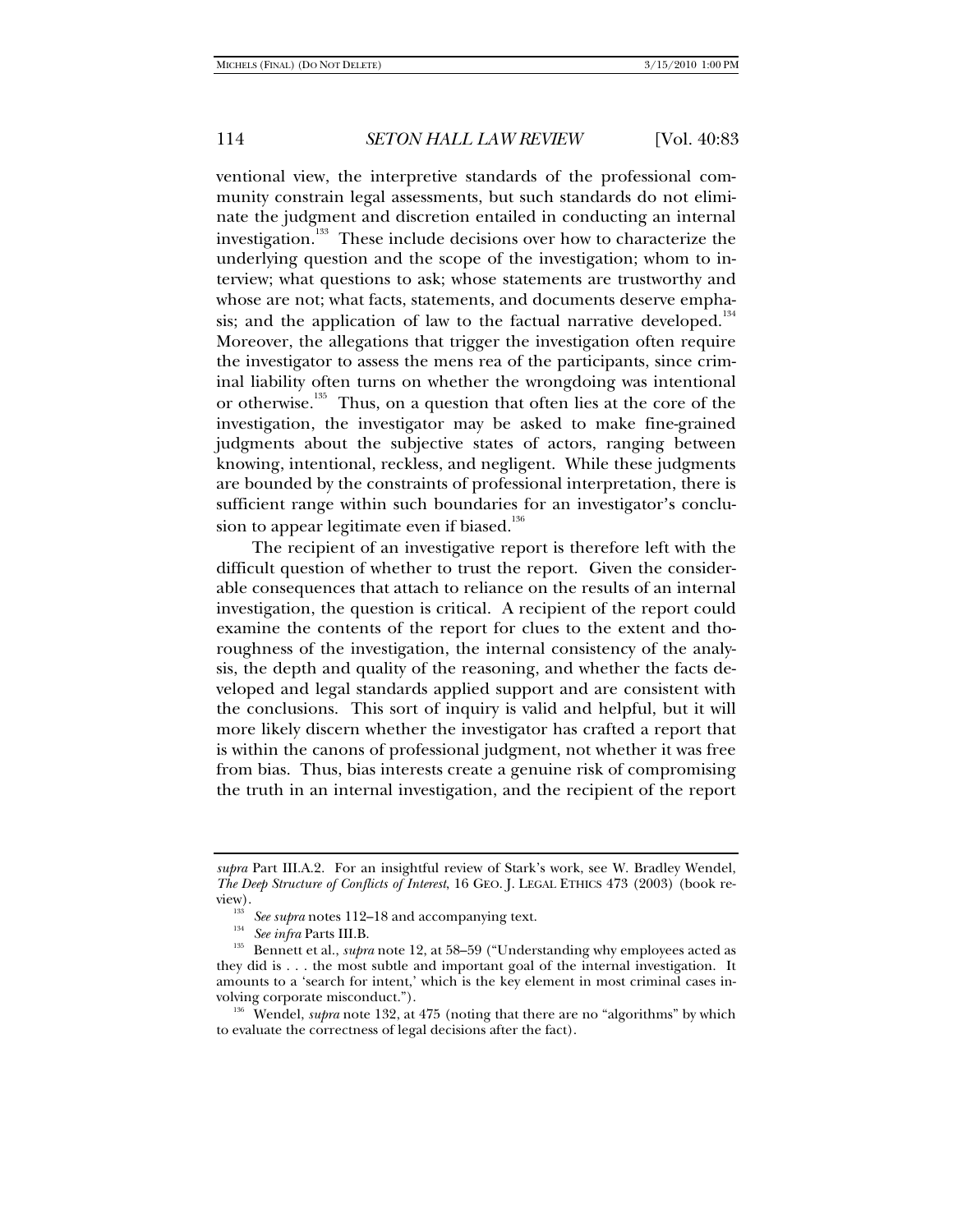ventional view, the interpretive standards of the professional community constrain legal assessments, but such standards do not eliminate the judgment and discretion entailed in conducting an internal investigation.[133] These include decisions over how to characterize the underlying question and the scope of the investigation; whom to interview; what questions to ask; whose statements are trustworthy and whose are not; what facts, statements, and documents deserve emphasis; and the application of law to the factual narrative developed.[134] Moreover, the allegations that trigger the investigation often require the investigator to assess the mens rea of the participants, since criminal liability often turns on whether the wrongdoing was intentional or otherwise.[135] Thus, on a question that often lies at the core of the investigation, the investigator may be asked to make fine-grained judgments about the subjective states of actors, ranging between knowing, intentional, reckless, and negligent. While these judgments are bounded by the constraints of professional interpretation, there is sufficient range within such boundaries for an investigator's conclusion to appear legitimate even if biased.[136]

The recipient of an investigative report is therefore left with the difficult question of whether to trust the report. Given the considerable consequences that attach to reliance on the results of an internal investigation, the question is critical. A recipient of the report could examine the contents of the report for clues to the extent and thoroughness of the investigation, the internal consistency of the analysis, the depth and quality of the reasoning, and whether the facts developed and legal standards applied support and are consistent with the conclusions. This sort of inquiry is valid and helpful, but it will more likely discern whether the investigator has crafted a report that is within the canons of professional judgment, not whether it was free from bias. Thus, bias interests create a genuine risk of compromising the truth in an internal investigation, and the recipient of the report

---

*supra* Part III.A.2. For an insightful review of Stark's work, see W. Bradley Wendel, *The Deep Structure of Conflicts of Interest*, 16 GEO. J. LEGAL ETHICS 473 (2003) (book review).

[133] *See supra* notes 112–18 and accompanying text.

[134] *See infra* Parts III.B.

[135] Bennett et al., *supra* note 12, at 58–59 ("Understanding why employees acted as they did is . . . the most subtle and important goal of the internal investigation. It amounts to a 'search for intent,' which is the key element in most criminal cases involving corporate misconduct.").

[136] Wendel, *supra* note 132, at 475 (noting that there are no "algorithms" by which to evaluate the correctness of legal decisions after the fact).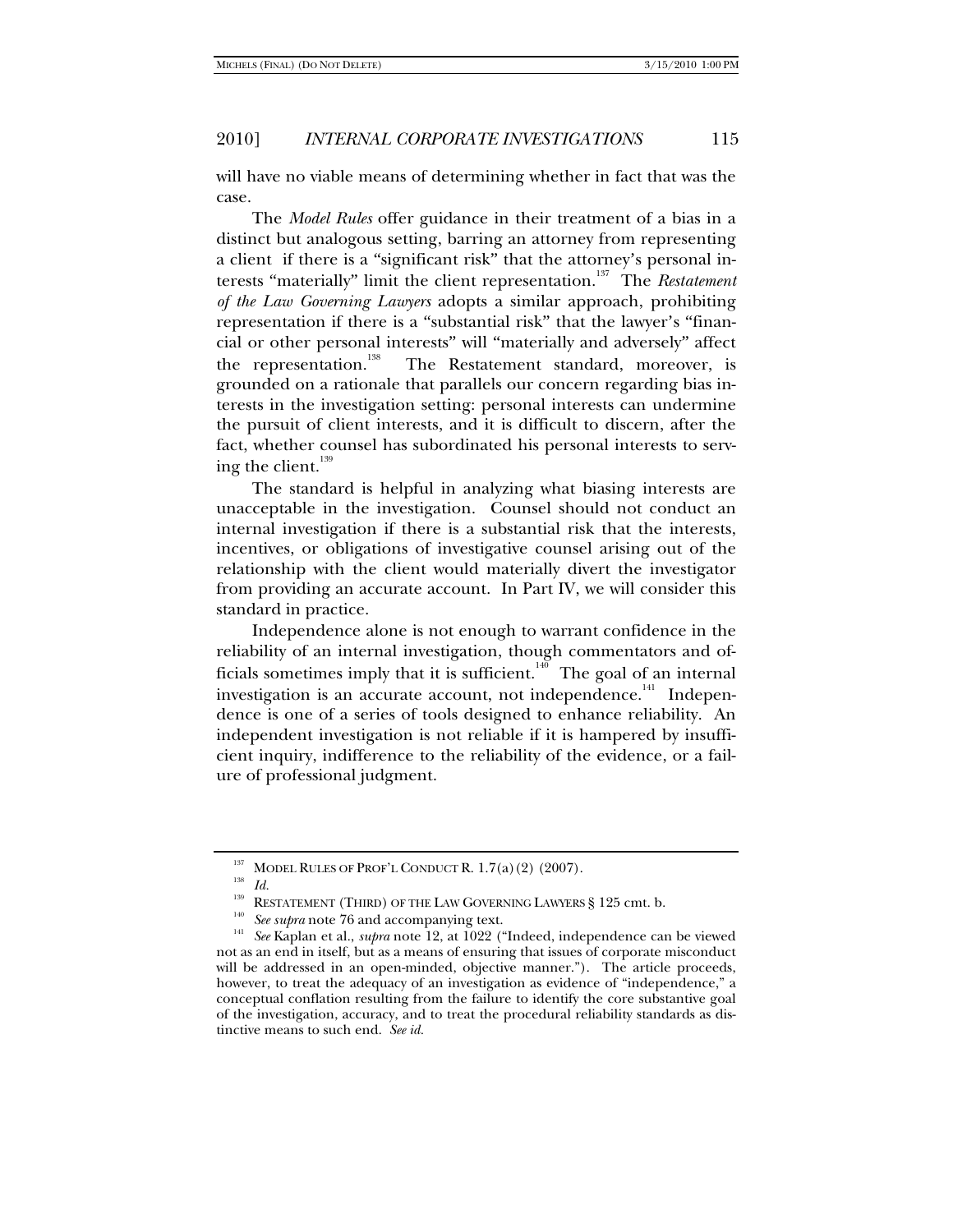will have no viable means of determining whether in fact that was the case.

The *Model Rules* offer guidance in their treatment of a bias in a distinct but analogous setting, barring an attorney from representing a client if there is a "significant risk" that the attorney's personal interests "materially" limit the client representation.[137] The *Restatement of the Law Governing Lawyers* adopts a similar approach, prohibiting representation if there is a "substantial risk" that the lawyer's "financial or other personal interests" will "materially and adversely" affect the representation.[138] The Restatement standard, moreover, is grounded on a rationale that parallels our concern regarding bias interests in the investigation setting: personal interests can undermine the pursuit of client interests, and it is difficult to discern, after the fact, whether counsel has subordinated his personal interests to serving the client.[139]

The standard is helpful in analyzing what biasing interests are unacceptable in the investigation. Counsel should not conduct an internal investigation if there is a substantial risk that the interests, incentives, or obligations of investigative counsel arising out of the relationship with the client would materially divert the investigator from providing an accurate account. In Part IV, we will consider this standard in practice.

Independence alone is not enough to warrant confidence in the reliability of an internal investigation, though commentators and officials sometimes imply that it is sufficient.[140] The goal of an internal investigation is an accurate account, not independence.[141] Independence is one of a series of tools designed to enhance reliability. An independent investigation is not reliable if it is hampered by insufficient inquiry, indifference to the reliability of the evidence, or a failure of professional judgment.

---

[137] MODEL RULES OF PROF'L CONDUCT R. 1.7(a)(2) (2007).

[138] *Id.*

[139] RESTATEMENT (THIRD) OF THE LAW GOVERNING LAWYERS § 125 cmt. b.

[140] *See supra* note 76 and accompanying text.

[141] *See* Kaplan et al., *supra* note 12, at 1022 ("Indeed, independence can be viewed not as an end in itself, but as a means of ensuring that issues of corporate misconduct will be addressed in an open-minded, objective manner."). The article proceeds, however, to treat the adequacy of an investigation as evidence of "independence," a conceptual conflation resulting from the failure to identify the core substantive goal of the investigation, accuracy, and to treat the procedural reliability standards as distinctive means to such end. *See id.*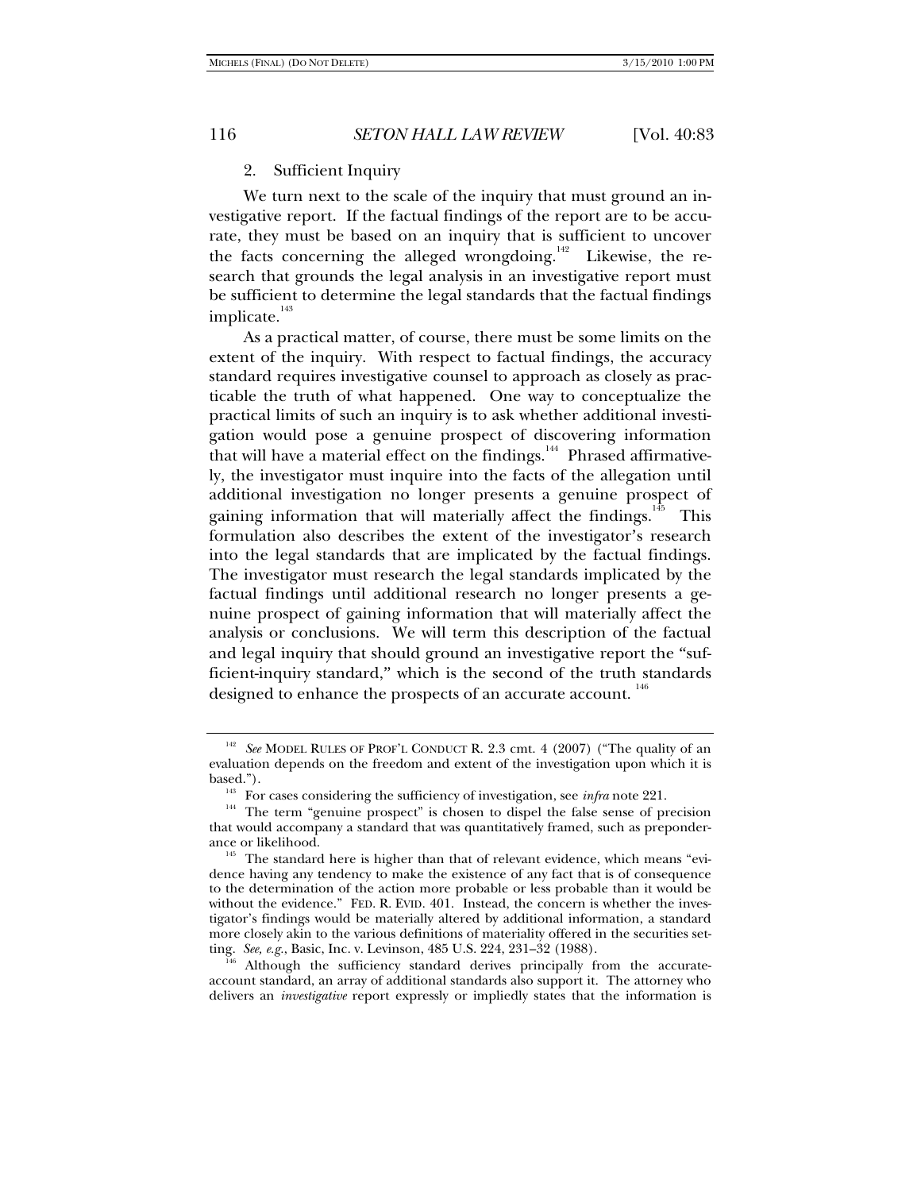### 2. Sufficient Inquiry

We turn next to the scale of the inquiry that must ground an investigative report. If the factual findings of the report are to be accurate, they must be based on an inquiry that is sufficient to uncover the facts concerning the alleged wrongdoing.[142] Likewise, the research that grounds the legal analysis in an investigative report must be sufficient to determine the legal standards that the factual findings implicate.[143]

As a practical matter, of course, there must be some limits on the extent of the inquiry. With respect to factual findings, the accuracy standard requires investigative counsel to approach as closely as practicable the truth of what happened. One way to conceptualize the practical limits of such an inquiry is to ask whether additional investigation would pose a genuine prospect of discovering information that will have a material effect on the findings.[144] Phrased affirmatively, the investigator must inquire into the facts of the allegation until additional investigation no longer presents a genuine prospect of gaining information that will materially affect the findings.[145] This formulation also describes the extent of the investigator's research into the legal standards that are implicated by the factual findings. The investigator must research the legal standards implicated by the factual findings until additional research no longer presents a genuine prospect of gaining information that will materially affect the analysis or conclusions. We will term this description of the factual and legal inquiry that should ground an investigative report the "sufficient-inquiry standard," which is the second of the truth standards designed to enhance the prospects of an accurate account.[146]

---

[142] *See* MODEL RULES OF PROF'L CONDUCT R. 2.3 cmt. 4 (2007) ("The quality of an evaluation depends on the freedom and extent of the investigation upon which it is based.").

[143] For cases considering the sufficiency of investigation, see *infra* note 221.

[144] The term "genuine prospect" is chosen to dispel the false sense of precision that would accompany a standard that was quantitatively framed, such as preponderance or likelihood.

[145] The standard here is higher than that of relevant evidence, which means "evidence having any tendency to make the existence of any fact that is of consequence to the determination of the action more probable or less probable than it would be without the evidence." FED. R. EVID. 401. Instead, the concern is whether the investigator's findings would be materially altered by additional information, a standard more closely akin to the various definitions of materiality offered in the securities setting. *See, e.g.*, Basic, Inc. v. Levinson, 485 U.S. 224, 231–32 (1988).

[146] Although the sufficiency standard derives principally from the accurate-account standard, an array of additional standards also support it. The attorney who delivers an *investigative* report expressly or impliedly states that the information is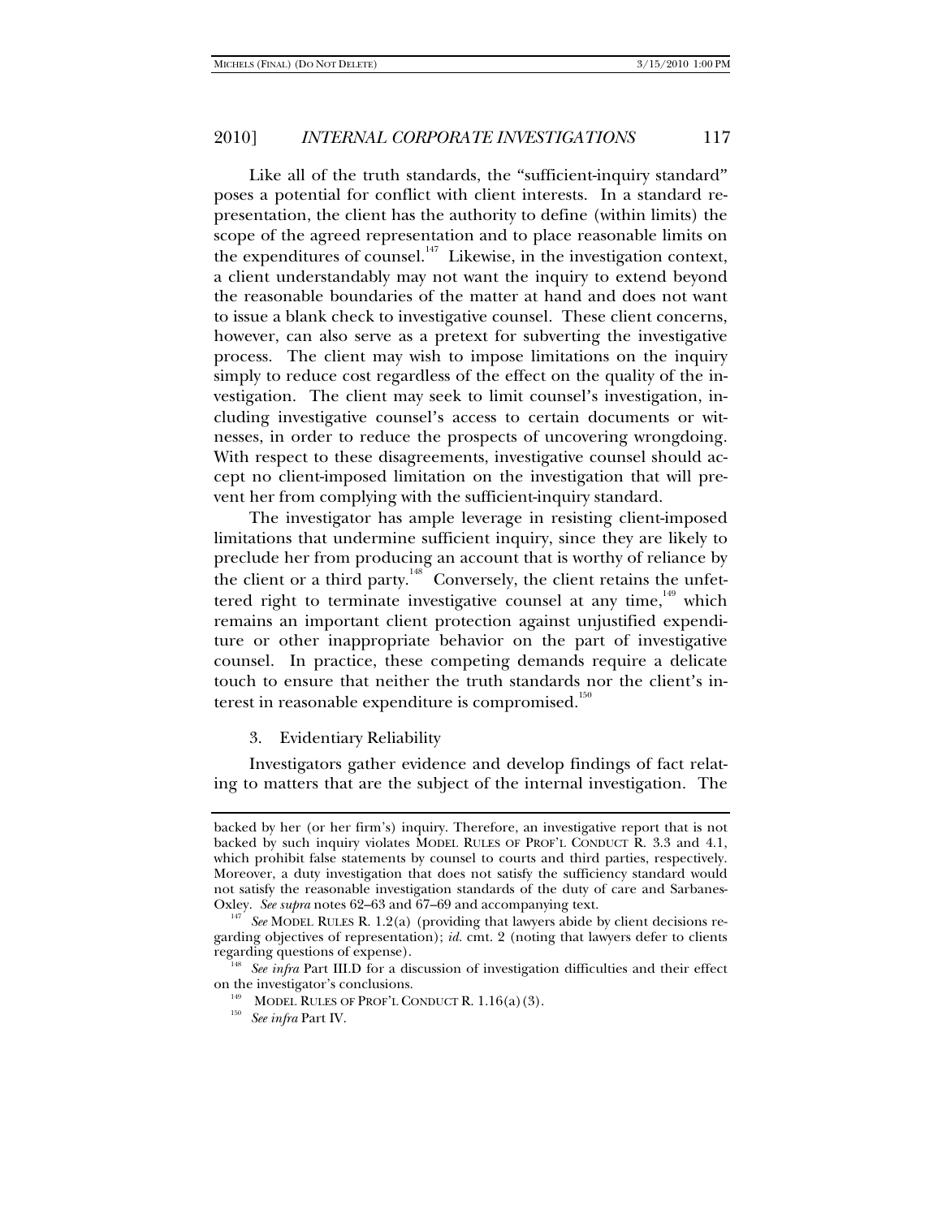Like all of the truth standards, the "sufficient-inquiry standard" poses a potential for conflict with client interests. In a standard representation, the client has the authority to define (within limits) the scope of the agreed representation and to place reasonable limits on the expenditures of counsel.[147] Likewise, in the investigation context, a client understandably may not want the inquiry to extend beyond the reasonable boundaries of the matter at hand and does not want to issue a blank check to investigative counsel. These client concerns, however, can also serve as a pretext for subverting the investigative process. The client may wish to impose limitations on the inquiry simply to reduce cost regardless of the effect on the quality of the investigation. The client may seek to limit counsel's investigation, including investigative counsel's access to certain documents or witnesses, in order to reduce the prospects of uncovering wrongdoing. With respect to these disagreements, investigative counsel should accept no client-imposed limitation on the investigation that will prevent her from complying with the sufficient-inquiry standard.

The investigator has ample leverage in resisting client-imposed limitations that undermine sufficient inquiry, since they are likely to preclude her from producing an account that is worthy of reliance by the client or a third party.[148] Conversely, the client retains the unfettered right to terminate investigative counsel at any time,[149] which remains an important client protection against unjustified expenditure or other inappropriate behavior on the part of investigative counsel. In practice, these competing demands require a delicate touch to ensure that neither the truth standards nor the client's interest in reasonable expenditure is compromised.[150]

3. Evidentiary Reliability

Investigators gather evidence and develop findings of fact relating to matters that are the subject of the internal investigation. The

---

backed by her (or her firm's) inquiry. Therefore, an investigative report that is not backed by such inquiry violates MODEL RULES OF PROF'L CONDUCT R. 3.3 and 4.1, which prohibit false statements by counsel to courts and third parties, respectively. Moreover, a duty investigation that does not satisfy the sufficiency standard would not satisfy the reasonable investigation standards of the duty of care and Sarbanes-Oxley. *See supra* notes 62–63 and 67–69 and accompanying text.

[147] *See* MODEL RULES R. 1.2(a) (providing that lawyers abide by client decisions regarding objectives of representation); *id.* cmt. 2 (noting that lawyers defer to clients regarding questions of expense).

[148] *See infra* Part III.D for a discussion of investigation difficulties and their effect on the investigator's conclusions.

[149] MODEL RULES OF PROF'L CONDUCT R. 1.16(a)(3).

[150] *See infra* Part IV.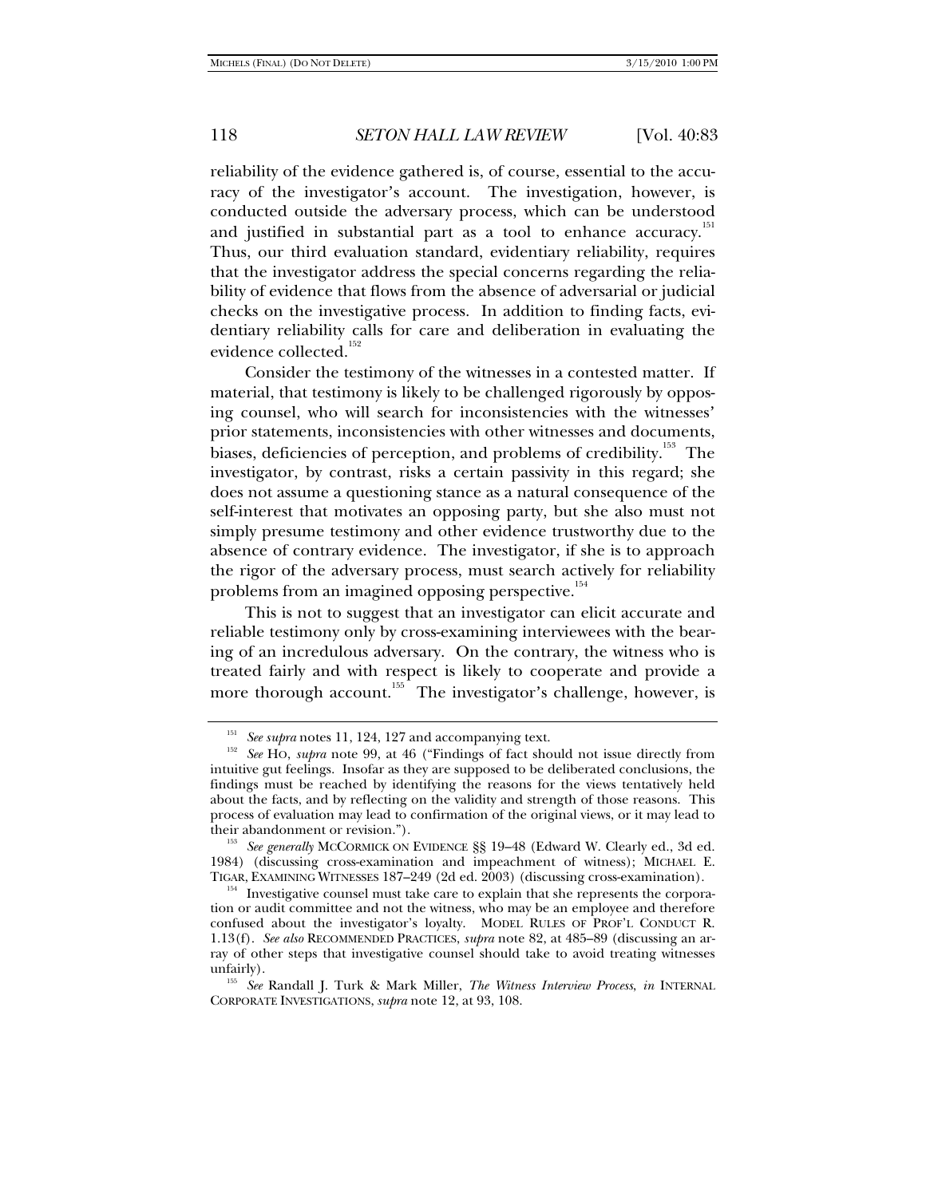reliability of the evidence gathered is, of course, essential to the accuracy of the investigator's account. The investigation, however, is conducted outside the adversary process, which can be understood and justified in substantial part as a tool to enhance accuracy.[151] Thus, our third evaluation standard, evidentiary reliability, requires that the investigator address the special concerns regarding the reliability of evidence that flows from the absence of adversarial or judicial checks on the investigative process. In addition to finding facts, evidentiary reliability calls for care and deliberation in evaluating the evidence collected.[152]

Consider the testimony of the witnesses in a contested matter. If material, that testimony is likely to be challenged rigorously by opposing counsel, who will search for inconsistencies with the witnesses' prior statements, inconsistencies with other witnesses and documents, biases, deficiencies of perception, and problems of credibility.[153] The investigator, by contrast, risks a certain passivity in this regard; she does not assume a questioning stance as a natural consequence of the self-interest that motivates an opposing party, but she also must not simply presume testimony and other evidence trustworthy due to the absence of contrary evidence. The investigator, if she is to approach the rigor of the adversary process, must search actively for reliability problems from an imagined opposing perspective.[154]

This is not to suggest that an investigator can elicit accurate and reliable testimony only by cross-examining interviewees with the bearing of an incredulous adversary. On the contrary, the witness who is treated fairly and with respect is likely to cooperate and provide a more thorough account.[155] The investigator's challenge, however, is

---

[151] *See supra* notes 11, 124, 127 and accompanying text.

[152] *See* HO, *supra* note 99, at 46 ("Findings of fact should not issue directly from intuitive gut feelings. Insofar as they are supposed to be deliberated conclusions, the findings must be reached by identifying the reasons for the views tentatively held about the facts, and by reflecting on the validity and strength of those reasons. This process of evaluation may lead to confirmation of the original views, or it may lead to their abandonment or revision.").

[153] *See generally* MCCORMICK ON EVIDENCE §§ 19–48 (Edward W. Clearly ed., 3d ed. 1984) (discussing cross-examination and impeachment of witness); MICHAEL E. TIGAR, EXAMINING WITNESSES 187–249 (2d ed. 2003) (discussing cross-examination).

[154] Investigative counsel must take care to explain that she represents the corporation or audit committee and not the witness, who may be an employee and therefore confused about the investigator's loyalty. MODEL RULES OF PROF'L CONDUCT R. 1.13(f). *See also* RECOMMENDED PRACTICES, *supra* note 82, at 485–89 (discussing an array of other steps that investigative counsel should take to avoid treating witnesses unfairly).

[155] *See* Randall J. Turk & Mark Miller, *The Witness Interview Process*, *in* INTERNAL CORPORATE INVESTIGATIONS, *supra* note 12, at 93, 108.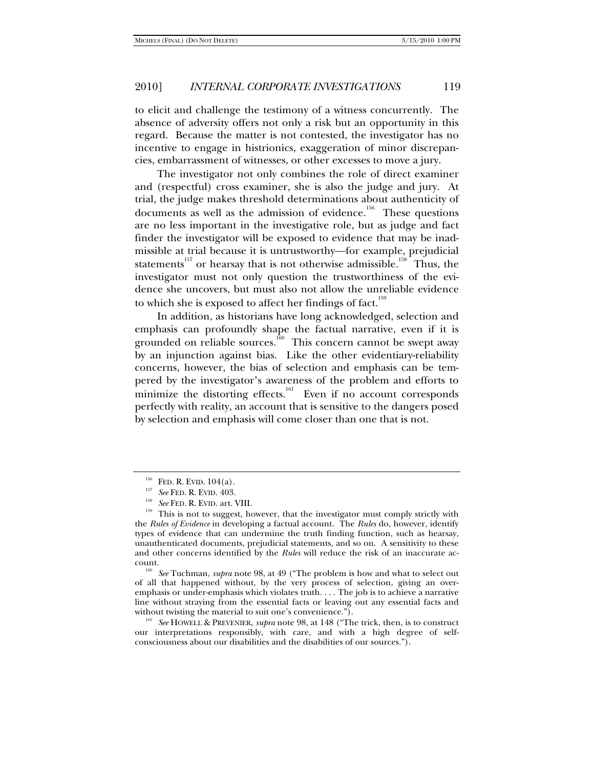to elicit and challenge the testimony of a witness concurrently. The absence of adversity offers not only a risk but an opportunity in this regard. Because the matter is not contested, the investigator has no incentive to engage in histrionics, exaggeration of minor discrepancies, embarrassment of witnesses, or other excesses to move a jury.

The investigator not only combines the role of direct examiner and (respectful) cross examiner, she is also the judge and jury. At trial, the judge makes threshold determinations about authenticity of documents as well as the admission of evidence.[156] These questions are no less important in the investigative role, but as judge and fact finder the investigator will be exposed to evidence that may be inadmissible at trial because it is untrustworthy—for example, prejudicial statements[157] or hearsay that is not otherwise admissible.[158] Thus, the investigator must not only question the trustworthiness of the evidence she uncovers, but must also not allow the unreliable evidence to which she is exposed to affect her findings of fact.[159]

In addition, as historians have long acknowledged, selection and emphasis can profoundly shape the factual narrative, even if it is grounded on reliable sources.[160] This concern cannot be swept away by an injunction against bias. Like the other evidentiary-reliability concerns, however, the bias of selection and emphasis can be tempered by the investigator's awareness of the problem and efforts to minimize the distorting effects.[161] Even if no account corresponds perfectly with reality, an account that is sensitive to the dangers posed by selection and emphasis will come closer than one that is not.

---

[156] FED. R. EVID. 104(a).

[157] *See* FED. R. EVID. 403.

[158] *See* FED. R. EVID. art. VIII.

[159] This is not to suggest, however, that the investigator must comply strictly with the *Rules of Evidence* in developing a factual account. The *Rules* do, however, identify types of evidence that can undermine the truth finding function, such as hearsay, unauthenticated documents, prejudicial statements, and so on. A sensitivity to these and other concerns identified by the *Rules* will reduce the risk of an inaccurate account.

[160] *See* Tuchman, *supra* note 98, at 49 ("The problem is how and what to select out of all that happened without, by the very process of selection, giving an over-emphasis or under-emphasis which violates truth. . . . The job is to achieve a narrative line without straying from the essential facts or leaving out any essential facts and without twisting the material to suit one's convenience.").

[161] *See* HOWELL & PREVENIER, *supra* note 98, at 148 ("The trick, then, is to construct our interpretations responsibly, with care, and with a high degree of self-consciousness about our disabilities and the disabilities of our sources.").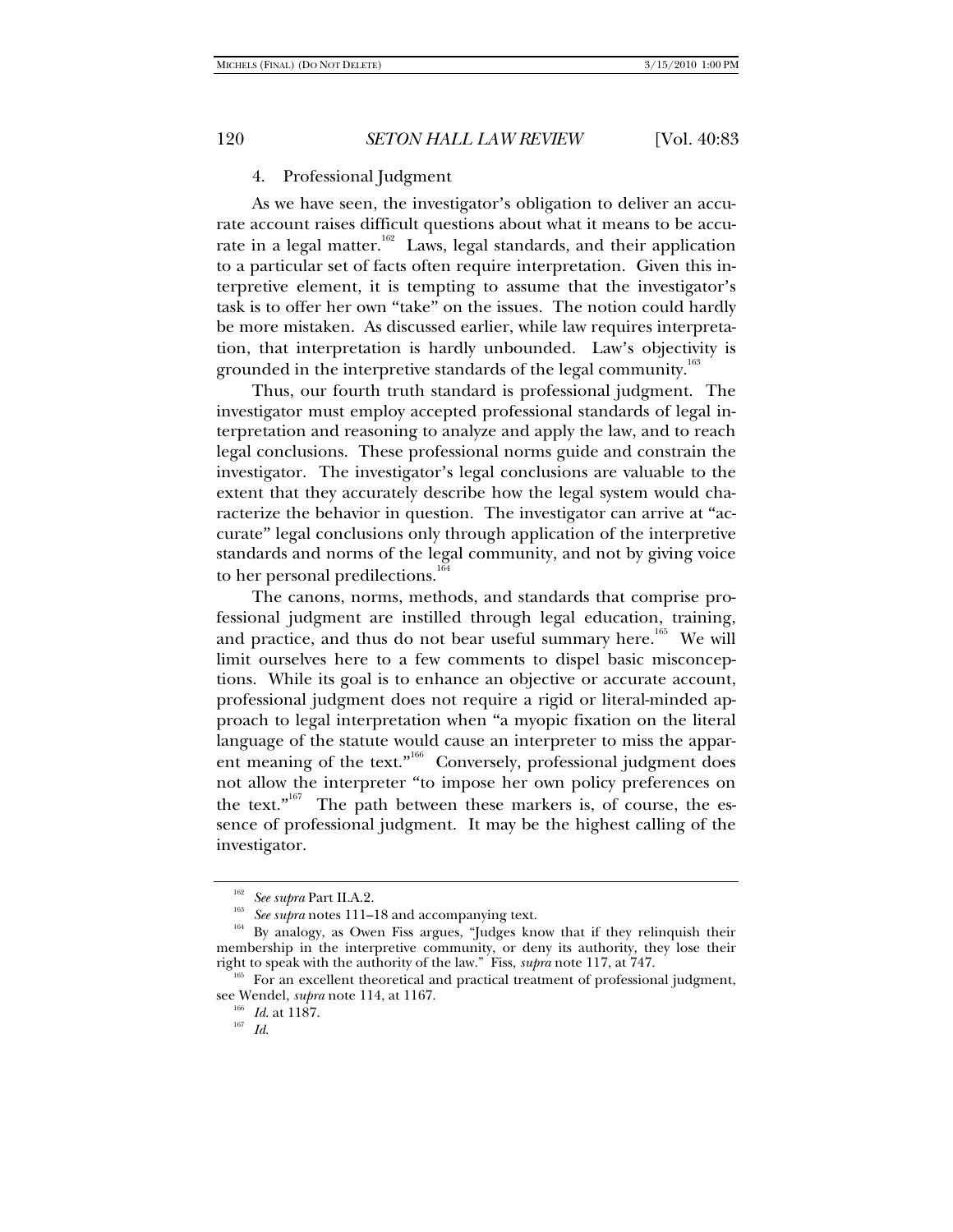#### 4. Professional Judgment

As we have seen, the investigator's obligation to deliver an accurate account raises difficult questions about what it means to be accurate in a legal matter.[162] Laws, legal standards, and their application to a particular set of facts often require interpretation. Given this interpretive element, it is tempting to assume that the investigator's task is to offer her own "take" on the issues. The notion could hardly be more mistaken. As discussed earlier, while law requires interpretation, that interpretation is hardly unbounded. Law's objectivity is grounded in the interpretive standards of the legal community.[163]

Thus, our fourth truth standard is professional judgment. The investigator must employ accepted professional standards of legal interpretation and reasoning to analyze and apply the law, and to reach legal conclusions. These professional norms guide and constrain the investigator. The investigator's legal conclusions are valuable to the extent that they accurately describe how the legal system would characterize the behavior in question. The investigator can arrive at "accurate" legal conclusions only through application of the interpretive standards and norms of the legal community, and not by giving voice to her personal predilections.[164]

The canons, norms, methods, and standards that comprise professional judgment are instilled through legal education, training, and practice, and thus do not bear useful summary here.[165] We will limit ourselves here to a few comments to dispel basic misconceptions. While its goal is to enhance an objective or accurate account, professional judgment does not require a rigid or literal-minded approach to legal interpretation when "a myopic fixation on the literal language of the statute would cause an interpreter to miss the apparent meaning of the text."[166] Conversely, professional judgment does not allow the interpreter "to impose her own policy preferences on the text."[167] The path between these markers is, of course, the essence of professional judgment. It may be the highest calling of the investigator.

---

[162] *See supra* Part II.A.2.

[163] *See supra* notes 111–18 and accompanying text.

[164] By analogy, as Owen Fiss argues, "Judges know that if they relinquish their membership in the interpretive community, or deny its authority, they lose their right to speak with the authority of the law." Fiss, *supra* note 117, at 747.

[165] For an excellent theoretical and practical treatment of professional judgment, see Wendel, *supra* note 114, at 1167.

[166] *Id.* at 1187.

[167] *Id.*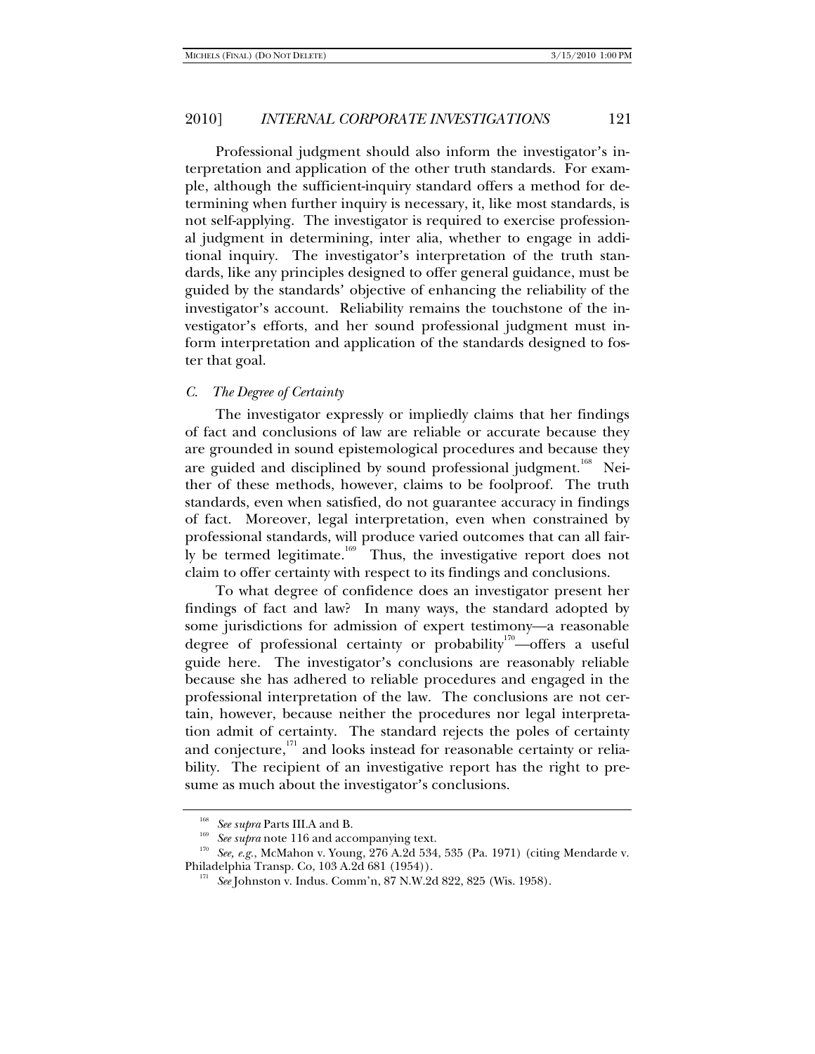Professional judgment should also inform the investigator's interpretation and application of the other truth standards. For example, although the sufficient-inquiry standard offers a method for determining when further inquiry is necessary, it, like most standards, is not self-applying. The investigator is required to exercise professional judgment in determining, inter alia, whether to engage in additional inquiry. The investigator's interpretation of the truth standards, like any principles designed to offer general guidance, must be guided by the standards' objective of enhancing the reliability of the investigator's account. Reliability remains the touchstone of the investigator's efforts, and her sound professional judgment must inform interpretation and application of the standards designed to foster that goal.

### *C. The Degree of Certainty*

The investigator expressly or impliedly claims that her findings of fact and conclusions of law are reliable or accurate because they are grounded in sound epistemological procedures and because they are guided and disciplined by sound professional judgment.[168] Neither of these methods, however, claims to be foolproof. The truth standards, even when satisfied, do not guarantee accuracy in findings of fact. Moreover, legal interpretation, even when constrained by professional standards, will produce varied outcomes that can all fairly be termed legitimate.[169] Thus, the investigative report does not claim to offer certainty with respect to its findings and conclusions.

To what degree of confidence does an investigator present her findings of fact and law? In many ways, the standard adopted by some jurisdictions for admission of expert testimony—a reasonable degree of professional certainty or probability[170]—offers a useful guide here. The investigator's conclusions are reasonably reliable because she has adhered to reliable procedures and engaged in the professional interpretation of the law. The conclusions are not certain, however, because neither the procedures nor legal interpretation admit of certainty. The standard rejects the poles of certainty and conjecture,[171] and looks instead for reasonable certainty or reliability. The recipient of an investigative report has the right to presume as much about the investigator's conclusions.

---

[168] *See supra* Parts III.A and B.

[169] *See supra* note 116 and accompanying text.

[170] *See, e.g.*, McMahon v. Young, 276 A.2d 534, 535 (Pa. 1971) (citing Mendarde v. Philadelphia Transp. Co, 103 A.2d 681 (1954)).

[171] *See* Johnston v. Indus. Comm'n, 87 N.W.2d 822, 825 (Wis. 1958).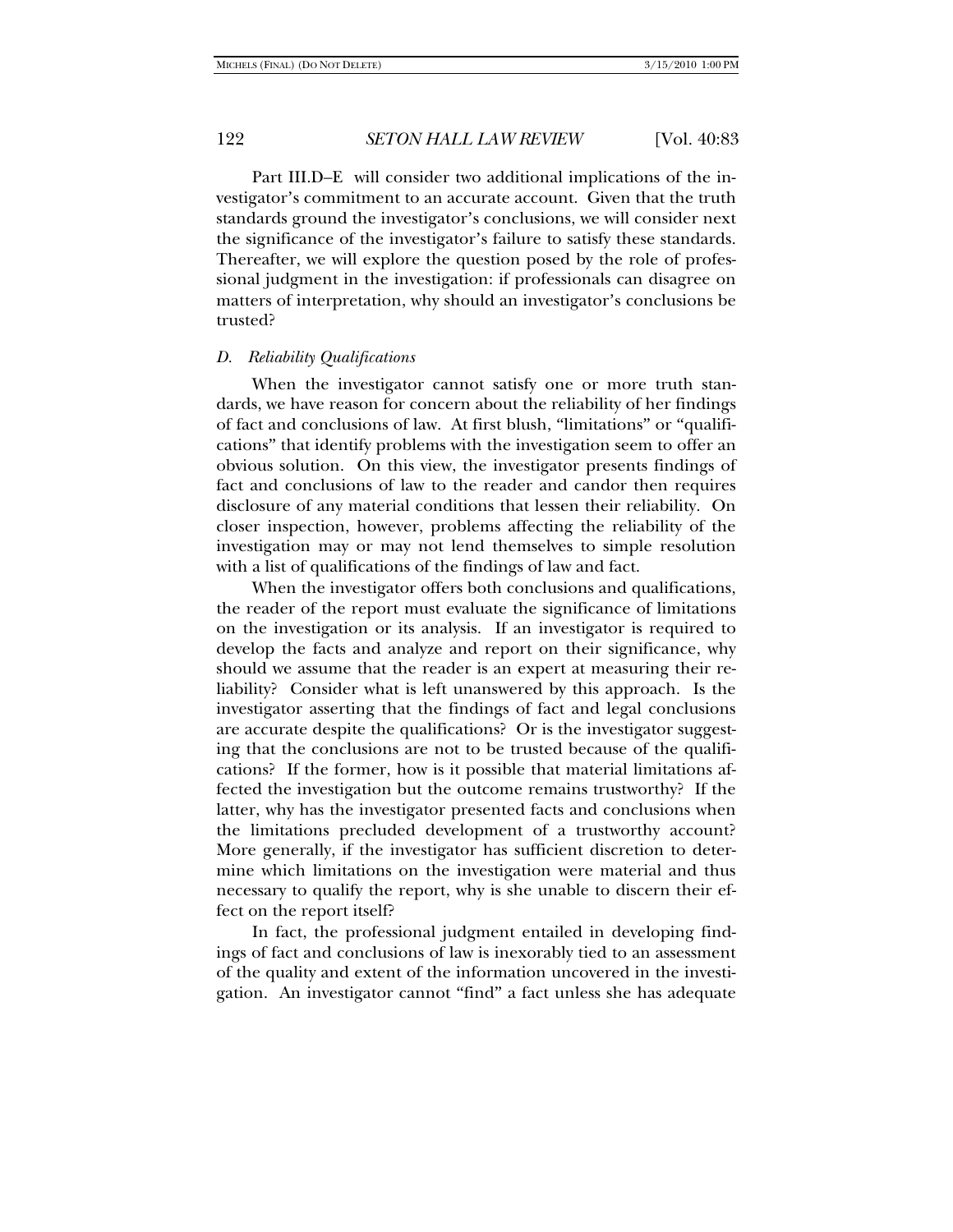Part III.D–E will consider two additional implications of the investigator's commitment to an accurate account. Given that the truth standards ground the investigator's conclusions, we will consider next the significance of the investigator's failure to satisfy these standards. Thereafter, we will explore the question posed by the role of professional judgment in the investigation: if professionals can disagree on matters of interpretation, why should an investigator's conclusions be trusted?

### *D. Reliability Qualifications*

When the investigator cannot satisfy one or more truth standards, we have reason for concern about the reliability of her findings of fact and conclusions of law. At first blush, "limitations" or "qualifications" that identify problems with the investigation seem to offer an obvious solution. On this view, the investigator presents findings of fact and conclusions of law to the reader and candor then requires disclosure of any material conditions that lessen their reliability. On closer inspection, however, problems affecting the reliability of the investigation may or may not lend themselves to simple resolution with a list of qualifications of the findings of law and fact.

When the investigator offers both conclusions and qualifications, the reader of the report must evaluate the significance of limitations on the investigation or its analysis. If an investigator is required to develop the facts and analyze and report on their significance, why should we assume that the reader is an expert at measuring their reliability? Consider what is left unanswered by this approach. Is the investigator asserting that the findings of fact and legal conclusions are accurate despite the qualifications? Or is the investigator suggesting that the conclusions are not to be trusted because of the qualifications? If the former, how is it possible that material limitations affected the investigation but the outcome remains trustworthy? If the latter, why has the investigator presented facts and conclusions when the limitations precluded development of a trustworthy account? More generally, if the investigator has sufficient discretion to determine which limitations on the investigation were material and thus necessary to qualify the report, why is she unable to discern their effect on the report itself?

In fact, the professional judgment entailed in developing findings of fact and conclusions of law is inexorably tied to an assessment of the quality and extent of the information uncovered in the investigation. An investigator cannot "find" a fact unless she has adequate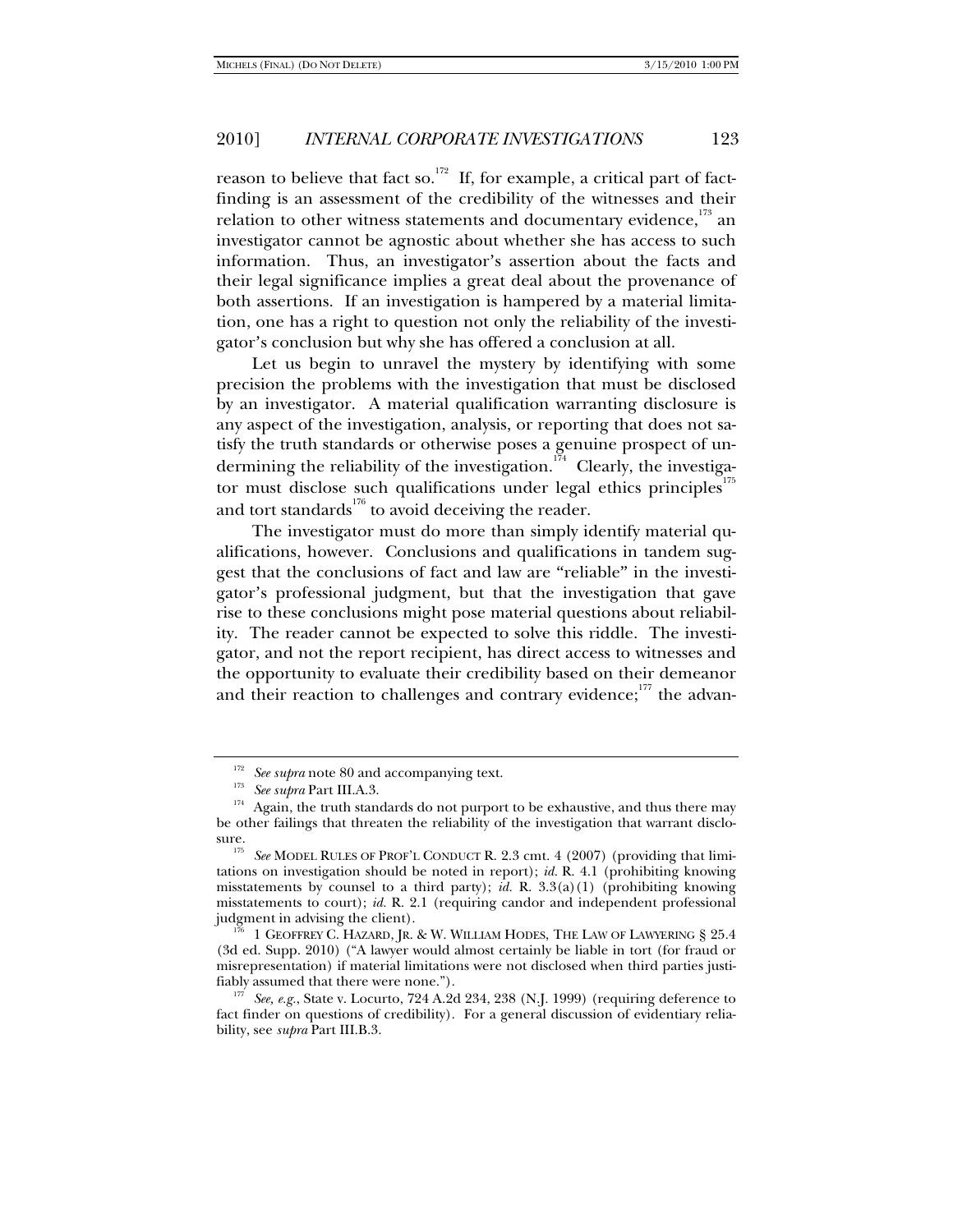reason to believe that fact so.[172] If, for example, a critical part of fact-finding is an assessment of the credibility of the witnesses and their relation to other witness statements and documentary evidence,[173] an investigator cannot be agnostic about whether she has access to such information. Thus, an investigator's assertion about the facts and their legal significance implies a great deal about the provenance of both assertions. If an investigation is hampered by a material limitation, one has a right to question not only the reliability of the investigator's conclusion but why she has offered a conclusion at all.

Let us begin to unravel the mystery by identifying with some precision the problems with the investigation that must be disclosed by an investigator. A material qualification warranting disclosure is any aspect of the investigation, analysis, or reporting that does not satisfy the truth standards or otherwise poses a genuine prospect of undermining the reliability of the investigation.[174] Clearly, the investigator must disclose such qualifications under legal ethics principles[175] and tort standards[176] to avoid deceiving the reader.

The investigator must do more than simply identify material qualifications, however. Conclusions and qualifications in tandem suggest that the conclusions of fact and law are "reliable" in the investigator's professional judgment, but that the investigation that gave rise to these conclusions might pose material questions about reliability. The reader cannot be expected to solve this riddle. The investigator, and not the report recipient, has direct access to witnesses and the opportunity to evaluate their credibility based on their demeanor and their reaction to challenges and contrary evidence;[177] the advan-

---

[172] *See supra* note 80 and accompanying text.

[173] *See supra* Part III.A.3.

[174] Again, the truth standards do not purport to be exhaustive, and thus there may be other failings that threaten the reliability of the investigation that warrant disclosure.

[175] *See* MODEL RULES OF PROF'L CONDUCT R. 2.3 cmt. 4 (2007) (providing that limitations on investigation should be noted in report); *id.* R. 4.1 (prohibiting knowing misstatements by counsel to a third party); *id.* R. 3.3(a)(1) (prohibiting knowing misstatements to court); *id.* R. 2.1 (requiring candor and independent professional judgment in advising the client).

[176] 1 GEOFFREY C. HAZARD, JR. & W. WILLIAM HODES, THE LAW OF LAWYERING § 25.4 (3d ed. Supp. 2010) ("A lawyer would almost certainly be liable in tort (for fraud or misrepresentation) if material limitations were not disclosed when third parties justifiably assumed that there were none.").

[177] *See, e.g.*, State v. Locurto, 724 A.2d 234, 238 (N.J. 1999) (requiring deference to fact finder on questions of credibility). For a general discussion of evidentiary reliability, see *supra* Part III.B.3.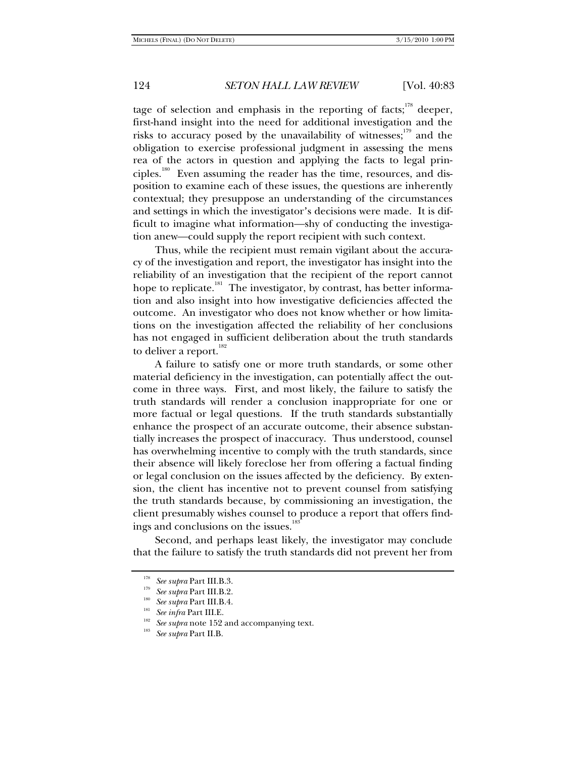tage of selection and emphasis in the reporting of facts;[178] deeper, first-hand insight into the need for additional investigation and the risks to accuracy posed by the unavailability of witnesses;[179] and the obligation to exercise professional judgment in assessing the mens rea of the actors in question and applying the facts to legal principles.[180] Even assuming the reader has the time, resources, and disposition to examine each of these issues, the questions are inherently contextual; they presuppose an understanding of the circumstances and settings in which the investigator's decisions were made. It is difficult to imagine what information—shy of conducting the investigation anew—could supply the report recipient with such context.

Thus, while the recipient must remain vigilant about the accuracy of the investigation and report, the investigator has insight into the reliability of an investigation that the recipient of the report cannot hope to replicate.[181] The investigator, by contrast, has better information and also insight into how investigative deficiencies affected the outcome. An investigator who does not know whether or how limitations on the investigation affected the reliability of her conclusions has not engaged in sufficient deliberation about the truth standards to deliver a report.[182]

A failure to satisfy one or more truth standards, or some other material deficiency in the investigation, can potentially affect the outcome in three ways. First, and most likely, the failure to satisfy the truth standards will render a conclusion inappropriate for one or more factual or legal questions. If the truth standards substantially enhance the prospect of an accurate outcome, their absence substantially increases the prospect of inaccuracy. Thus understood, counsel has overwhelming incentive to comply with the truth standards, since their absence will likely foreclose her from offering a factual finding or legal conclusion on the issues affected by the deficiency. By extension, the client has incentive not to prevent counsel from satisfying the truth standards because, by commissioning an investigation, the client presumably wishes counsel to produce a report that offers findings and conclusions on the issues.[183]

Second, and perhaps least likely, the investigator may conclude that the failure to satisfy the truth standards did not prevent her from

[178] *See supra* Part III.B.3.

[179] *See supra* Part III.B.2.

[180] *See supra* Part III.B.4.

[181] *See infra* Part III.E.

[182] *See supra* note 152 and accompanying text.

[183] *See supra* Part II.B.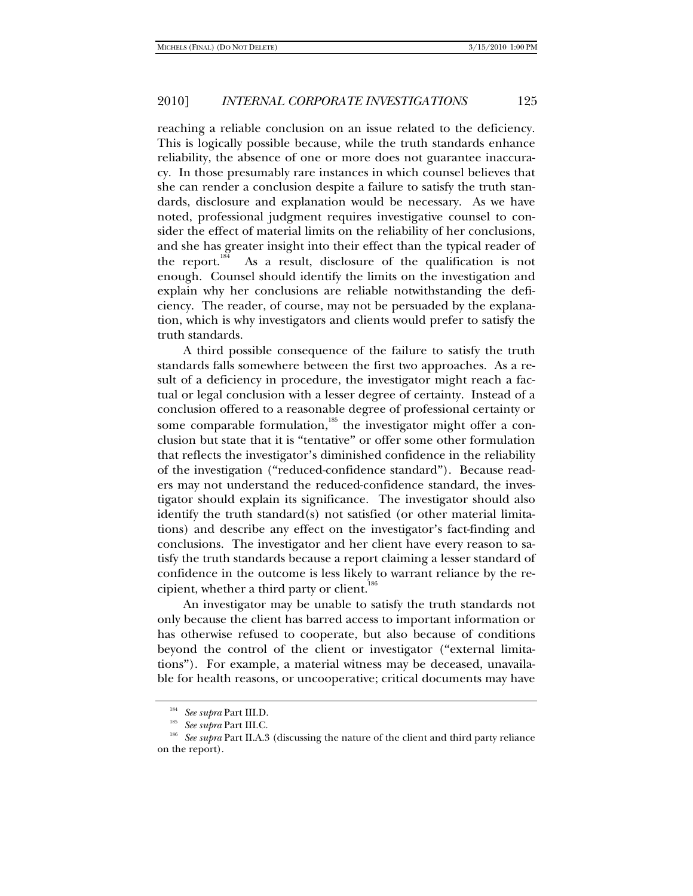reaching a reliable conclusion on an issue related to the deficiency. This is logically possible because, while the truth standards enhance reliability, the absence of one or more does not guarantee inaccuracy. In those presumably rare instances in which counsel believes that she can render a conclusion despite a failure to satisfy the truth standards, disclosure and explanation would be necessary. As we have noted, professional judgment requires investigative counsel to consider the effect of material limits on the reliability of her conclusions, and she has greater insight into their effect than the typical reader of the report.[184] As a result, disclosure of the qualification is not enough. Counsel should identify the limits on the investigation and explain why her conclusions are reliable notwithstanding the deficiency. The reader, of course, may not be persuaded by the explanation, which is why investigators and clients would prefer to satisfy the truth standards.

A third possible consequence of the failure to satisfy the truth standards falls somewhere between the first two approaches. As a result of a deficiency in procedure, the investigator might reach a factual or legal conclusion with a lesser degree of certainty. Instead of a conclusion offered to a reasonable degree of professional certainty or some comparable formulation,[185] the investigator might offer a conclusion but state that it is "tentative" or offer some other formulation that reflects the investigator's diminished confidence in the reliability of the investigation ("reduced-confidence standard"). Because readers may not understand the reduced-confidence standard, the investigator should explain its significance. The investigator should also identify the truth standard(s) not satisfied (or other material limitations) and describe any effect on the investigator's fact-finding and conclusions. The investigator and her client have every reason to satisfy the truth standards because a report claiming a lesser standard of confidence in the outcome is less likely to warrant reliance by the recipient, whether a third party or client.[186]

An investigator may be unable to satisfy the truth standards not only because the client has barred access to important information or has otherwise refused to cooperate, but also because of conditions beyond the control of the client or investigator ("external limitations"). For example, a material witness may be deceased, unavailable for health reasons, or uncooperative; critical documents may have

---

[184] *See supra* Part III.D.

[185] *See supra* Part III.C.

[186] *See supra* Part II.A.3 (discussing the nature of the client and third party reliance on the report).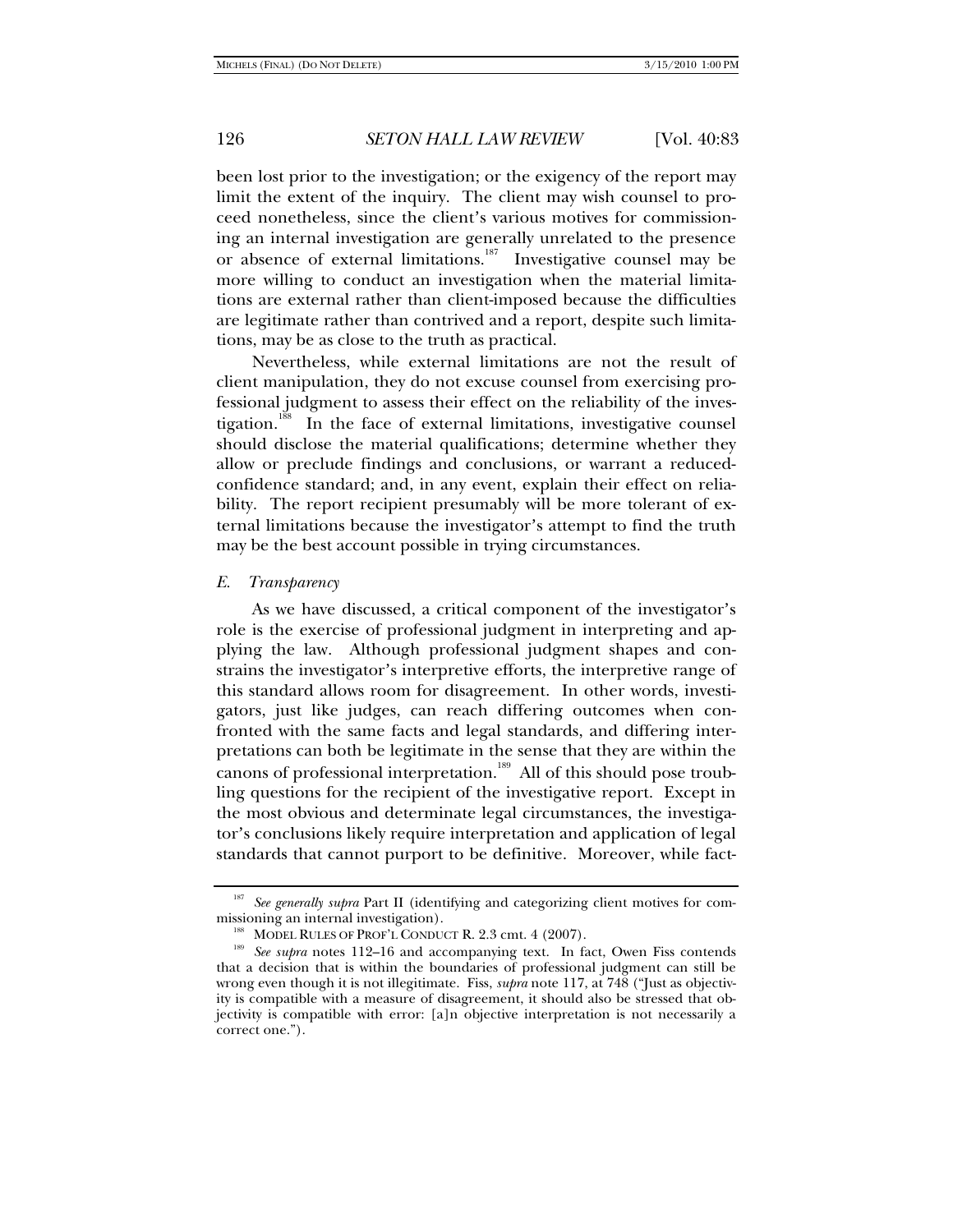been lost prior to the investigation; or the exigency of the report may limit the extent of the inquiry. The client may wish counsel to proceed nonetheless, since the client's various motives for commissioning an internal investigation are generally unrelated to the presence or absence of external limitations.[187] Investigative counsel may be more willing to conduct an investigation when the material limitations are external rather than client-imposed because the difficulties are legitimate rather than contrived and a report, despite such limitations, may be as close to the truth as practical.

Nevertheless, while external limitations are not the result of client manipulation, they do not excuse counsel from exercising professional judgment to assess their effect on the reliability of the investigation.[188] In the face of external limitations, investigative counsel should disclose the material qualifications; determine whether they allow or preclude findings and conclusions, or warrant a reduced-confidence standard; and, in any event, explain their effect on reliability. The report recipient presumably will be more tolerant of external limitations because the investigator's attempt to find the truth may be the best account possible in trying circumstances.

### *E. Transparency*

As we have discussed, a critical component of the investigator's role is the exercise of professional judgment in interpreting and applying the law. Although professional judgment shapes and constrains the investigator's interpretive efforts, the interpretive range of this standard allows room for disagreement. In other words, investigators, just like judges, can reach differing outcomes when confronted with the same facts and legal standards, and differing interpretations can both be legitimate in the sense that they are within the canons of professional interpretation.[189] All of this should pose troubling questions for the recipient of the investigative report. Except in the most obvious and determinate legal circumstances, the investigator's conclusions likely require interpretation and application of legal standards that cannot purport to be definitive. Moreover, while fact-

---

[187] *See generally supra* Part II (identifying and categorizing client motives for commissioning an internal investigation).

[188] MODEL RULES OF PROF'L CONDUCT R. 2.3 cmt. 4 (2007).

[189] *See supra* notes 112–16 and accompanying text. In fact, Owen Fiss contends that a decision that is within the boundaries of professional judgment can still be wrong even though it is not illegitimate. Fiss, *supra* note 117, at 748 ("Just as objectivity is compatible with a measure of disagreement, it should also be stressed that objectivity is compatible with error: [a]n objective interpretation is not necessarily a correct one.").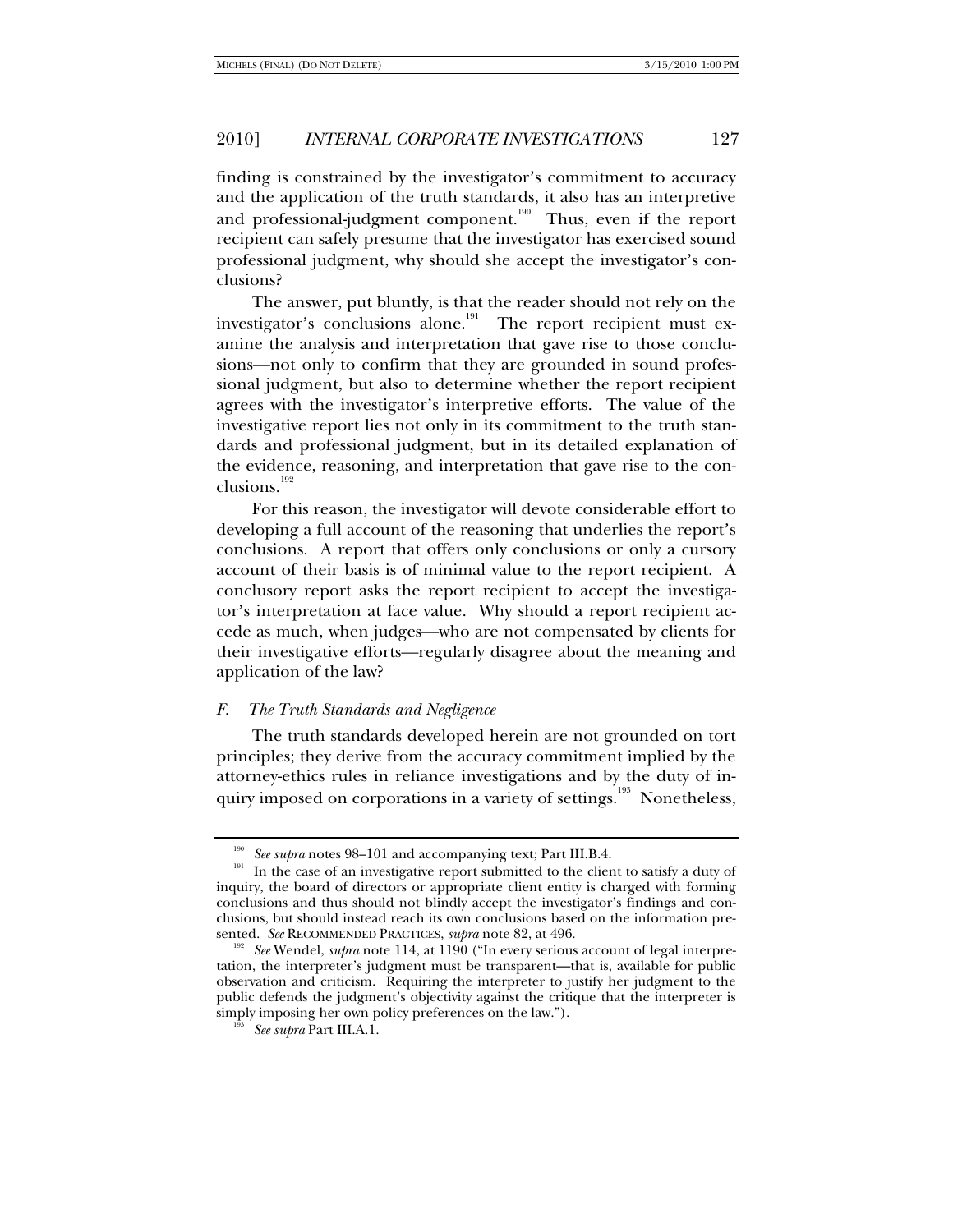finding is constrained by the investigator's commitment to accuracy and the application of the truth standards, it also has an interpretive and professional-judgment component.[190] Thus, even if the report recipient can safely presume that the investigator has exercised sound professional judgment, why should she accept the investigator's conclusions?

The answer, put bluntly, is that the reader should not rely on the investigator's conclusions alone.[191] The report recipient must examine the analysis and interpretation that gave rise to those conclusions—not only to confirm that they are grounded in sound professional judgment, but also to determine whether the report recipient agrees with the investigator's interpretive efforts. The value of the investigative report lies not only in its commitment to the truth standards and professional judgment, but in its detailed explanation of the evidence, reasoning, and interpretation that gave rise to the conclusions.[192]

For this reason, the investigator will devote considerable effort to developing a full account of the reasoning that underlies the report's conclusions. A report that offers only conclusions or only a cursory account of their basis is of minimal value to the report recipient. A conclusory report asks the report recipient to accept the investigator's interpretation at face value. Why should a report recipient accede as much, when judges—who are not compensated by clients for their investigative efforts—regularly disagree about the meaning and application of the law?

### *F. The Truth Standards and Negligence*

The truth standards developed herein are not grounded on tort principles; they derive from the accuracy commitment implied by the attorney-ethics rules in reliance investigations and by the duty of inquiry imposed on corporations in a variety of settings.[193] Nonetheless,

---

[190] *See supra* notes 98–101 and accompanying text; Part III.B.4.

[191] In the case of an investigative report submitted to the client to satisfy a duty of inquiry, the board of directors or appropriate client entity is charged with forming conclusions and thus should not blindly accept the investigator's findings and conclusions, but should instead reach its own conclusions based on the information presented. *See* RECOMMENDED PRACTICES, *supra* note 82, at 496.

[192] *See* Wendel, *supra* note 114, at 1190 ("In every serious account of legal interpretation, the interpreter's judgment must be transparent—that is, available for public observation and criticism. Requiring the interpreter to justify her judgment to the public defends the judgment's objectivity against the critique that the interpreter is simply imposing her own policy preferences on the law.").

[193] *See supra* Part III.A.1.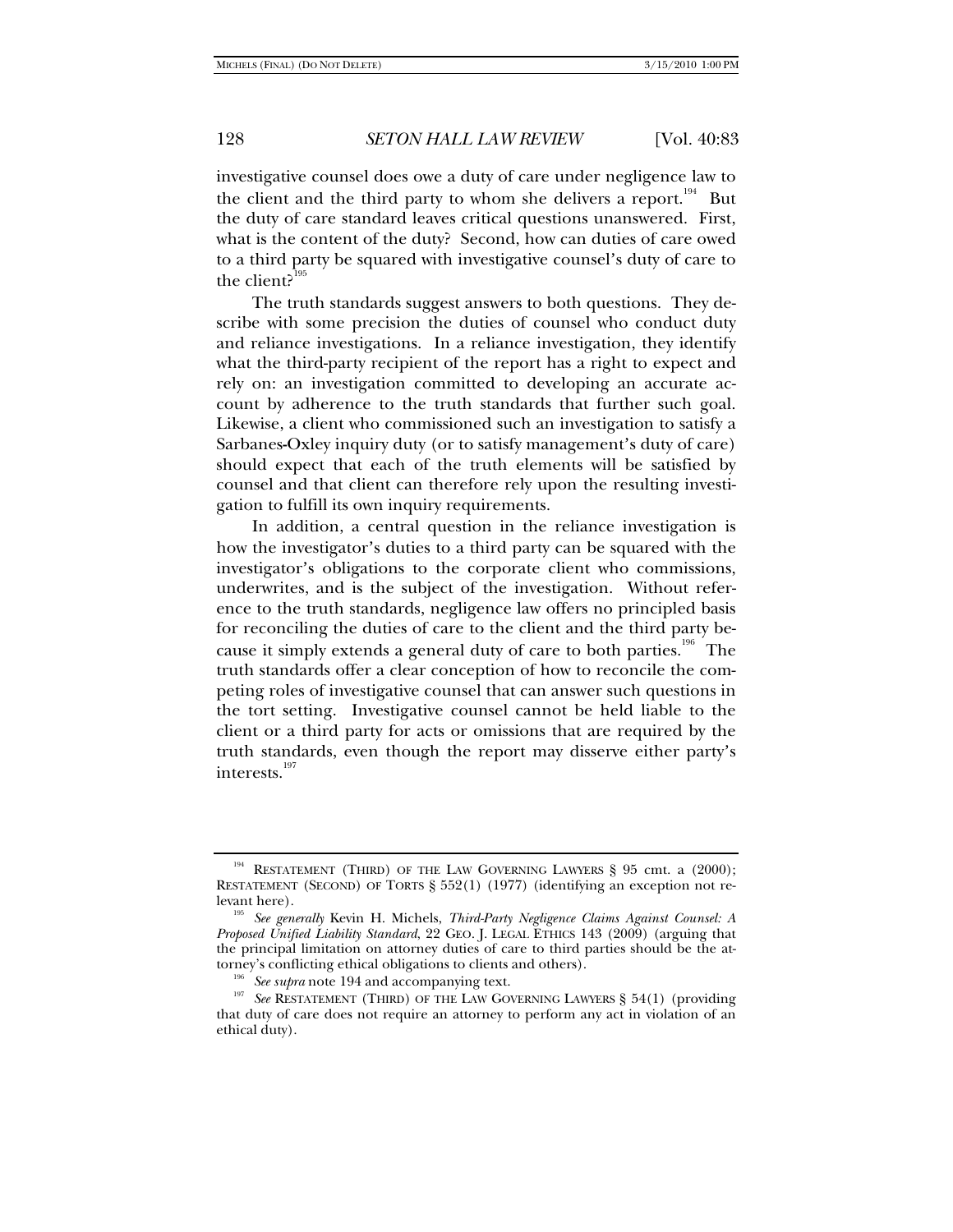investigative counsel does owe a duty of care under negligence law to the client and the third party to whom she delivers a report.[194] But the duty of care standard leaves critical questions unanswered. First, what is the content of the duty? Second, how can duties of care owed to a third party be squared with investigative counsel's duty of care to the client?[195]

The truth standards suggest answers to both questions. They describe with some precision the duties of counsel who conduct duty and reliance investigations. In a reliance investigation, they identify what the third-party recipient of the report has a right to expect and rely on: an investigation committed to developing an accurate account by adherence to the truth standards that further such goal. Likewise, a client who commissioned such an investigation to satisfy a Sarbanes-Oxley inquiry duty (or to satisfy management's duty of care) should expect that each of the truth elements will be satisfied by counsel and that client can therefore rely upon the resulting investigation to fulfill its own inquiry requirements.

In addition, a central question in the reliance investigation is how the investigator's duties to a third party can be squared with the investigator's obligations to the corporate client who commissions, underwrites, and is the subject of the investigation. Without reference to the truth standards, negligence law offers no principled basis for reconciling the duties of care to the client and the third party because it simply extends a general duty of care to both parties.[196] The truth standards offer a clear conception of how to reconcile the competing roles of investigative counsel that can answer such questions in the tort setting. Investigative counsel cannot be held liable to the client or a third party for acts or omissions that are required by the truth standards, even though the report may disserve either party's interests.[197]

---

[194] RESTATEMENT (THIRD) OF THE LAW GOVERNING LAWYERS § 95 cmt. a (2000); RESTATEMENT (SECOND) OF TORTS § 552(1) (1977) (identifying an exception not relevant here).

[195] *See generally* Kevin H. Michels, *Third-Party Negligence Claims Against Counsel: A Proposed Unified Liability Standard*, 22 GEO. J. LEGAL ETHICS 143 (2009) (arguing that the principal limitation on attorney duties of care to third parties should be the attorney's conflicting ethical obligations to clients and others).

[196] *See supra* note 194 and accompanying text.

[197] *See* RESTATEMENT (THIRD) OF THE LAW GOVERNING LAWYERS § 54(1) (providing that duty of care does not require an attorney to perform any act in violation of an ethical duty).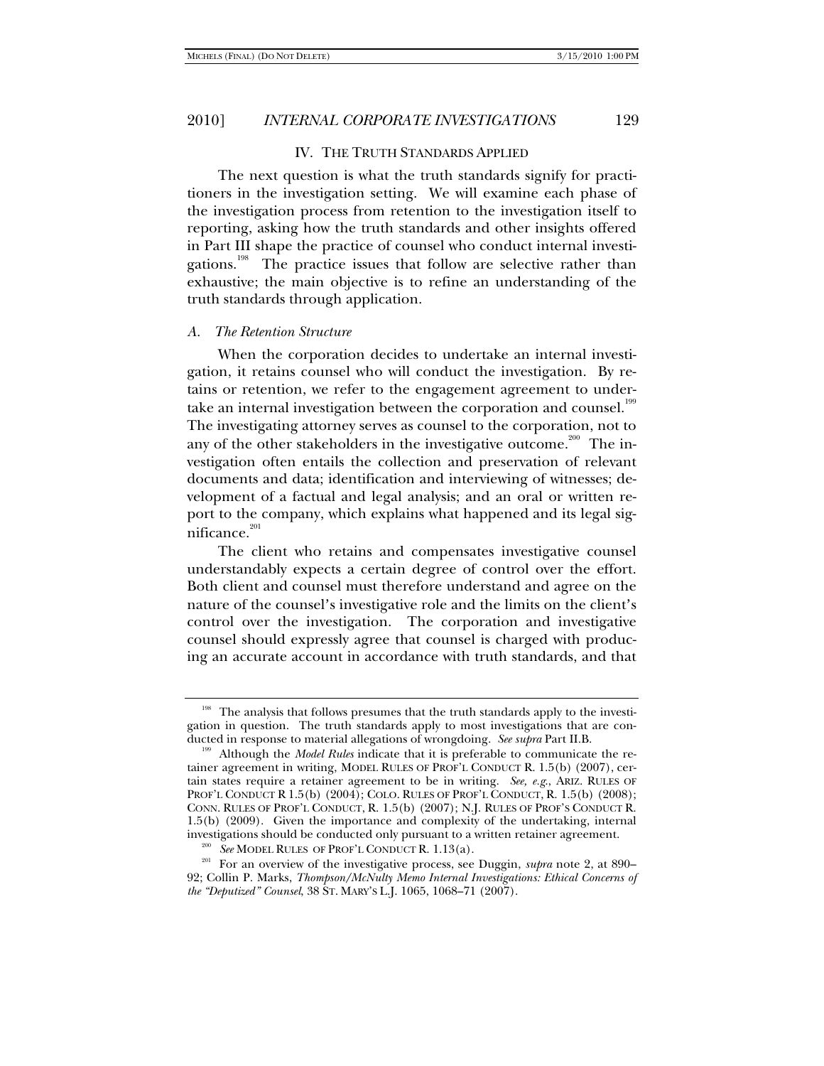## IV. THE TRUTH STANDARDS APPLIED

The next question is what the truth standards signify for practitioners in the investigation setting. We will examine each phase of the investigation process from retention to the investigation itself to reporting, asking how the truth standards and other insights offered in Part III shape the practice of counsel who conduct internal investigations.[198] The practice issues that follow are selective rather than exhaustive; the main objective is to refine an understanding of the truth standards through application.

### *A. The Retention Structure*

When the corporation decides to undertake an internal investigation, it retains counsel who will conduct the investigation. By retains or retention, we refer to the engagement agreement to undertake an internal investigation between the corporation and counsel.[199] The investigating attorney serves as counsel to the corporation, not to any of the other stakeholders in the investigative outcome.[200] The investigation often entails the collection and preservation of relevant documents and data; identification and interviewing of witnesses; development of a factual and legal analysis; and an oral or written report to the company, which explains what happened and its legal significance.[201]

The client who retains and compensates investigative counsel understandably expects a certain degree of control over the effort. Both client and counsel must therefore understand and agree on the nature of the counsel's investigative role and the limits on the client's control over the investigation. The corporation and investigative counsel should expressly agree that counsel is charged with producing an accurate account in accordance with truth standards, and that

---

[198] The analysis that follows presumes that the truth standards apply to the investigation in question. The truth standards apply to most investigations that are conducted in response to material allegations of wrongdoing. *See supra* Part II.B.

[199] Although the *Model Rules* indicate that it is preferable to communicate the retainer agreement in writing, MODEL RULES OF PROF'L CONDUCT R. 1.5(b) (2007), certain states require a retainer agreement to be in writing. *See, e.g.*, ARIZ. RULES OF PROF'L CONDUCT R 1.5(b) (2004); COLO. RULES OF PROF'L CONDUCT, R. 1.5(b) (2008); CONN. RULES OF PROF'L CONDUCT, R. 1.5(b) (2007); N.J. RULES OF PROF'S CONDUCT R. 1.5(b) (2009). Given the importance and complexity of the undertaking, internal investigations should be conducted only pursuant to a written retainer agreement.

[200] *See* MODEL RULES OF PROF'L CONDUCT R. 1.13(a).

[201] For an overview of the investigative process, see Duggin, *supra* note 2, at 890–92; Collin P. Marks, *Thompson/McNulty Memo Internal Investigations: Ethical Concerns of the "Deputized" Counsel*, 38 ST. MARY'S L.J. 1065, 1068–71 (2007).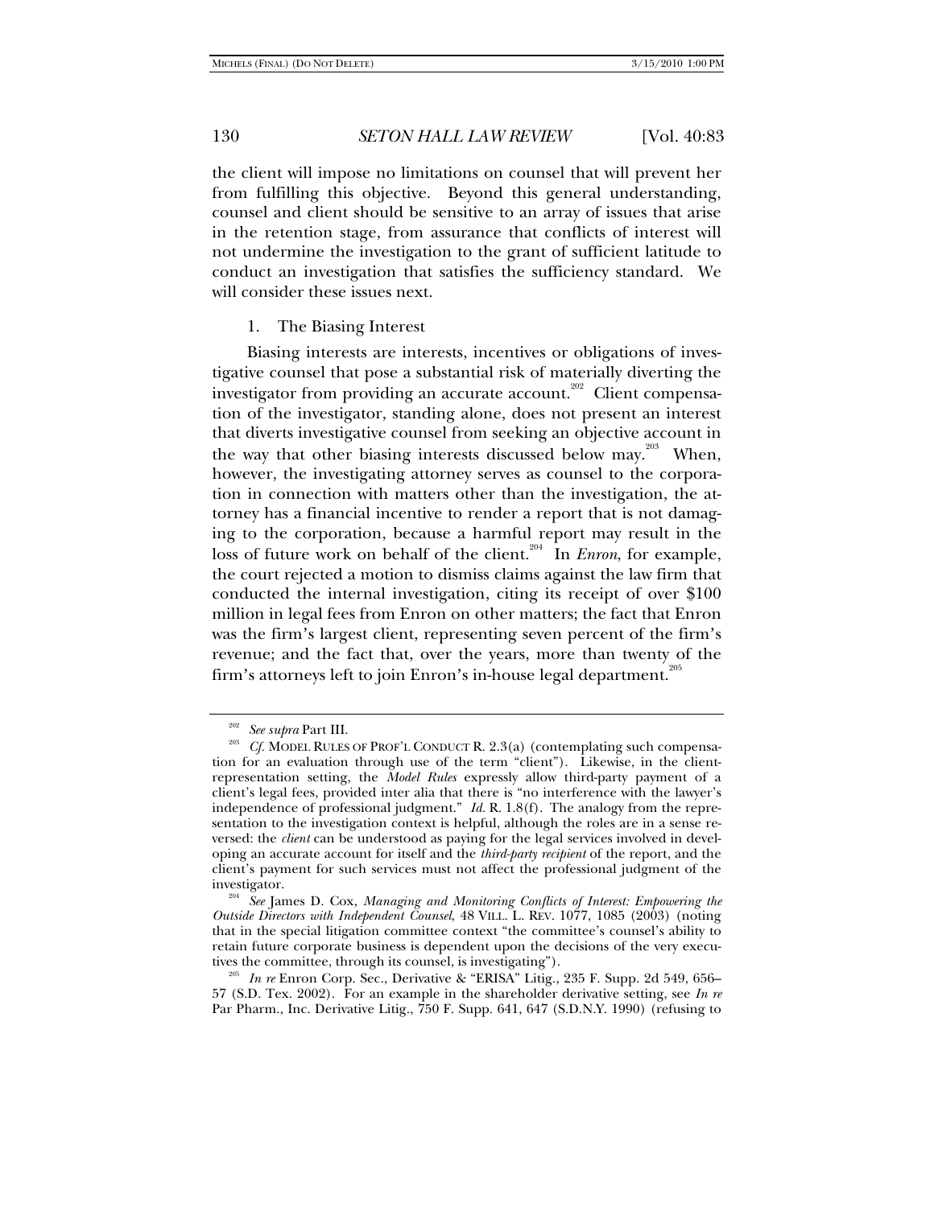the client will impose no limitations on counsel that will prevent her from fulfilling this objective. Beyond this general understanding, counsel and client should be sensitive to an array of issues that arise in the retention stage, from assurance that conflicts of interest will not undermine the investigation to the grant of sufficient latitude to conduct an investigation that satisfies the sufficiency standard. We will consider these issues next.

### 1. The Biasing Interest

Biasing interests are interests, incentives or obligations of investigative counsel that pose a substantial risk of materially diverting the investigator from providing an accurate account.[202] Client compensation of the investigator, standing alone, does not present an interest that diverts investigative counsel from seeking an objective account in the way that other biasing interests discussed below may.[203] When, however, the investigating attorney serves as counsel to the corporation in connection with matters other than the investigation, the attorney has a financial incentive to render a report that is not damaging to the corporation, because a harmful report may result in the loss of future work on behalf of the client.[204] In *Enron*, for example, the court rejected a motion to dismiss claims against the law firm that conducted the internal investigation, citing its receipt of over $100 million in legal fees from Enron on other matters; the fact that Enron was the firm's largest client, representing seven percent of the firm's revenue; and the fact that, over the years, more than twenty of the firm's attorneys left to join Enron's in-house legal department.[205]

---

[202] *See supra* Part III.

[203] *Cf.* MODEL RULES OF PROF'L CONDUCT R. 2.3(a) (contemplating such compensation for an evaluation through use of the term "client"). Likewise, in the client-representation setting, the *Model Rules* expressly allow third-party payment of a client's legal fees, provided inter alia that there is "no interference with the lawyer's independence of professional judgment." *Id.* R. 1.8(f). The analogy from the representation to the investigation context is helpful, although the roles are in a sense reversed: the *client* can be understood as paying for the legal services involved in developing an accurate account for itself and the *third-party recipient* of the report, and the client's payment for such services must not affect the professional judgment of the investigator.

[204] *See* James D. Cox, *Managing and Monitoring Conflicts of Interest: Empowering the Outside Directors with Independent Counsel*, 48 VILL. L. REV. 1077, 1085 (2003) (noting that in the special litigation committee context "the committee's counsel's ability to retain future corporate business is dependent upon the decisions of the very executives the committee, through its counsel, is investigating").

[205] *In re* Enron Corp. Sec., Derivative & "ERISA" Litig., 235 F. Supp. 2d 549, 656–57 (S.D. Tex. 2002). For an example in the shareholder derivative setting, see *In re* Par Pharm., Inc. Derivative Litig., 750 F. Supp. 641, 647 (S.D.N.Y. 1990) (refusing to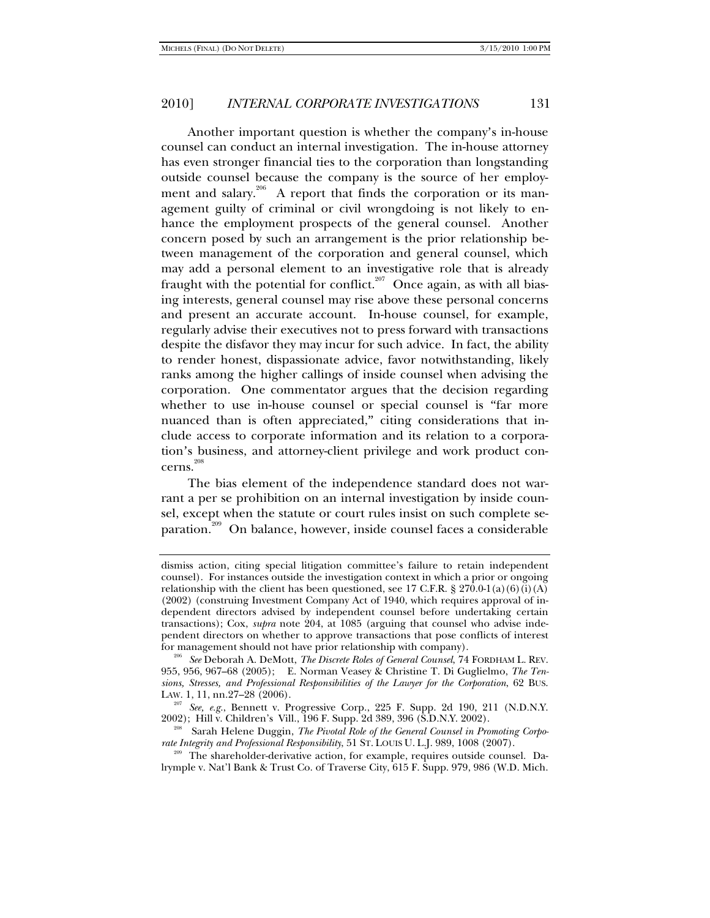Another important question is whether the company's in-house counsel can conduct an internal investigation. The in-house attorney has even stronger financial ties to the corporation than longstanding outside counsel because the company is the source of her employment and salary.[206] A report that finds the corporation or its management guilty of criminal or civil wrongdoing is not likely to enhance the employment prospects of the general counsel. Another concern posed by such an arrangement is the prior relationship between management of the corporation and general counsel, which may add a personal element to an investigative role that is already fraught with the potential for conflict.[207] Once again, as with all biasing interests, general counsel may rise above these personal concerns and present an accurate account. In-house counsel, for example, regularly advise their executives not to press forward with transactions despite the disfavor they may incur for such advice. In fact, the ability to render honest, dispassionate advice, favor notwithstanding, likely ranks among the higher callings of inside counsel when advising the corporation. One commentator argues that the decision regarding whether to use in-house counsel or special counsel is "far more nuanced than is often appreciated," citing considerations that include access to corporate information and its relation to a corporation's business, and attorney-client privilege and work product concerns.[208]

The bias element of the independence standard does not warrant a per se prohibition on an internal investigation by inside counsel, except when the statute or court rules insist on such complete separation.[209] On balance, however, inside counsel faces a considerable

---

dismiss action, citing special litigation committee's failure to retain independent counsel). For instances outside the investigation context in which a prior or ongoing relationship with the client has been questioned, see 17 C.F.R. § 270.0-1(a)(6)(i)(A) (2002) (construing Investment Company Act of 1940, which requires approval of independent directors advised by independent counsel before undertaking certain transactions); Cox, *supra* note 204, at 1085 (arguing that counsel who advise independent directors on whether to approve transactions that pose conflicts of interest for management should not have prior relationship with company).

[206] *See* Deborah A. DeMott, *The Discrete Roles of General Counsel*, 74 FORDHAM L. REV. 955, 956, 967–68 (2005); E. Norman Veasey & Christine T. Di Guglielmo, *The Tensions, Stresses, and Professional Responsibilities of the Lawyer for the Corporation*, 62 BUS. LAW. 1, 11, nn.27–28 (2006).

[207] *See, e.g.*, Bennett v. Progressive Corp., 225 F. Supp. 2d 190, 211 (N.D.N.Y. 2002); Hill v. Children's Vill., 196 F. Supp. 2d 389, 396 (S.D.N.Y. 2002).

[208] Sarah Helene Duggin, *The Pivotal Role of the General Counsel in Promoting Corporate Integrity and Professional Responsibility*, 51 ST. LOUIS U. L.J. 989, 1008 (2007).

[209] The shareholder-derivative action, for example, requires outside counsel. Dalrymple v. Nat'l Bank & Trust Co. of Traverse City, 615 F. Supp. 979, 986 (W.D. Mich.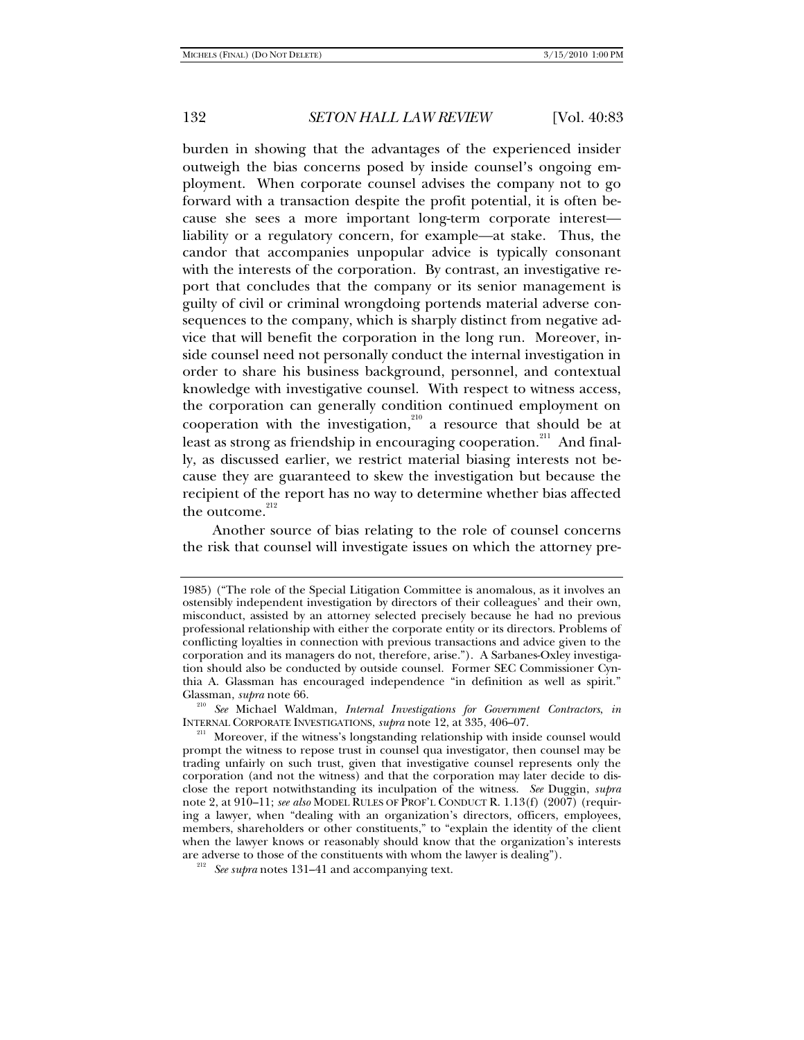burden in showing that the advantages of the experienced insider outweigh the bias concerns posed by inside counsel's ongoing employment. When corporate counsel advises the company not to go forward with a transaction despite the profit potential, it is often because she sees a more important long-term corporate interest—liability or a regulatory concern, for example—at stake. Thus, the candor that accompanies unpopular advice is typically consonant with the interests of the corporation. By contrast, an investigative report that concludes that the company or its senior management is guilty of civil or criminal wrongdoing portends material adverse consequences to the company, which is sharply distinct from negative advice that will benefit the corporation in the long run. Moreover, inside counsel need not personally conduct the internal investigation in order to share his business background, personnel, and contextual knowledge with investigative counsel. With respect to witness access, the corporation can generally condition continued employment on cooperation with the investigation,[210] a resource that should be at least as strong as friendship in encouraging cooperation.[211] And finally, as discussed earlier, we restrict material biasing interests not because they are guaranteed to skew the investigation but because the recipient of the report has no way to determine whether bias affected the outcome.[212]

Another source of bias relating to the role of counsel concerns the risk that counsel will investigate issues on which the attorney pre-

---

1985) ("The role of the Special Litigation Committee is anomalous, as it involves an ostensibly independent investigation by directors of their colleagues' and their own, misconduct, assisted by an attorney selected precisely because he had no previous professional relationship with either the corporate entity or its directors. Problems of conflicting loyalties in connection with previous transactions and advice given to the corporation and its managers do not, therefore, arise."). A Sarbanes-Oxley investigation should also be conducted by outside counsel. Former SEC Commissioner Cynthia A. Glassman has encouraged independence "in definition as well as spirit." Glassman, *supra* note 66.

[210] *See* Michael Waldman, *Internal Investigations for Government Contractors*, *in* INTERNAL CORPORATE INVESTIGATIONS, *supra* note 12, at 335, 406–07.

[211] Moreover, if the witness's longstanding relationship with inside counsel would prompt the witness to repose trust in counsel qua investigator, then counsel may be trading unfairly on such trust, given that investigative counsel represents only the corporation (and not the witness) and that the corporation may later decide to disclose the report notwithstanding its inculpation of the witness. *See* Duggin, *supra* note 2, at 910–11; *see also* MODEL RULES OF PROF'L CONDUCT R. 1.13(f) (2007) (requiring a lawyer, when "dealing with an organization's directors, officers, employees, members, shareholders or other constituents," to "explain the identity of the client when the lawyer knows or reasonably should know that the organization's interests are adverse to those of the constituents with whom the lawyer is dealing").

[212] *See supra* notes 131–41 and accompanying text.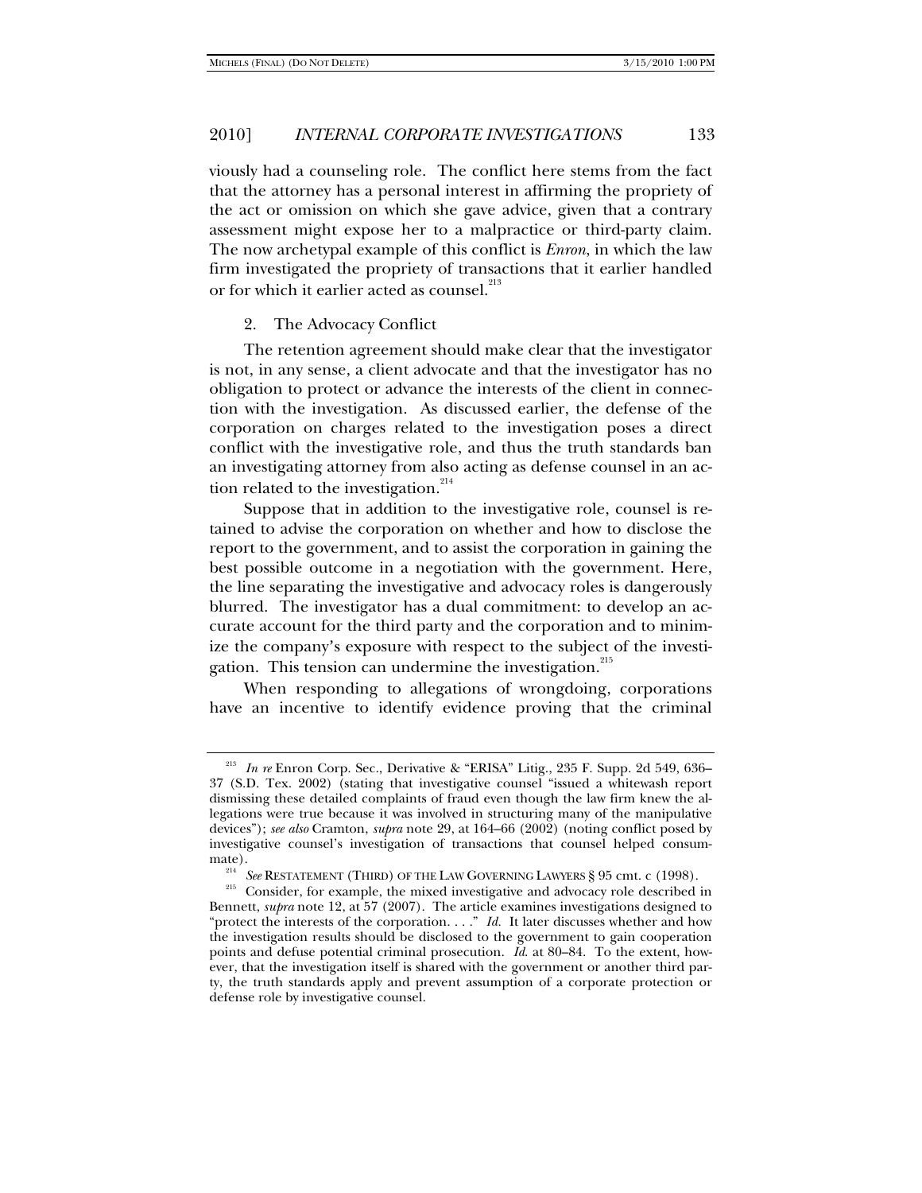viously had a counseling role. The conflict here stems from the fact that the attorney has a personal interest in affirming the propriety of the act or omission on which she gave advice, given that a contrary assessment might expose her to a malpractice or third-party claim. The now archetypal example of this conflict is *Enron*, in which the law firm investigated the propriety of transactions that it earlier handled or for which it earlier acted as counsel.[213]

2. The Advocacy Conflict

The retention agreement should make clear that the investigator is not, in any sense, a client advocate and that the investigator has no obligation to protect or advance the interests of the client in connection with the investigation. As discussed earlier, the defense of the corporation on charges related to the investigation poses a direct conflict with the investigative role, and thus the truth standards ban an investigating attorney from also acting as defense counsel in an action related to the investigation.[214]

Suppose that in addition to the investigative role, counsel is retained to advise the corporation on whether and how to disclose the report to the government, and to assist the corporation in gaining the best possible outcome in a negotiation with the government. Here, the line separating the investigative and advocacy roles is dangerously blurred. The investigator has a dual commitment: to develop an accurate account for the third party and the corporation and to minimize the company's exposure with respect to the subject of the investigation. This tension can undermine the investigation.[215]

When responding to allegations of wrongdoing, corporations have an incentive to identify evidence proving that the criminal

---

[213] *In re* Enron Corp. Sec., Derivative & "ERISA" Litig., 235 F. Supp. 2d 549, 636–37 (S.D. Tex. 2002) (stating that investigative counsel "issued a whitewash report dismissing these detailed complaints of fraud even though the law firm knew the allegations were true because it was involved in structuring many of the manipulative devices"); *see also* Cramton, *supra* note 29, at 164–66 (2002) (noting conflict posed by investigative counsel's investigation of transactions that counsel helped consummate).

[214] *See* RESTATEMENT (THIRD) OF THE LAW GOVERNING LAWYERS § 95 cmt. c (1998).

[215] Consider, for example, the mixed investigative and advocacy role described in Bennett, *supra* note 12, at 57 (2007). The article examines investigations designed to "protect the interests of the corporation. . . ." *Id.* It later discusses whether and how the investigation results should be disclosed to the government to gain cooperation points and defuse potential criminal prosecution. *Id.* at 80–84. To the extent, however, that the investigation itself is shared with the government or another third party, the truth standards apply and prevent assumption of a corporate protection or defense role by investigative counsel.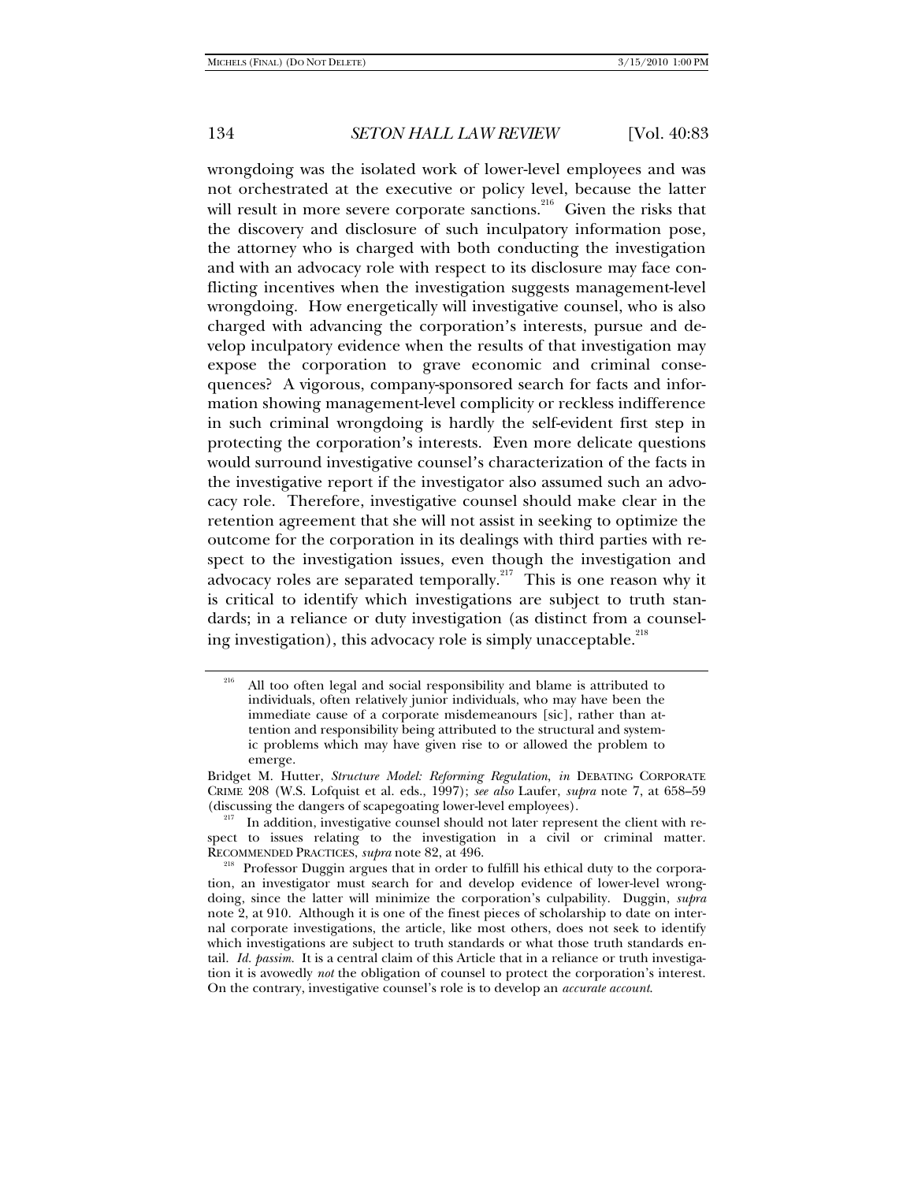wrongdoing was the isolated work of lower-level employees and was not orchestrated at the executive or policy level, because the latter will result in more severe corporate sanctions.[216] Given the risks that the discovery and disclosure of such inculpatory information pose, the attorney who is charged with both conducting the investigation and with an advocacy role with respect to its disclosure may face conflicting incentives when the investigation suggests management-level wrongdoing. How energetically will investigative counsel, who is also charged with advancing the corporation's interests, pursue and develop inculpatory evidence when the results of that investigation may expose the corporation to grave economic and criminal consequences? A vigorous, company-sponsored search for facts and information showing management-level complicity or reckless indifference in such criminal wrongdoing is hardly the self-evident first step in protecting the corporation's interests. Even more delicate questions would surround investigative counsel's characterization of the facts in the investigative report if the investigator also assumed such an advocacy role. Therefore, investigative counsel should make clear in the retention agreement that she will not assist in seeking to optimize the outcome for the corporation in its dealings with third parties with respect to the investigation issues, even though the investigation and advocacy roles are separated temporally.[217] This is one reason why it is critical to identify which investigations are subject to truth standards; in a reliance or duty investigation (as distinct from a counseling investigation), this advocacy role is simply unacceptable.[218]

---

[216] 
> All too often legal and social responsibility and blame is attributed to individuals, often relatively junior individuals, who may have been the immediate cause of a corporate misdemeanours [sic], rather than attention and responsibility being attributed to the structural and systemic problems which may have given rise to or allowed the problem to emerge.

Bridget M. Hutter, *Structure Model: Reforming Regulation*, *in* DEBATING CORPORATE CRIME 208 (W.S. Lofquist et al. eds., 1997); *see also* Laufer, *supra* note 7, at 658–59 (discussing the dangers of scapegoating lower-level employees).

[217] In addition, investigative counsel should not later represent the client with respect to issues relating to the investigation in a civil or criminal matter. RECOMMENDED PRACTICES, *supra* note 82, at 496.

[218] Professor Duggin argues that in order to fulfill his ethical duty to the corporation, an investigator must search for and develop evidence of lower-level wrongdoing, since the latter will minimize the corporation's culpability. Duggin, *supra* note 2, at 910. Although it is one of the finest pieces of scholarship to date on internal corporate investigations, the article, like most others, does not seek to identify which investigations are subject to truth standards or what those truth standards entail. *Id. passim.* It is a central claim of this Article that in a reliance or truth investigation it is avowedly *not* the obligation of counsel to protect the corporation's interest. On the contrary, investigative counsel's role is to develop an *accurate account*.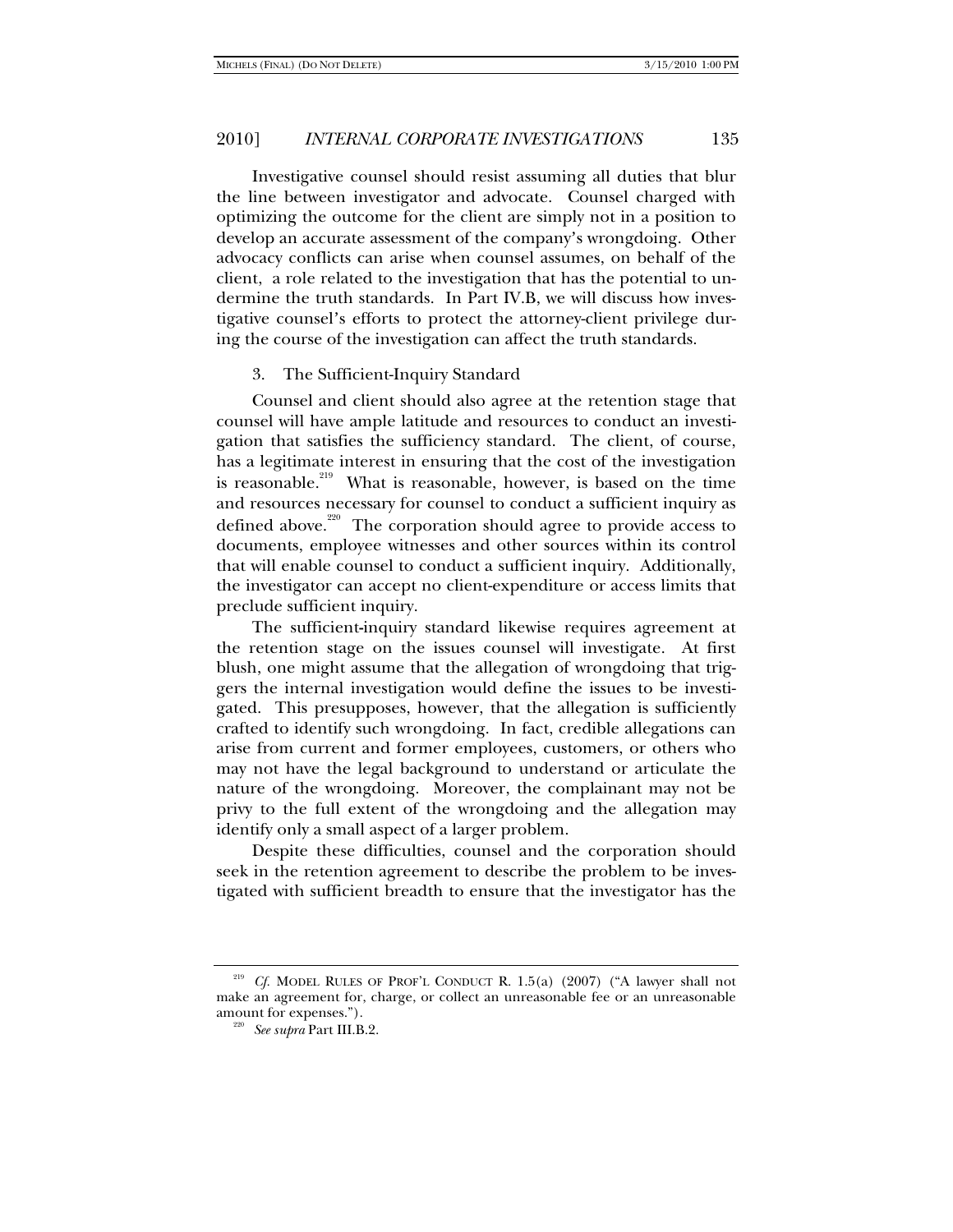Investigative counsel should resist assuming all duties that blur the line between investigator and advocate. Counsel charged with optimizing the outcome for the client are simply not in a position to develop an accurate assessment of the company's wrongdoing. Other advocacy conflicts can arise when counsel assumes, on behalf of the client, a role related to the investigation that has the potential to undermine the truth standards. In Part IV.B, we will discuss how investigative counsel's efforts to protect the attorney-client privilege during the course of the investigation can affect the truth standards.

### 3. The Sufficient-Inquiry Standard

Counsel and client should also agree at the retention stage that counsel will have ample latitude and resources to conduct an investigation that satisfies the sufficiency standard. The client, of course, has a legitimate interest in ensuring that the cost of the investigation is reasonable.[219] What is reasonable, however, is based on the time and resources necessary for counsel to conduct a sufficient inquiry as defined above.[220] The corporation should agree to provide access to documents, employee witnesses and other sources within its control that will enable counsel to conduct a sufficient inquiry. Additionally, the investigator can accept no client-expenditure or access limits that preclude sufficient inquiry.

The sufficient-inquiry standard likewise requires agreement at the retention stage on the issues counsel will investigate. At first blush, one might assume that the allegation of wrongdoing that triggers the internal investigation would define the issues to be investigated. This presupposes, however, that the allegation is sufficiently crafted to identify such wrongdoing. In fact, credible allegations can arise from current and former employees, customers, or others who may not have the legal background to understand or articulate the nature of the wrongdoing. Moreover, the complainant may not be privy to the full extent of the wrongdoing and the allegation may identify only a small aspect of a larger problem.

Despite these difficulties, counsel and the corporation should seek in the retention agreement to describe the problem to be investigated with sufficient breadth to ensure that the investigator has the

---

[219] *Cf.* MODEL RULES OF PROF'L CONDUCT R. 1.5(a) (2007) ("A lawyer shall not make an agreement for, charge, or collect an unreasonable fee or an unreasonable amount for expenses.").

[220] *See supra* Part III.B.2.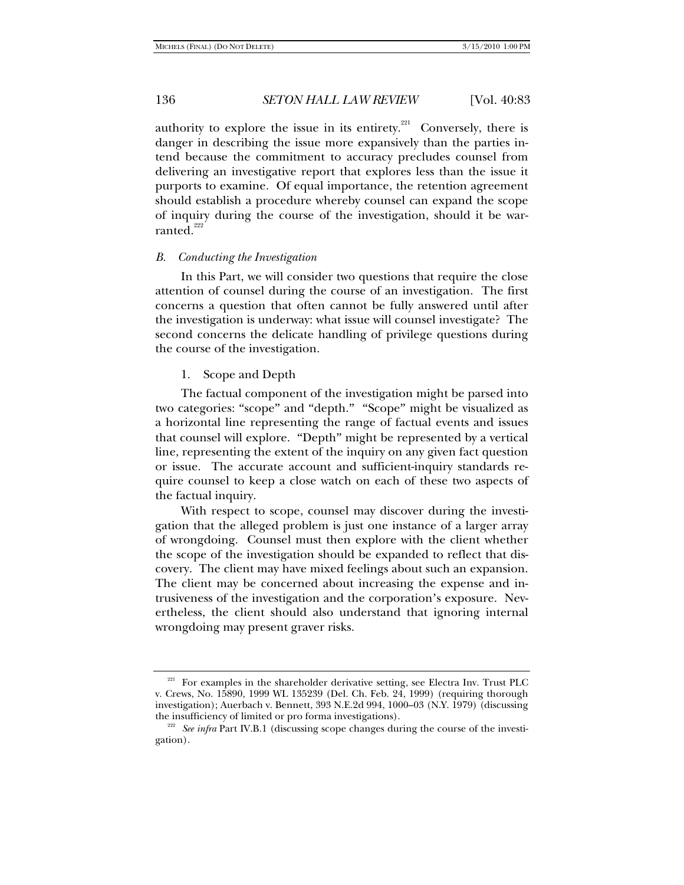authority to explore the issue in its entirety.[221] Conversely, there is danger in describing the issue more expansively than the parties intend because the commitment to accuracy precludes counsel from delivering an investigative report that explores less than the issue it purports to examine. Of equal importance, the retention agreement should establish a procedure whereby counsel can expand the scope of inquiry during the course of the investigation, should it be warranted.[222]

### *B. Conducting the Investigation*

In this Part, we will consider two questions that require the close attention of counsel during the course of an investigation. The first concerns a question that often cannot be fully answered until after the investigation is underway: what issue will counsel investigate? The second concerns the delicate handling of privilege questions during the course of the investigation.

#### 1. Scope and Depth

The factual component of the investigation might be parsed into two categories: "scope" and "depth." "Scope" might be visualized as a horizontal line representing the range of factual events and issues that counsel will explore. "Depth" might be represented by a vertical line, representing the extent of the inquiry on any given fact question or issue. The accurate account and sufficient-inquiry standards require counsel to keep a close watch on each of these two aspects of the factual inquiry.

With respect to scope, counsel may discover during the investigation that the alleged problem is just one instance of a larger array of wrongdoing. Counsel must then explore with the client whether the scope of the investigation should be expanded to reflect that discovery. The client may have mixed feelings about such an expansion. The client may be concerned about increasing the expense and intrusiveness of the investigation and the corporation's exposure. Nevertheless, the client should also understand that ignoring internal wrongdoing may present graver risks.

---

[221] For examples in the shareholder derivative setting, see Electra Inv. Trust PLC v. Crews, No. 15890, 1999 WL 135239 (Del. Ch. Feb. 24, 1999) (requiring thorough investigation); Auerbach v. Bennett, 393 N.E.2d 994, 1000–03 (N.Y. 1979) (discussing the insufficiency of limited or pro forma investigations).

[222] *See infra* Part IV.B.1 (discussing scope changes during the course of the investigation).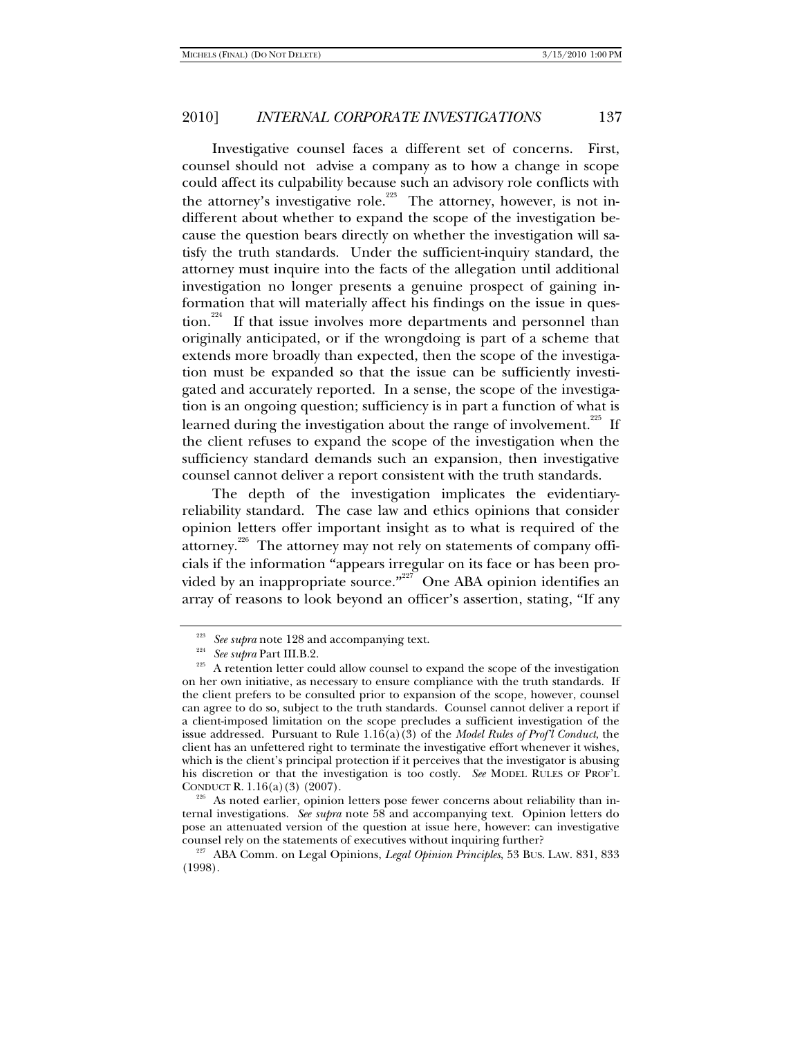Investigative counsel faces a different set of concerns. First, counsel should not advise a company as to how a change in scope could affect its culpability because such an advisory role conflicts with the attorney's investigative role.[223] The attorney, however, is not indifferent about whether to expand the scope of the investigation because the question bears directly on whether the investigation will satisfy the truth standards. Under the sufficient-inquiry standard, the attorney must inquire into the facts of the allegation until additional investigation no longer presents a genuine prospect of gaining information that will materially affect his findings on the issue in question.[224] If that issue involves more departments and personnel than originally anticipated, or if the wrongdoing is part of a scheme that extends more broadly than expected, then the scope of the investigation must be expanded so that the issue can be sufficiently investigated and accurately reported. In a sense, the scope of the investigation is an ongoing question; sufficiency is in part a function of what is learned during the investigation about the range of involvement.[225] If the client refuses to expand the scope of the investigation when the sufficiency standard demands such an expansion, then investigative counsel cannot deliver a report consistent with the truth standards.

The depth of the investigation implicates the evidentiary-reliability standard. The case law and ethics opinions that consider opinion letters offer important insight as to what is required of the attorney.[226] The attorney may not rely on statements of company officials if the information "appears irregular on its face or has been provided by an inappropriate source."[227] One ABA opinion identifies an array of reasons to look beyond an officer's assertion, stating, "If any

---

[223] *See supra* note 128 and accompanying text.

[224] *See supra* Part III.B.2.

[225] A retention letter could allow counsel to expand the scope of the investigation on her own initiative, as necessary to ensure compliance with the truth standards. If the client prefers to be consulted prior to expansion of the scope, however, counsel can agree to do so, subject to the truth standards. Counsel cannot deliver a report if a client-imposed limitation on the scope precludes a sufficient investigation of the issue addressed. Pursuant to Rule 1.16(a)(3) of the *Model Rules of Prof'l Conduct*, the client has an unfettered right to terminate the investigative effort whenever it wishes, which is the client's principal protection if it perceives that the investigator is abusing his discretion or that the investigation is too costly. *See* MODEL RULES OF PROF'L CONDUCT R. 1.16(a)(3) (2007).

[226] As noted earlier, opinion letters pose fewer concerns about reliability than internal investigations. *See supra* note 58 and accompanying text. Opinion letters do pose an attenuated version of the question at issue here, however: can investigative counsel rely on the statements of executives without inquiring further?

[227] ABA Comm. on Legal Opinions, *Legal Opinion Principles*, 53 BUS. LAW. 831, 833 (1998).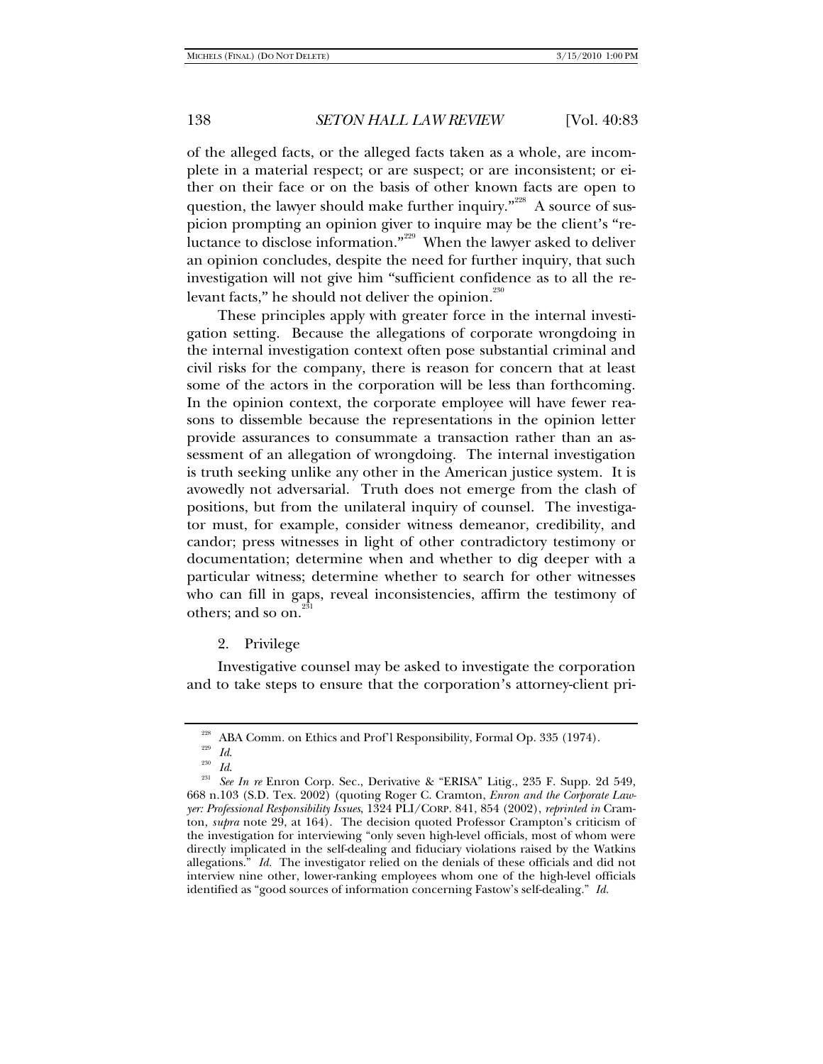of the alleged facts, or the alleged facts taken as a whole, are incomplete in a material respect; or are suspect; or are inconsistent; or either on their face or on the basis of other known facts are open to question, the lawyer should make further inquiry."[228] A source of suspicion prompting an opinion giver to inquire may be the client's "reluctance to disclose information."[229] When the lawyer asked to deliver an opinion concludes, despite the need for further inquiry, that such investigation will not give him "sufficient confidence as to all the relevant facts," he should not deliver the opinion.[230]

These principles apply with greater force in the internal investigation setting. Because the allegations of corporate wrongdoing in the internal investigation context often pose substantial criminal and civil risks for the company, there is reason for concern that at least some of the actors in the corporation will be less than forthcoming. In the opinion context, the corporate employee will have fewer reasons to dissemble because the representations in the opinion letter provide assurances to consummate a transaction rather than an assessment of an allegation of wrongdoing. The internal investigation is truth seeking unlike any other in the American justice system. It is avowedly not adversarial. Truth does not emerge from the clash of positions, but from the unilateral inquiry of counsel. The investigator must, for example, consider witness demeanor, credibility, and candor; press witnesses in light of other contradictory testimony or documentation; determine when and whether to dig deeper with a particular witness; determine whether to search for other witnesses who can fill in gaps, reveal inconsistencies, affirm the testimony of others; and so on.[231]

2. Privilege

Investigative counsel may be asked to investigate the corporation and to take steps to ensure that the corporation's attorney-client pri-

---

[228] ABA Comm. on Ethics and Prof'l Responsibility, Formal Op. 335 (1974).

[229] *Id.*

[230] *Id.*

[231] *See In re* Enron Corp. Sec., Derivative & "ERISA" Litig., 235 F. Supp. 2d 549, 668 n.103 (S.D. Tex. 2002) (quoting Roger C. Cramton, *Enron and the Corporate Lawyer: Professional Responsibility Issues*, 1324 PLI/CORP. 841, 854 (2002), *reprinted in* Cramton, *supra* note 29, at 164). The decision quoted Professor Crampton's criticism of the investigation for interviewing "only seven high-level officials, most of whom were directly implicated in the self-dealing and fiduciary violations raised by the Watkins allegations." *Id.* The investigator relied on the denials of these officials and did not interview nine other, lower-ranking employees whom one of the high-level officials identified as "good sources of information concerning Fastow's self-dealing." *Id.*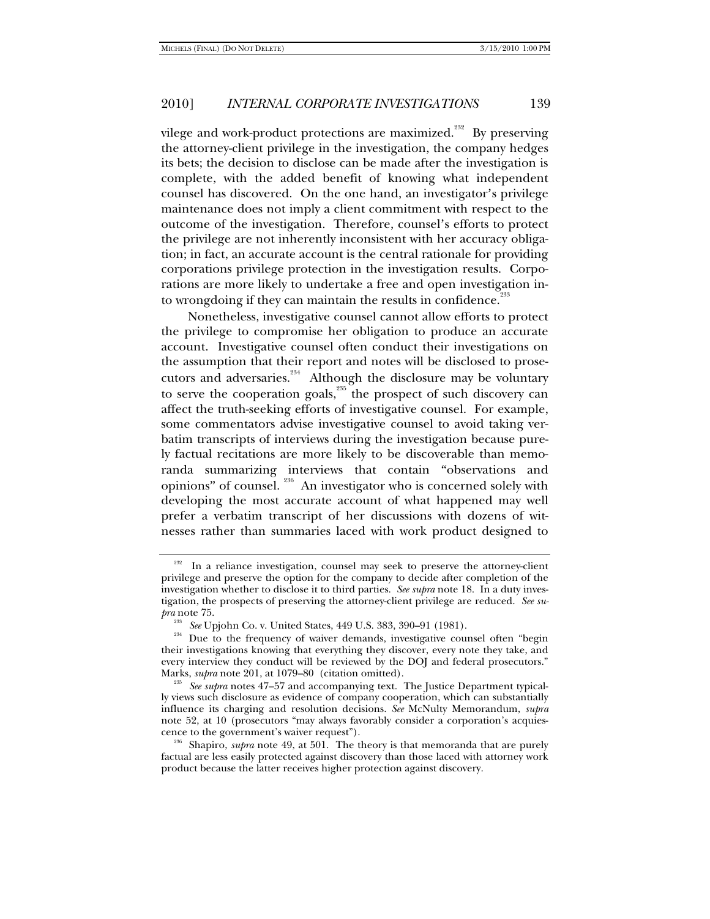vilege and work-product protections are maximized.[232] By preserving the attorney-client privilege in the investigation, the company hedges its bets; the decision to disclose can be made after the investigation is complete, with the added benefit of knowing what independent counsel has discovered. On the one hand, an investigator's privilege maintenance does not imply a client commitment with respect to the outcome of the investigation. Therefore, counsel's efforts to protect the privilege are not inherently inconsistent with her accuracy obligation; in fact, an accurate account is the central rationale for providing corporations privilege protection in the investigation results. Corporations are more likely to undertake a free and open investigation into wrongdoing if they can maintain the results in confidence.[233]

Nonetheless, investigative counsel cannot allow efforts to protect the privilege to compromise her obligation to produce an accurate account. Investigative counsel often conduct their investigations on the assumption that their report and notes will be disclosed to prosecutors and adversaries.[234] Although the disclosure may be voluntary to serve the cooperation goals,[235] the prospect of such discovery can affect the truth-seeking efforts of investigative counsel. For example, some commentators advise investigative counsel to avoid taking verbatim transcripts of interviews during the investigation because purely factual recitations are more likely to be discoverable than memoranda summarizing interviews that contain "observations and opinions" of counsel.[236] An investigator who is concerned solely with developing the most accurate account of what happened may well prefer a verbatim transcript of her discussions with dozens of witnesses rather than summaries laced with work product designed to

---

[232] In a reliance investigation, counsel may seek to preserve the attorney-client privilege and preserve the option for the company to decide after completion of the investigation whether to disclose it to third parties. *See supra* note 18. In a duty investigation, the prospects of preserving the attorney-client privilege are reduced. *See supra* note 75.

[233] *See* Upjohn Co. v. United States, 449 U.S. 383, 390–91 (1981).

[234] Due to the frequency of waiver demands, investigative counsel often "begin their investigations knowing that everything they discover, every note they take, and every interview they conduct will be reviewed by the DOJ and federal prosecutors." Marks, *supra* note 201, at 1079–80 (citation omitted).

[235] *See supra* notes 47–57 and accompanying text. The Justice Department typically views such disclosure as evidence of company cooperation, which can substantially influence its charging and resolution decisions. *See* McNulty Memorandum, *supra* note 52, at 10 (prosecutors "may always favorably consider a corporation's acquiescence to the government's waiver request").

[236] Shapiro, *supra* note 49, at 501. The theory is that memoranda that are purely factual are less easily protected against discovery than those laced with attorney work product because the latter receives higher protection against discovery.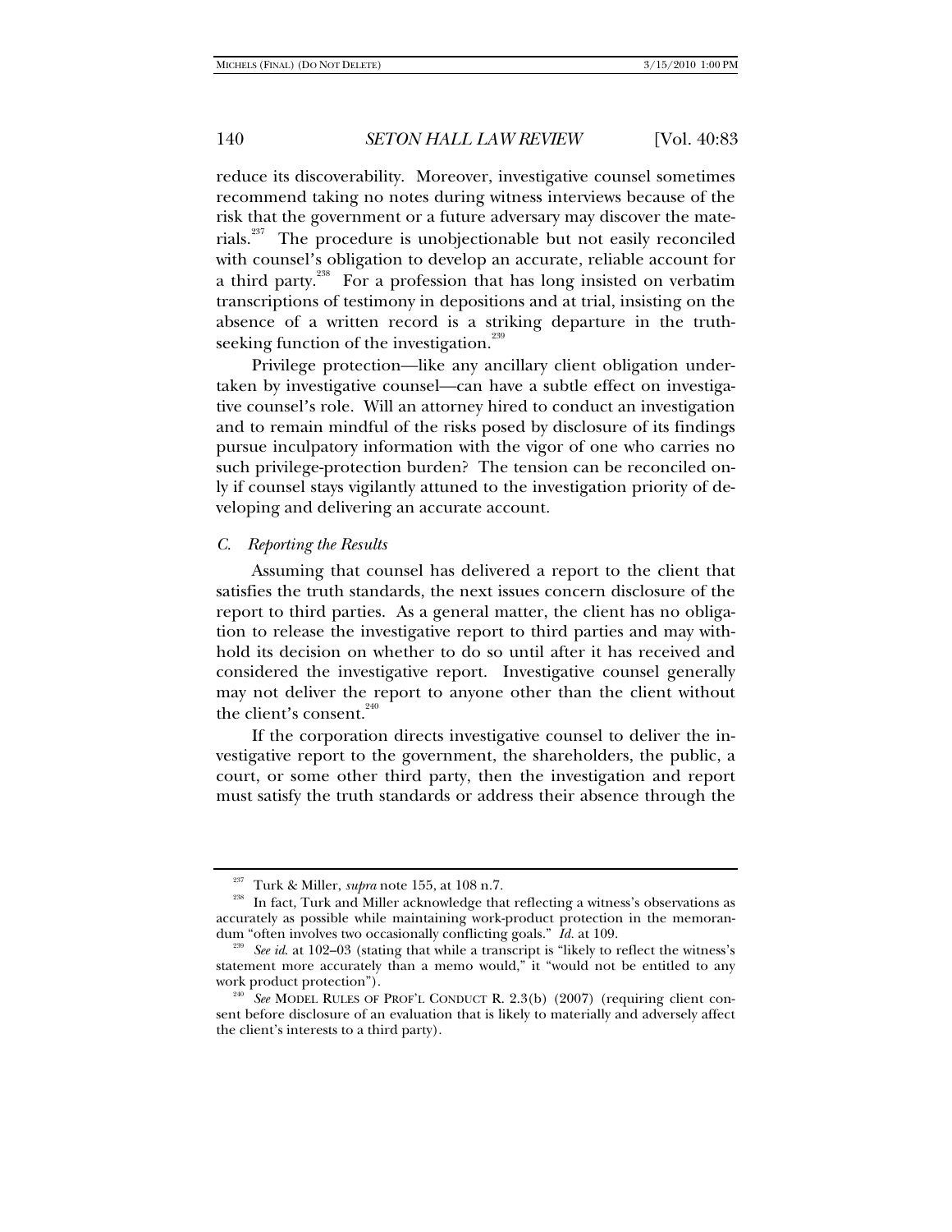reduce its discoverability. Moreover, investigative counsel sometimes recommend taking no notes during witness interviews because of the risk that the government or a future adversary may discover the materials.[237] The procedure is unobjectionable but not easily reconciled with counsel's obligation to develop an accurate, reliable account for a third party.[238] For a profession that has long insisted on verbatim transcriptions of testimony in depositions and at trial, insisting on the absence of a written record is a striking departure in the truth-seeking function of the investigation.[239]

Privilege protection—like any ancillary client obligation undertaken by investigative counsel—can have a subtle effect on investigative counsel's role. Will an attorney hired to conduct an investigation and to remain mindful of the risks posed by disclosure of its findings pursue inculpatory information with the vigor of one who carries no such privilege-protection burden? The tension can be reconciled only if counsel stays vigilantly attuned to the investigation priority of developing and delivering an accurate account.

### *C. Reporting the Results*

Assuming that counsel has delivered a report to the client that satisfies the truth standards, the next issues concern disclosure of the report to third parties. As a general matter, the client has no obligation to release the investigative report to third parties and may withhold its decision on whether to do so until after it has received and considered the investigative report. Investigative counsel generally may not deliver the report to anyone other than the client without the client's consent.[240]

If the corporation directs investigative counsel to deliver the investigative report to the government, the shareholders, the public, a court, or some other third party, then the investigation and report must satisfy the truth standards or address their absence through the

---

[237] Turk & Miller, *supra* note 155, at 108 n.7.

[238] In fact, Turk and Miller acknowledge that reflecting a witness's observations as accurately as possible while maintaining work-product protection in the memorandum "often involves two occasionally conflicting goals." *Id.* at 109.

[239] *See id.* at 102–03 (stating that while a transcript is "likely to reflect the witness's statement more accurately than a memo would," it "would not be entitled to any work product protection").

[240] *See* MODEL RULES OF PROF'L CONDUCT R. 2.3(b) (2007) (requiring client consent before disclosure of an evaluation that is likely to materially and adversely affect the client's interests to a third party).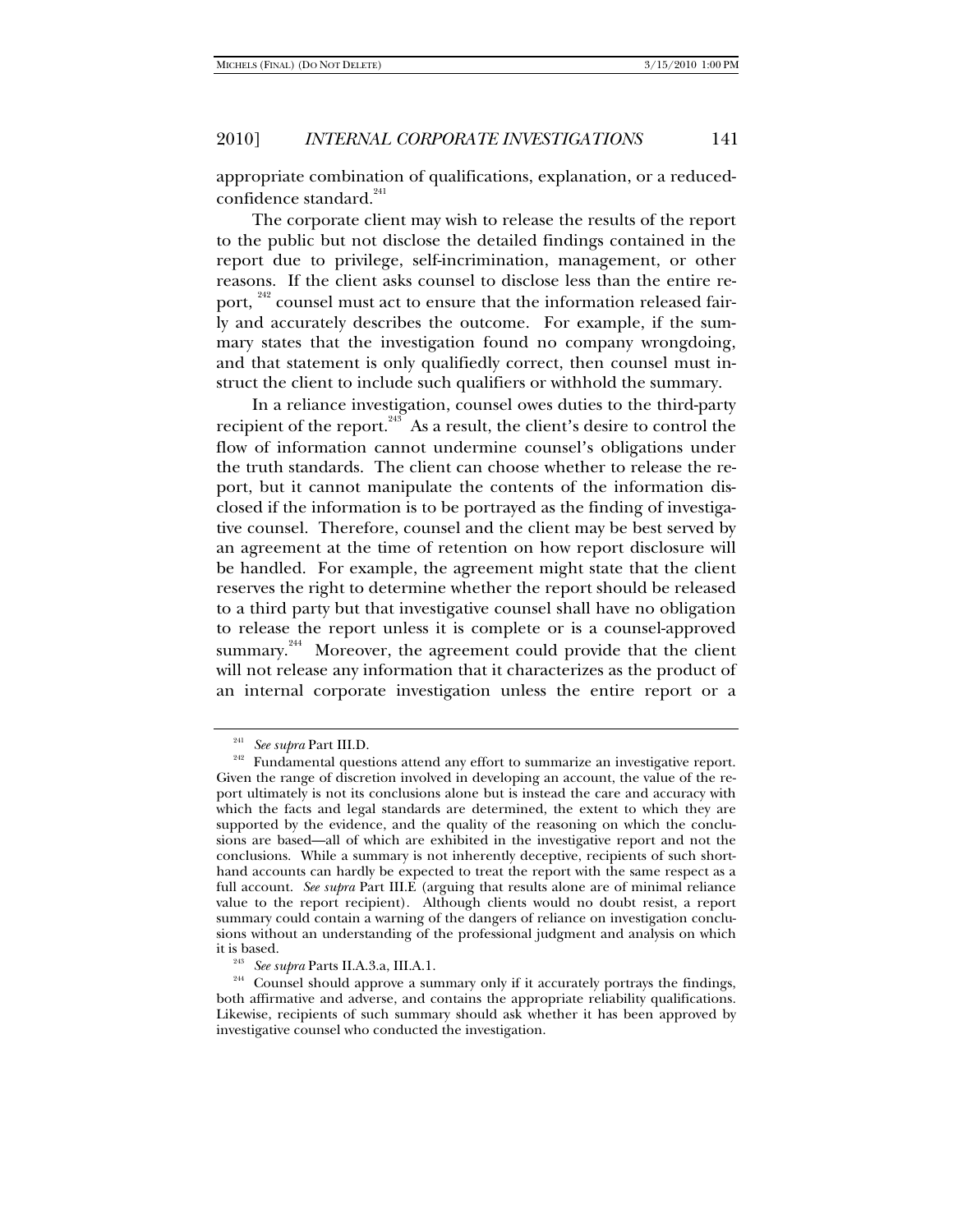appropriate combination of qualifications, explanation, or a reduced-confidence standard.[241]

The corporate client may wish to release the results of the report to the public but not disclose the detailed findings contained in the report due to privilege, self-incrimination, management, or other reasons. If the client asks counsel to disclose less than the entire report, [242] counsel must act to ensure that the information released fairly and accurately describes the outcome. For example, if the summary states that the investigation found no company wrongdoing, and that statement is only qualifiedly correct, then counsel must instruct the client to include such qualifiers or withhold the summary.

In a reliance investigation, counsel owes duties to the third-party recipient of the report.[243] As a result, the client's desire to control the flow of information cannot undermine counsel's obligations under the truth standards. The client can choose whether to release the report, but it cannot manipulate the contents of the information disclosed if the information is to be portrayed as the finding of investigative counsel. Therefore, counsel and the client may be best served by an agreement at the time of retention on how report disclosure will be handled. For example, the agreement might state that the client reserves the right to determine whether the report should be released to a third party but that investigative counsel shall have no obligation to release the report unless it is complete or is a counsel-approved summary.[244] Moreover, the agreement could provide that the client will not release any information that it characterizes as the product of an internal corporate investigation unless the entire report or a

---

[241] *See supra* Part III.D.

[242] Fundamental questions attend any effort to summarize an investigative report. Given the range of discretion involved in developing an account, the value of the report ultimately is not its conclusions alone but is instead the care and accuracy with which the facts and legal standards are determined, the extent to which they are supported by the evidence, and the quality of the reasoning on which the conclusions are based—all of which are exhibited in the investigative report and not the conclusions. While a summary is not inherently deceptive, recipients of such shorthand accounts can hardly be expected to treat the report with the same respect as a full account. *See supra* Part III.E (arguing that results alone are of minimal reliance value to the report recipient). Although clients would no doubt resist, a report summary could contain a warning of the dangers of reliance on investigation conclusions without an understanding of the professional judgment and analysis on which it is based.

[243] *See supra* Parts II.A.3.a, III.A.1.

[244] Counsel should approve a summary only if it accurately portrays the findings, both affirmative and adverse, and contains the appropriate reliability qualifications. Likewise, recipients of such summary should ask whether it has been approved by investigative counsel who conducted the investigation.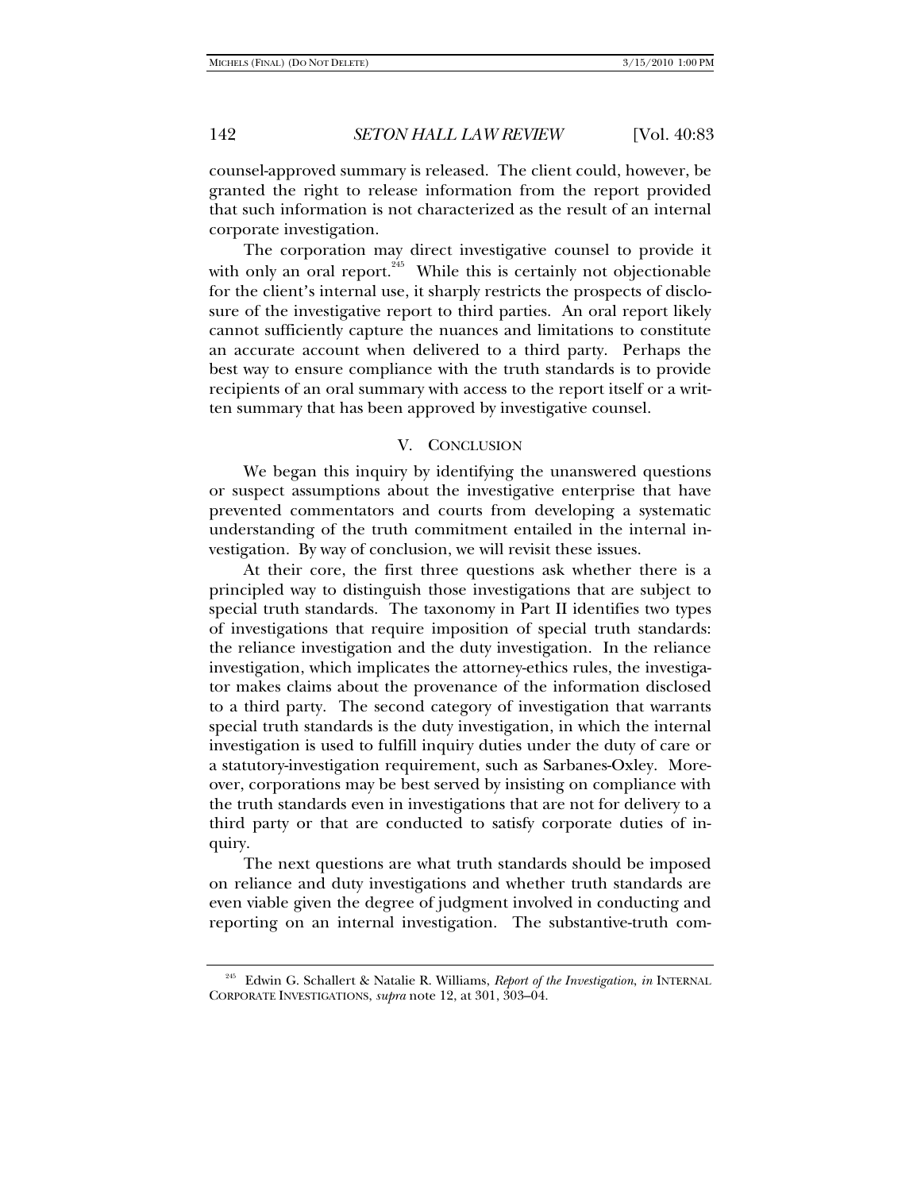counsel-approved summary is released. The client could, however, be granted the right to release information from the report provided that such information is not characterized as the result of an internal corporate investigation.

The corporation may direct investigative counsel to provide it with only an oral report.[245] While this is certainly not objectionable for the client's internal use, it sharply restricts the prospects of disclosure of the investigative report to third parties. An oral report likely cannot sufficiently capture the nuances and limitations to constitute an accurate account when delivered to a third party. Perhaps the best way to ensure compliance with the truth standards is to provide recipients of an oral summary with access to the report itself or a written summary that has been approved by investigative counsel.

## V. CONCLUSION

We began this inquiry by identifying the unanswered questions or suspect assumptions about the investigative enterprise that have prevented commentators and courts from developing a systematic understanding of the truth commitment entailed in the internal investigation. By way of conclusion, we will revisit these issues.

At their core, the first three questions ask whether there is a principled way to distinguish those investigations that are subject to special truth standards. The taxonomy in Part II identifies two types of investigations that require imposition of special truth standards: the reliance investigation and the duty investigation. In the reliance investigation, which implicates the attorney-ethics rules, the investigator makes claims about the provenance of the information disclosed to a third party. The second category of investigation that warrants special truth standards is the duty investigation, in which the internal investigation is used to fulfill inquiry duties under the duty of care or a statutory-investigation requirement, such as Sarbanes-Oxley. Moreover, corporations may be best served by insisting on compliance with the truth standards even in investigations that are not for delivery to a third party or that are conducted to satisfy corporate duties of inquiry.

The next questions are what truth standards should be imposed on reliance and duty investigations and whether truth standards are even viable given the degree of judgment involved in conducting and reporting on an internal investigation. The substantive-truth com-

---

[245] Edwin G. Schallert & Natalie R. Williams, *Report of the Investigation*, *in* INTERNAL CORPORATE INVESTIGATIONS, *supra* note 12, at 301, 303–04.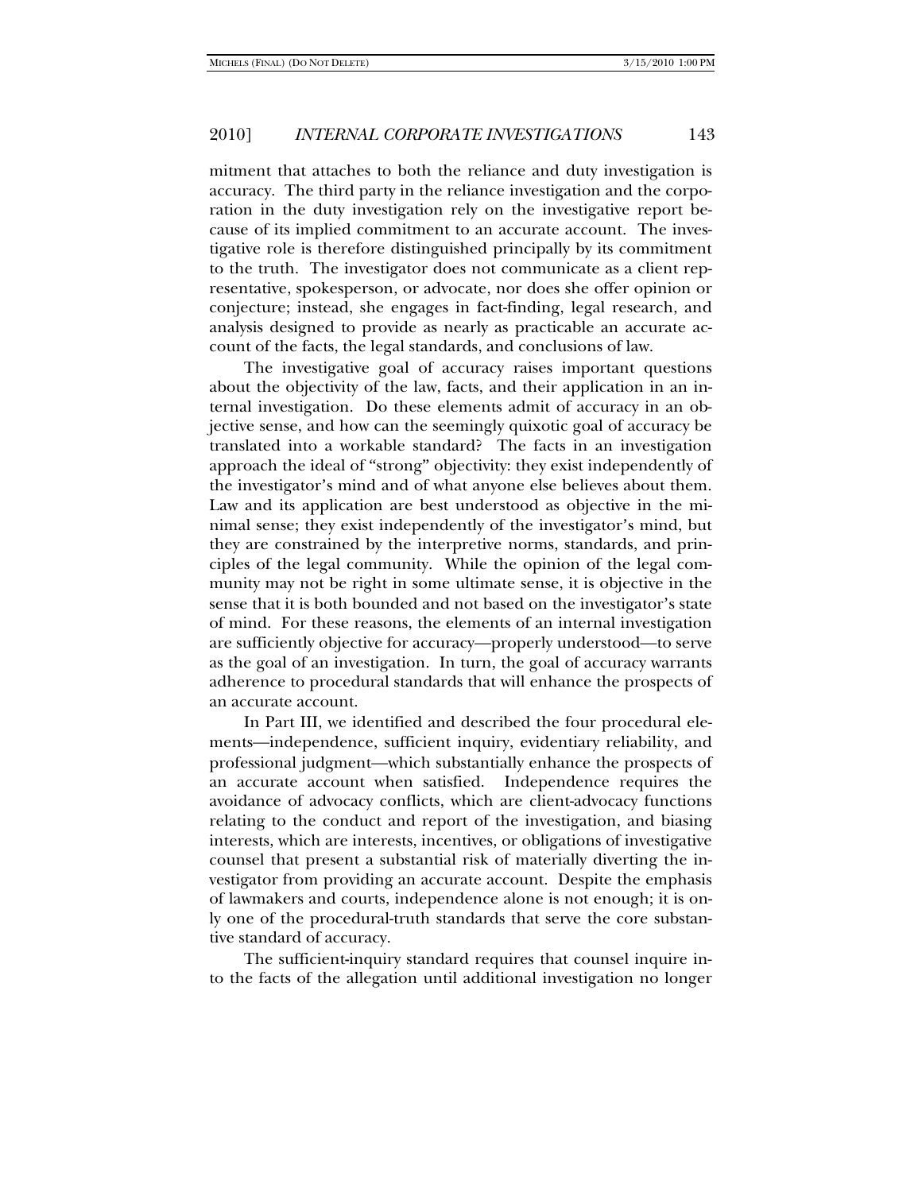mitment that attaches to both the reliance and duty investigation is accuracy. The third party in the reliance investigation and the corporation in the duty investigation rely on the investigative report because of its implied commitment to an accurate account. The investigative role is therefore distinguished principally by its commitment to the truth. The investigator does not communicate as a client representative, spokesperson, or advocate, nor does she offer opinion or conjecture; instead, she engages in fact-finding, legal research, and analysis designed to provide as nearly as practicable an accurate account of the facts, the legal standards, and conclusions of law.

The investigative goal of accuracy raises important questions about the objectivity of the law, facts, and their application in an internal investigation. Do these elements admit of accuracy in an objective sense, and how can the seemingly quixotic goal of accuracy be translated into a workable standard? The facts in an investigation approach the ideal of "strong" objectivity: they exist independently of the investigator's mind and of what anyone else believes about them. Law and its application are best understood as objective in the minimal sense; they exist independently of the investigator's mind, but they are constrained by the interpretive norms, standards, and principles of the legal community. While the opinion of the legal community may not be right in some ultimate sense, it is objective in the sense that it is both bounded and not based on the investigator's state of mind. For these reasons, the elements of an internal investigation are sufficiently objective for accuracy—properly understood—to serve as the goal of an investigation. In turn, the goal of accuracy warrants adherence to procedural standards that will enhance the prospects of an accurate account.

In Part III, we identified and described the four procedural elements—independence, sufficient inquiry, evidentiary reliability, and professional judgment—which substantially enhance the prospects of an accurate account when satisfied. Independence requires the avoidance of advocacy conflicts, which are client-advocacy functions relating to the conduct and report of the investigation, and biasing interests, which are interests, incentives, or obligations of investigative counsel that present a substantial risk of materially diverting the investigator from providing an accurate account. Despite the emphasis of lawmakers and courts, independence alone is not enough; it is only one of the procedural-truth standards that serve the core substantive standard of accuracy.

The sufficient-inquiry standard requires that counsel inquire into the facts of the allegation until additional investigation no longer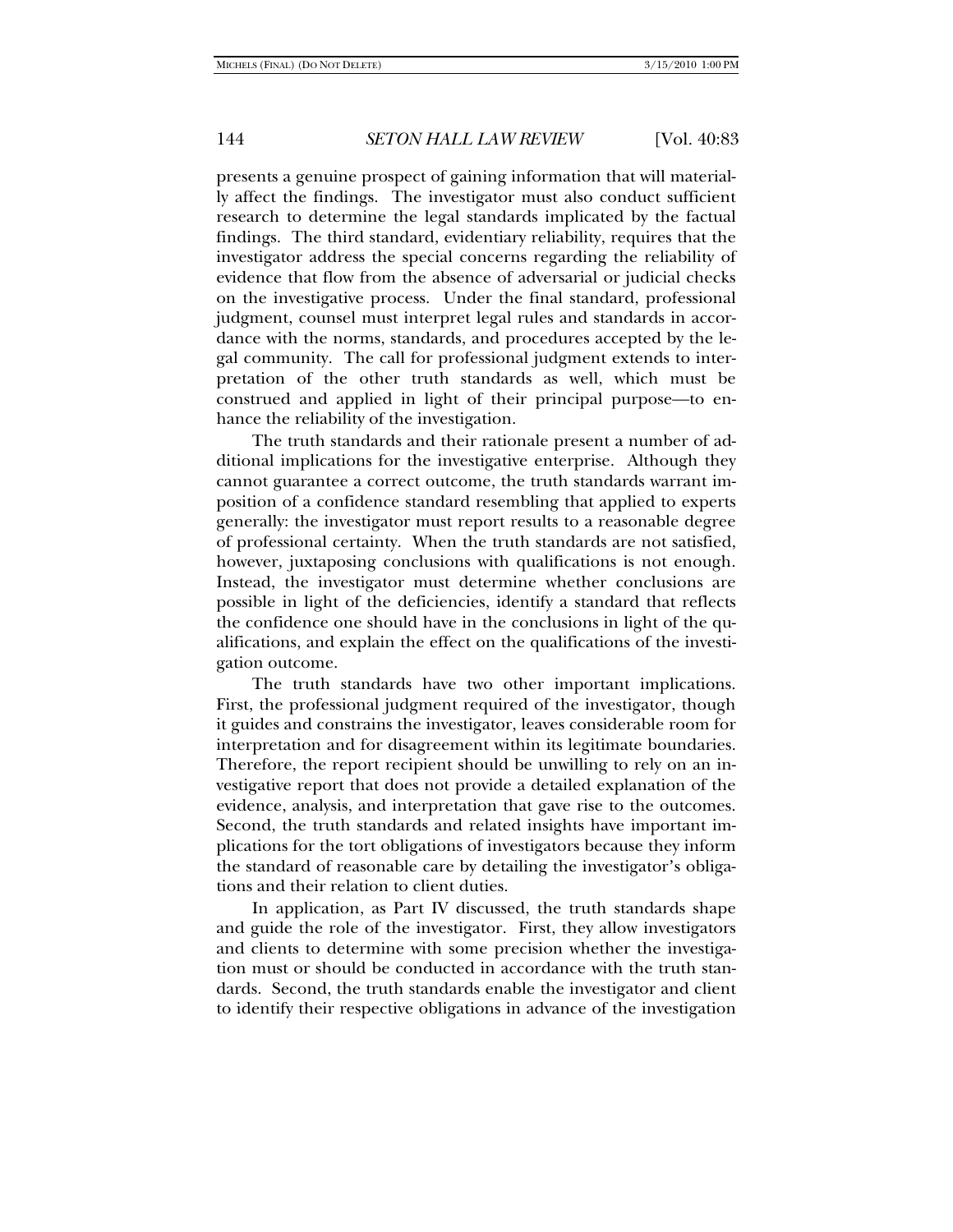presents a genuine prospect of gaining information that will materially affect the findings. The investigator must also conduct sufficient research to determine the legal standards implicated by the factual findings. The third standard, evidentiary reliability, requires that the investigator address the special concerns regarding the reliability of evidence that flow from the absence of adversarial or judicial checks on the investigative process. Under the final standard, professional judgment, counsel must interpret legal rules and standards in accordance with the norms, standards, and procedures accepted by the legal community. The call for professional judgment extends to interpretation of the other truth standards as well, which must be construed and applied in light of their principal purpose—to enhance the reliability of the investigation.

The truth standards and their rationale present a number of additional implications for the investigative enterprise. Although they cannot guarantee a correct outcome, the truth standards warrant imposition of a confidence standard resembling that applied to experts generally: the investigator must report results to a reasonable degree of professional certainty. When the truth standards are not satisfied, however, juxtaposing conclusions with qualifications is not enough. Instead, the investigator must determine whether conclusions are possible in light of the deficiencies, identify a standard that reflects the confidence one should have in the conclusions in light of the qualifications, and explain the effect on the qualifications of the investigation outcome.

The truth standards have two other important implications. First, the professional judgment required of the investigator, though it guides and constrains the investigator, leaves considerable room for interpretation and for disagreement within its legitimate boundaries. Therefore, the report recipient should be unwilling to rely on an investigative report that does not provide a detailed explanation of the evidence, analysis, and interpretation that gave rise to the outcomes. Second, the truth standards and related insights have important implications for the tort obligations of investigators because they inform the standard of reasonable care by detailing the investigator's obligations and their relation to client duties.

In application, as Part IV discussed, the truth standards shape and guide the role of the investigator. First, they allow investigators and clients to determine with some precision whether the investigation must or should be conducted in accordance with the truth standards. Second, the truth standards enable the investigator and client to identify their respective obligations in advance of the investigation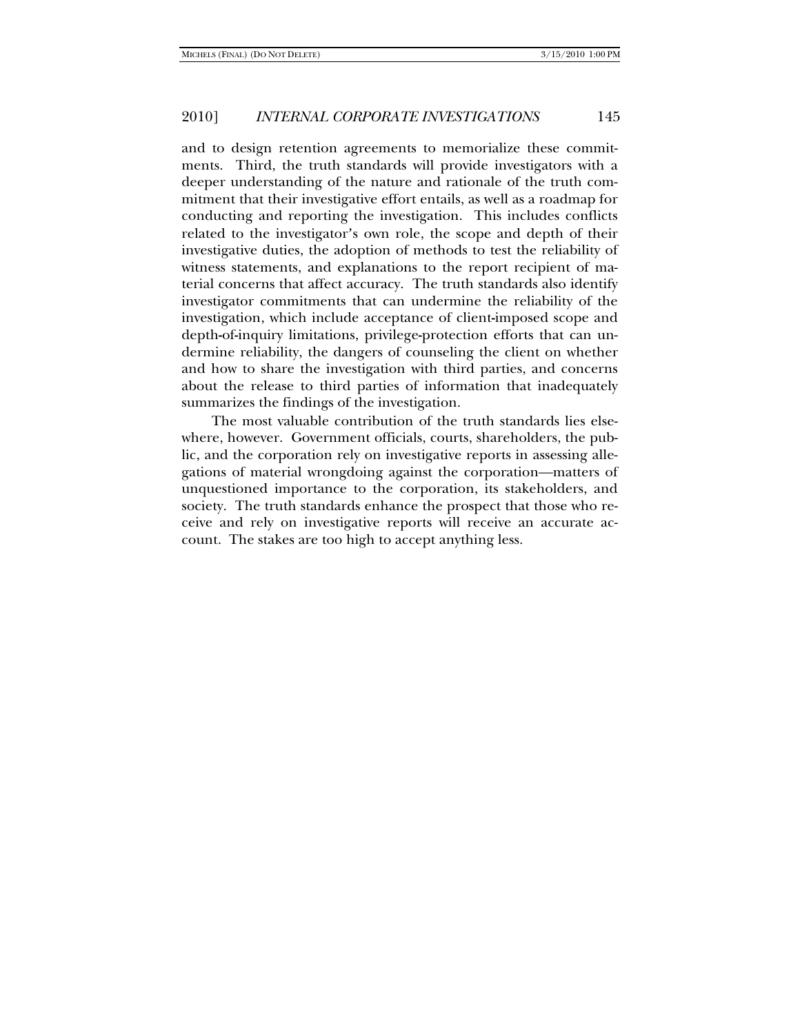and to design retention agreements to memorialize these commitments. Third, the truth standards will provide investigators with a deeper understanding of the nature and rationale of the truth commitment that their investigative effort entails, as well as a roadmap for conducting and reporting the investigation. This includes conflicts related to the investigator's own role, the scope and depth of their investigative duties, the adoption of methods to test the reliability of witness statements, and explanations to the report recipient of material concerns that affect accuracy. The truth standards also identify investigator commitments that can undermine the reliability of the investigation, which include acceptance of client-imposed scope and depth-of-inquiry limitations, privilege-protection efforts that can undermine reliability, the dangers of counseling the client on whether and how to share the investigation with third parties, and concerns about the release to third parties of information that inadequately summarizes the findings of the investigation.

The most valuable contribution of the truth standards lies elsewhere, however. Government officials, courts, shareholders, the public, and the corporation rely on investigative reports in assessing allegations of material wrongdoing against the corporation—matters of unquestioned importance to the corporation, its stakeholders, and society. The truth standards enhance the prospect that those who receive and rely on investigative reports will receive an accurate account. The stakes are too high to accept anything less.